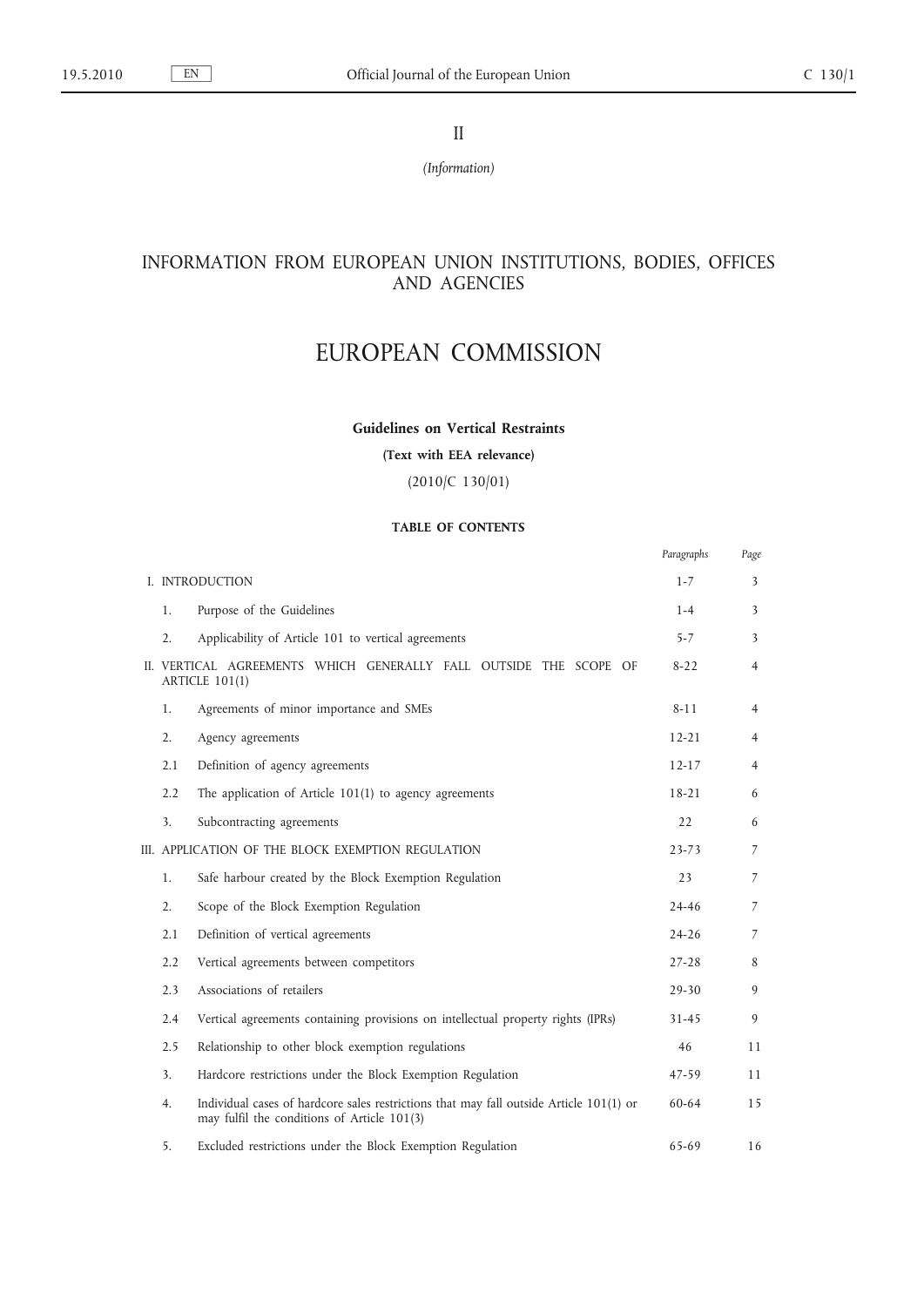II

*(Information)*

# INFORMATION FROM EUROPEAN UNION INSTITUTIONS, BODIES, OFFICES AND AGENCIES

# EUROPEAN COMMISSION

## Guidelines on Vertical Restraints

**(Text with EEA relevance)**

(2010/C 130/01)

**TABLE OF CONTENTS**

| | | | *Paragraphs* | *Page* |
|---|---|---|---|---|
| I. INTRODUCTION | | | 1-7 | 3 |
| | 1. | Purpose of the Guidelines | 1-4 | 3 |
| | 2. | Applicability of Article 101 to vertical agreements | 5-7 | 3 |
| II. VERTICAL AGREEMENTS WHICH GENERALLY FALL OUTSIDE THE SCOPE OF ARTICLE 101(1) | | | 8-22 | 4 |
| | 1. | Agreements of minor importance and SMEs | 8-11 | 4 |
| | 2. | Agency agreements | 12-21 | 4 |
| | 2.1 | Definition of agency agreements | 12-17 | 4 |
| | 2.2 | The application of Article 101(1) to agency agreements | 18-21 | 6 |
| | 3. | Subcontracting agreements | 22 | 6 |
| III. APPLICATION OF THE BLOCK EXEMPTION REGULATION | | | 23-73 | 7 |
| | 1. | Safe harbour created by the Block Exemption Regulation | 23 | 7 |
| | 2. | Scope of the Block Exemption Regulation | 24-46 | 7 |
| | 2.1 | Definition of vertical agreements | 24-26 | 7 |
| | 2.2 | Vertical agreements between competitors | 27-28 | 8 |
| | 2.3 | Associations of retailers | 29-30 | 9 |
| | 2.4 | Vertical agreements containing provisions on intellectual property rights (IPRs) | 31-45 | 9 |
| | 2.5 | Relationship to other block exemption regulations | 46 | 11 |
| | 3. | Hardcore restrictions under the Block Exemption Regulation | 47-59 | 11 |
| | 4. | Individual cases of hardcore sales restrictions that may fall outside Article 101(1) or may fulfil the conditions of Article 101(3) | 60-64 | 15 |
| | 5. | Excluded restrictions under the Block Exemption Regulation | 65-69 | 16 |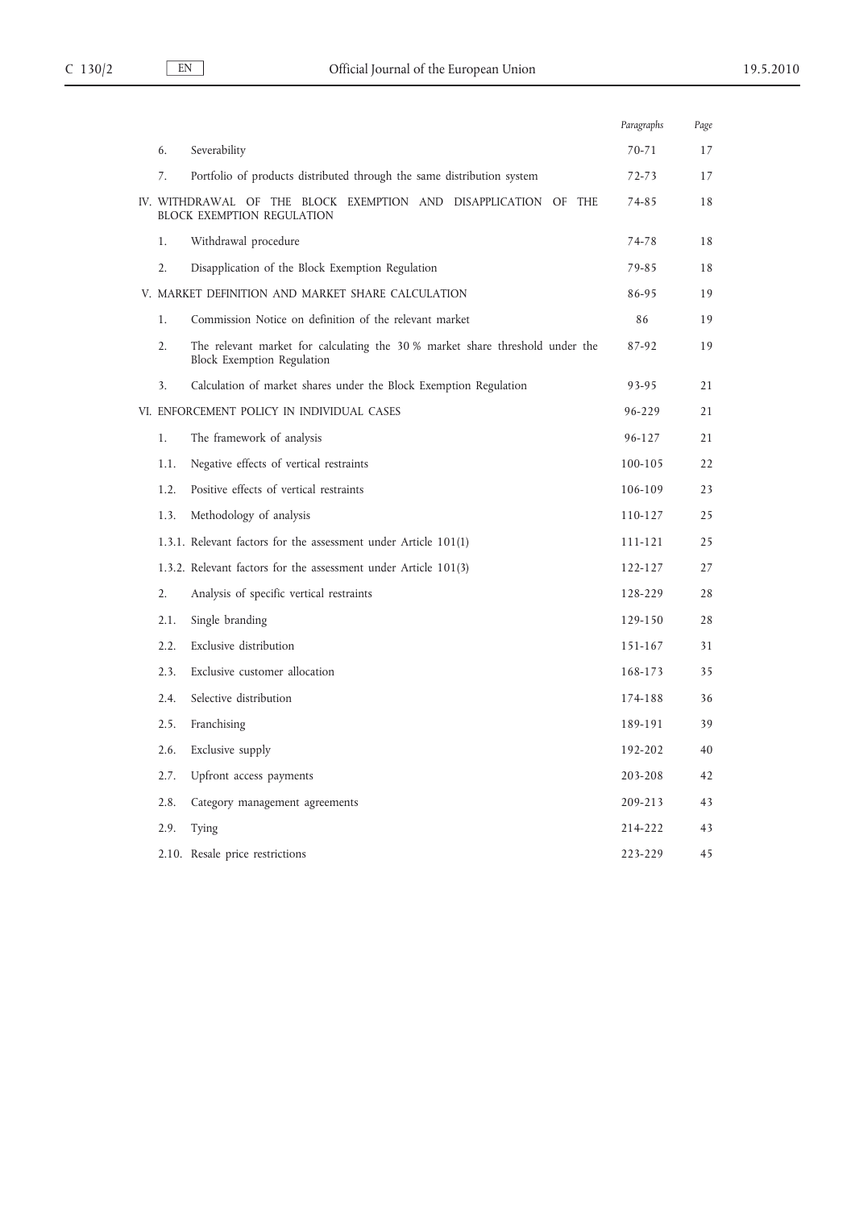| | | Paragraphs | Page |
|---|---|---|---|
| 6. | Severability | 70-71 | 17 |
| 7. | Portfolio of products distributed through the same distribution system | 72-73 | 17 |
| IV. WITHDRAWAL OF THE BLOCK EXEMPTION AND DISAPPLICATION OF THE BLOCK EXEMPTION REGULATION | | 74-85 | 18 |
| 1. | Withdrawal procedure | 74-78 | 18 |
| 2. | Disapplication of the Block Exemption Regulation | 79-85 | 18 |
| V. MARKET DEFINITION AND MARKET SHARE CALCULATION | | 86-95 | 19 |
| 1. | Commission Notice on definition of the relevant market | 86 | 19 |
| 2. | The relevant market for calculating the 30 % market share threshold under the Block Exemption Regulation | 87-92 | 19 |
| 3. | Calculation of market shares under the Block Exemption Regulation | 93-95 | 21 |
| VI. ENFORCEMENT POLICY IN INDIVIDUAL CASES | | 96-229 | 21 |
| 1. | The framework of analysis | 96-127 | 21 |
| 1.1. | Negative effects of vertical restraints | 100-105 | 22 |
| 1.2. | Positive effects of vertical restraints | 106-109 | 23 |
| 1.3. | Methodology of analysis | 110-127 | 25 |
| 1.3.1. | Relevant factors for the assessment under Article 101(1) | 111-121 | 25 |
| 1.3.2. | Relevant factors for the assessment under Article 101(3) | 122-127 | 27 |
| 2. | Analysis of specific vertical restraints | 128-229 | 28 |
| 2.1. | Single branding | 129-150 | 28 |
| 2.2. | Exclusive distribution | 151-167 | 31 |
| 2.3. | Exclusive customer allocation | 168-173 | 35 |
| 2.4. | Selective distribution | 174-188 | 36 |
| 2.5. | Franchising | 189-191 | 39 |
| 2.6. | Exclusive supply | 192-202 | 40 |
| 2.7. | Upfront access payments | 203-208 | 42 |
| 2.8. | Category management agreements | 209-213 | 43 |
| 2.9. | Tying | 214-222 | 43 |
| 2.10. | Resale price restrictions | 223-229 | 45 |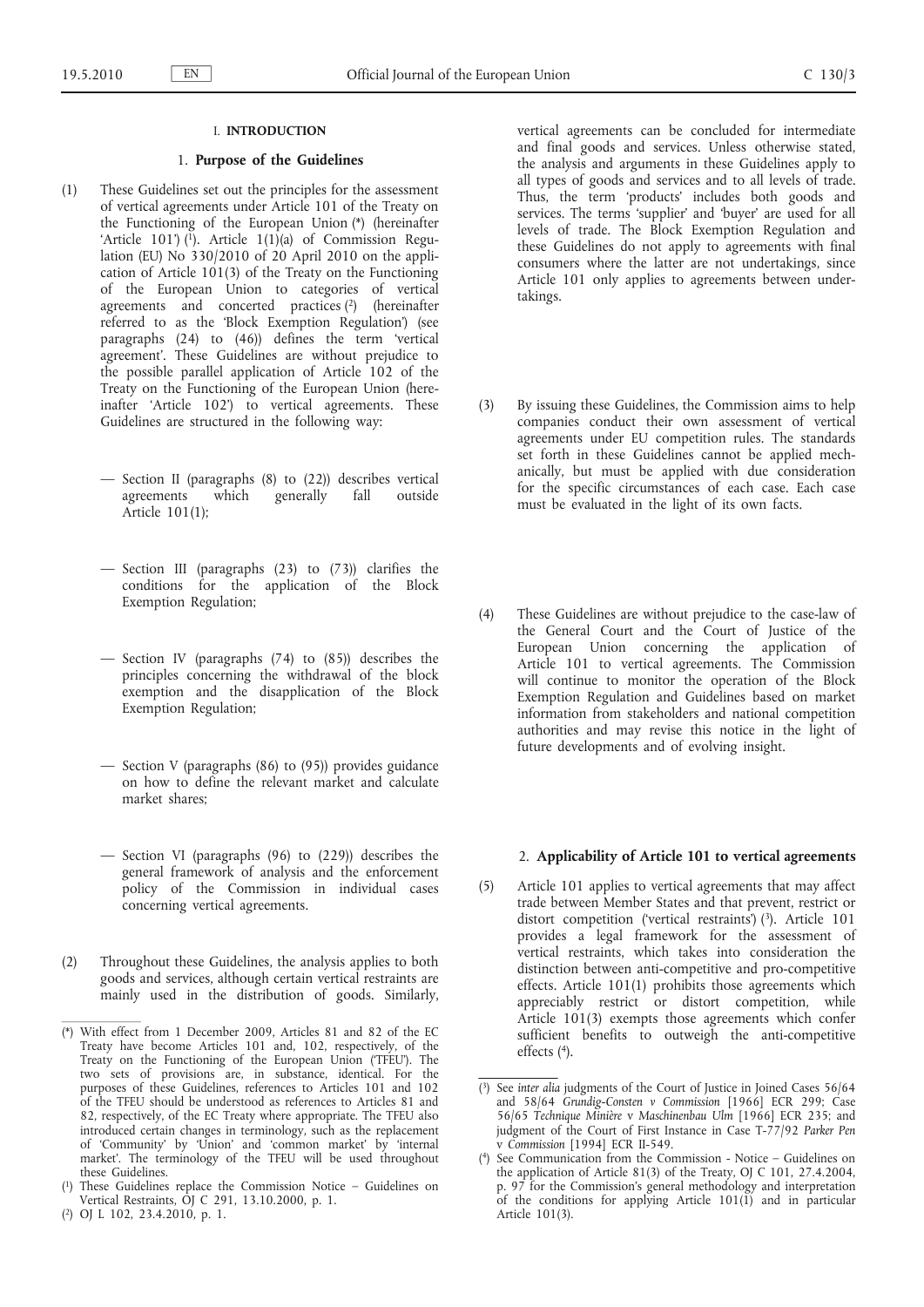## I. INTRODUCTION

### 1. Purpose of the Guidelines

(1) These Guidelines set out the principles for the assessment of vertical agreements under Article 101 of the Treaty on the Functioning of the European Union (*) (hereinafter 'Article 101') [1]. Article 1(1)(a) of Commission Regulation (EU) No 330/2010 of 20 April 2010 on the application of Article 101(3) of the Treaty on the Functioning of the European Union to categories of vertical agreements and concerted practices [2] (hereinafter referred to as the 'Block Exemption Regulation') (see paragraphs (24) to (46)) defines the term 'vertical agreement'. These Guidelines are without prejudice to the possible parallel application of Article 102 of the Treaty on the Functioning of the European Union (hereinafter 'Article 102') to vertical agreements. These Guidelines are structured in the following way:

— Section II (paragraphs (8) to (22)) describes vertical agreements which generally fall outside Article 101(1);

— Section III (paragraphs (23) to (73)) clarifies the conditions for the application of the Block Exemption Regulation;

— Section IV (paragraphs (74) to (85)) describes the principles concerning the withdrawal of the block exemption and the disapplication of the Block Exemption Regulation;

— Section V (paragraphs (86) to (95)) provides guidance on how to define the relevant market and calculate market shares;

— Section VI (paragraphs (96) to (229)) describes the general framework of analysis and the enforcement policy of the Commission in individual cases concerning vertical agreements.

(2) Throughout these Guidelines, the analysis applies to both goods and services, although certain vertical restraints are mainly used in the distribution of goods. Similarly, vertical agreements can be concluded for intermediate and final goods and services. Unless otherwise stated, the analysis and arguments in these Guidelines apply to all types of goods and services and to all levels of trade. Thus, the term 'products' includes both goods and services. The terms 'supplier' and 'buyer' are used for all levels of trade. The Block Exemption Regulation and these Guidelines do not apply to agreements with final consumers where the latter are not undertakings, since Article 101 only applies to agreements between undertakings.

(3) By issuing these Guidelines, the Commission aims to help companies conduct their own assessment of vertical agreements under EU competition rules. The standards set forth in these Guidelines cannot be applied mechanically, but must be applied with due consideration for the specific circumstances of each case. Each case must be evaluated in the light of its own facts.

(4) These Guidelines are without prejudice to the case-law of the General Court and the Court of Justice of the European Union concerning the application of Article 101 to vertical agreements. The Commission will continue to monitor the operation of the Block Exemption Regulation and Guidelines based on market information from stakeholders and national competition authorities and may revise this notice in the light of future developments and of evolving insight.

### 2. Applicability of Article 101 to vertical agreements

(5) Article 101 applies to vertical agreements that may affect trade between Member States and that prevent, restrict or distort competition ('vertical restraints') [3]. Article 101 provides a legal framework for the assessment of vertical restraints, which takes into consideration the distinction between anti-competitive and pro-competitive effects. Article 101(1) prohibits those agreements which appreciably restrict or distort competition, while Article 101(3) exempts those agreements which confer sufficient benefits to outweigh the anti-competitive effects [4].

---

(*) With effect from 1 December 2009, Articles 81 and 82 of the EC Treaty have become Articles 101 and, 102, respectively, of the Treaty on the Functioning of the European Union ('TFEU'). The two sets of provisions are, in substance, identical. For the purposes of these Guidelines, references to Articles 101 and 102 of the TFEU should be understood as references to Articles 81 and 82, respectively, of the EC Treaty where appropriate. The TFEU also introduced certain changes in terminology, such as the replacement of 'Community' by 'Union' and 'common market' by 'internal market'. The terminology of the TFEU will be used throughout these Guidelines.

[1] These Guidelines replace the Commission Notice – Guidelines on Vertical Restraints, OJ C 291, 13.10.2000, p. 1.

[2] OJ L 102, 23.4.2010, p. 1.

[3] See *inter alia* judgments of the Court of Justice in Joined Cases 56/64 and 58/64 *Grundig-Consten v Commission* [1966] ECR 299; Case 56/65 *Technique Minière* v *Maschinenbau Ulm* [1966] ECR 235; and judgment of the Court of First Instance in Case T-77/92 *Parker Pen* v *Commission* [1994] ECR II-549.

[4] See Communication from the Commission - Notice – Guidelines on the application of Article 81(3) of the Treaty, OJ C 101, 27.4.2004, p. 97 for the Commission's general methodology and interpretation of the conditions for applying Article 101(1) and in particular Article 101(3).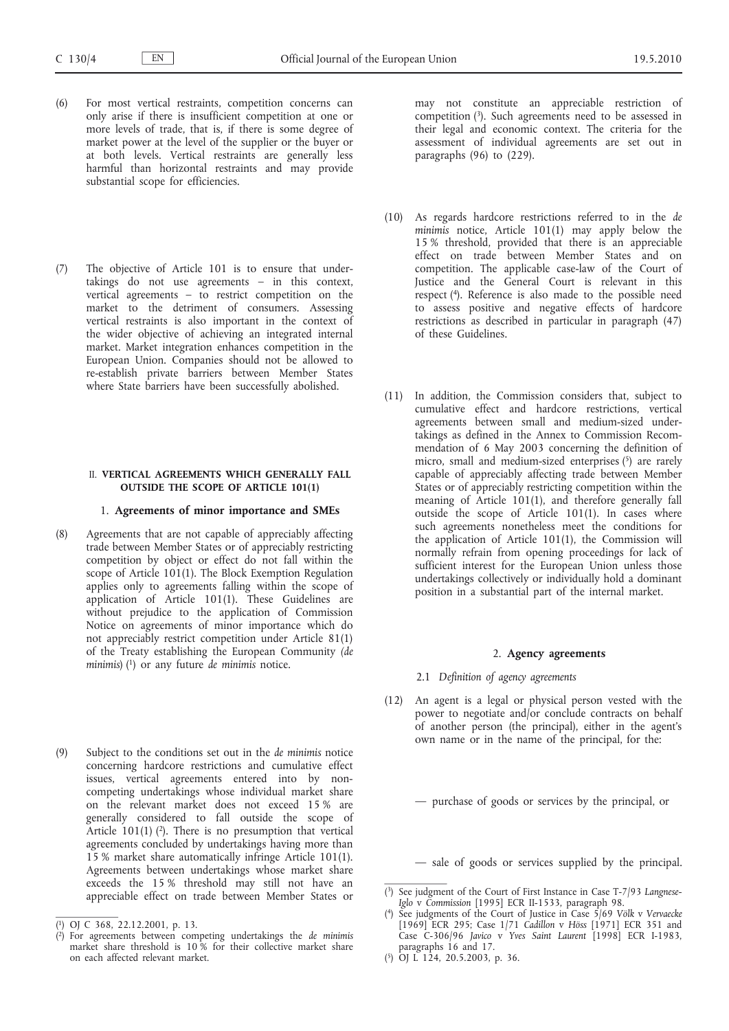(6) For most vertical restraints, competition concerns can only arise if there is insufficient competition at one or more levels of trade, that is, if there is some degree of market power at the level of the supplier or the buyer or at both levels. Vertical restraints are generally less harmful than horizontal restraints and may provide substantial scope for efficiencies.

(7) The objective of Article 101 is to ensure that undertakings do not use agreements – in this context, vertical agreements – to restrict competition on the market to the detriment of consumers. Assessing vertical restraints is also important in the context of the wider objective of achieving an integrated internal market. Market integration enhances competition in the European Union. Companies should not be allowed to re-establish private barriers between Member States where State barriers have been successfully abolished.

## II. VERTICAL AGREEMENTS WHICH GENERALLY FALL OUTSIDE THE SCOPE OF ARTICLE 101(1)

### 1. Agreements of minor importance and SMEs

(8) Agreements that are not capable of appreciably affecting trade between Member States or of appreciably restricting competition by object or effect do not fall within the scope of Article 101(1). The Block Exemption Regulation applies only to agreements falling within the scope of application of Article 101(1). These Guidelines are without prejudice to the application of Commission Notice on agreements of minor importance which do not appreciably restrict competition under Article 81(1) of the Treaty establishing the European Community *(de minimis)* [1] or any future *de minimis* notice.

(9) Subject to the conditions set out in the *de minimis* notice concerning hardcore restrictions and cumulative effect issues, vertical agreements entered into by non-competing undertakings whose individual market share on the relevant market does not exceed 15 % are generally considered to fall outside the scope of Article 101(1) [2]. There is no presumption that vertical agreements concluded by undertakings having more than 15 % market share automatically infringe Article 101(1). Agreements between undertakings whose market share exceeds the 15 % threshold may still not have an appreciable effect on trade between Member States or may not constitute an appreciable restriction of competition [3]. Such agreements need to be assessed in their legal and economic context. The criteria for the assessment of individual agreements are set out in paragraphs (96) to (229).

(10) As regards hardcore restrictions referred to in the *de minimis* notice, Article 101(1) may apply below the 15 % threshold, provided that there is an appreciable effect on trade between Member States and on competition. The applicable case-law of the Court of Justice and the General Court is relevant in this respect [4]. Reference is also made to the possible need to assess positive and negative effects of hardcore restrictions as described in particular in paragraph (47) of these Guidelines.

(11) In addition, the Commission considers that, subject to cumulative effect and hardcore restrictions, vertical agreements between small and medium-sized undertakings as defined in the Annex to Commission Recommendation of 6 May 2003 concerning the definition of micro, small and medium-sized enterprises [5] are rarely capable of appreciably affecting trade between Member States or of appreciably restricting competition within the meaning of Article 101(1), and therefore generally fall outside the scope of Article 101(1). In cases where such agreements nonetheless meet the conditions for the application of Article 101(1), the Commission will normally refrain from opening proceedings for lack of sufficient interest for the European Union unless those undertakings collectively or individually hold a dominant position in a substantial part of the internal market.

### 2. Agency agreements

#### 2.1 *Definition of agency agreements*

(12) An agent is a legal or physical person vested with the power to negotiate and/or conclude contracts on behalf of another person (the principal), either in the agent's own name or in the name of the principal, for the:

— purchase of goods or services by the principal, or

— sale of goods or services supplied by the principal.

---

[1] OJ C 368, 22.12.2001, p. 13.

[2] For agreements between competing undertakings the *de minimis* market share threshold is 10 % for their collective market share on each affected relevant market.

[3] See judgment of the Court of First Instance in Case T-7/93 *Langnese-Iglo* v *Commission* [1995] ECR II-1533, paragraph 98.

[4] See judgments of the Court of Justice in Case 5/69 *Völk* v *Vervaecke* [1969] ECR 295; Case 1/71 *Cadillon* v *Höss* [1971] ECR 351 and Case C-306/96 *Javico* v *Yves Saint Laurent* [1998] ECR I-1983, paragraphs 16 and 17.

[5] OJ L 124, 20.5.2003, p. 36.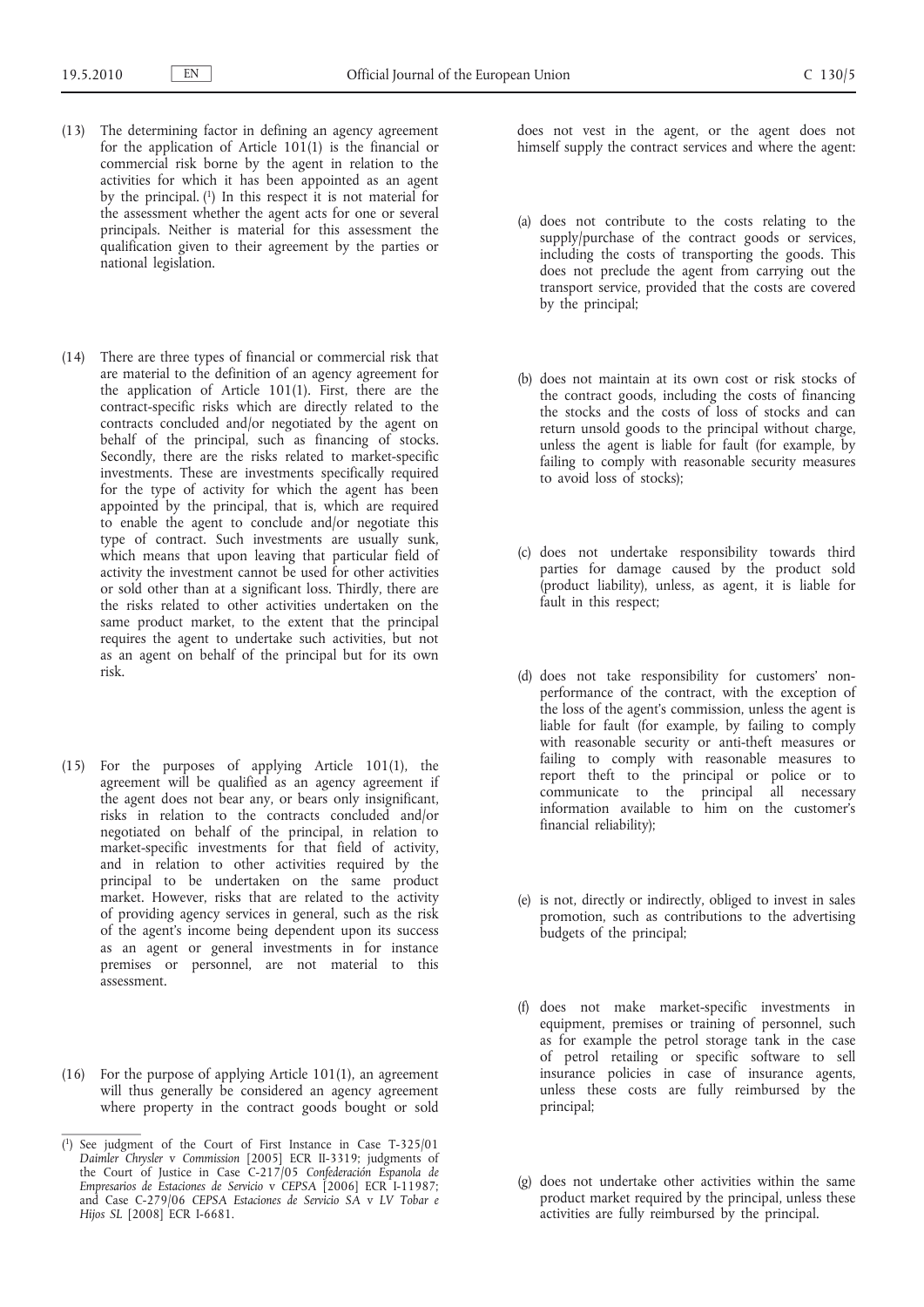(13) The determining factor in defining an agency agreement for the application of Article 101(1) is the financial or commercial risk borne by the agent in relation to the activities for which it has been appointed as an agent by the principal. [1] In this respect it is not material for the assessment whether the agent acts for one or several principals. Neither is material for this assessment the qualification given to their agreement by the parties or national legislation.

(14) There are three types of financial or commercial risk that are material to the definition of an agency agreement for the application of Article 101(1). First, there are the contract-specific risks which are directly related to the contracts concluded and/or negotiated by the agent on behalf of the principal, such as financing of stocks. Secondly, there are the risks related to market-specific investments. These are investments specifically required for the type of activity for which the agent has been appointed by the principal, that is, which are required to enable the agent to conclude and/or negotiate this type of contract. Such investments are usually sunk, which means that upon leaving that particular field of activity the investment cannot be used for other activities or sold other than at a significant loss. Thirdly, there are the risks related to other activities undertaken on the same product market, to the extent that the principal requires the agent to undertake such activities, but not as an agent on behalf of the principal but for its own risk.

(15) For the purposes of applying Article 101(1), the agreement will be qualified as an agency agreement if the agent does not bear any, or bears only insignificant, risks in relation to the contracts concluded and/or negotiated on behalf of the principal, in relation to market-specific investments for that field of activity, and in relation to other activities required by the principal to be undertaken on the same product market. However, risks that are related to the activity of providing agency services in general, such as the risk of the agent's income being dependent upon its success as an agent or general investments in for instance premises or personnel, are not material to this assessment.

(16) For the purpose of applying Article 101(1), an agreement will thus generally be considered an agency agreement where property in the contract goods bought or sold does not vest in the agent, or the agent does not himself supply the contract services and where the agent:

(a) does not contribute to the costs relating to the supply/purchase of the contract goods or services, including the costs of transporting the goods. This does not preclude the agent from carrying out the transport service, provided that the costs are covered by the principal;

(b) does not maintain at its own cost or risk stocks of the contract goods, including the costs of financing the stocks and the costs of loss of stocks and can return unsold goods to the principal without charge, unless the agent is liable for fault (for example, by failing to comply with reasonable security measures to avoid loss of stocks);

(c) does not undertake responsibility towards third parties for damage caused by the product sold (product liability), unless, as agent, it is liable for fault in this respect;

(d) does not take responsibility for customers' non-performance of the contract, with the exception of the loss of the agent's commission, unless the agent is liable for fault (for example, by failing to comply with reasonable security or anti-theft measures or failing to comply with reasonable measures to report theft to the principal or police or to communicate to the principal all necessary information available to him on the customer's financial reliability);

(e) is not, directly or indirectly, obliged to invest in sales promotion, such as contributions to the advertising budgets of the principal;

(f) does not make market-specific investments in equipment, premises or training of personnel, such as for example the petrol storage tank in the case of petrol retailing or specific software to sell insurance policies in case of insurance agents, unless these costs are fully reimbursed by the principal;

(g) does not undertake other activities within the same product market required by the principal, unless these activities are fully reimbursed by the principal.

---

[1] See judgment of the Court of First Instance in Case T-325/01 *Daimler Chrysler* v *Commission* [2005] ECR II-3319; judgments of the Court of Justice in Case C-217/05 *Confederación Espanola de Empresarios de Estaciones de Servicio* v *CEPSA* [2006] ECR I-11987; and Case C-279/06 *CEPSA Estaciones de Servicio SA* v *LV Tobar e Hijos SL* [2008] ECR I-6681.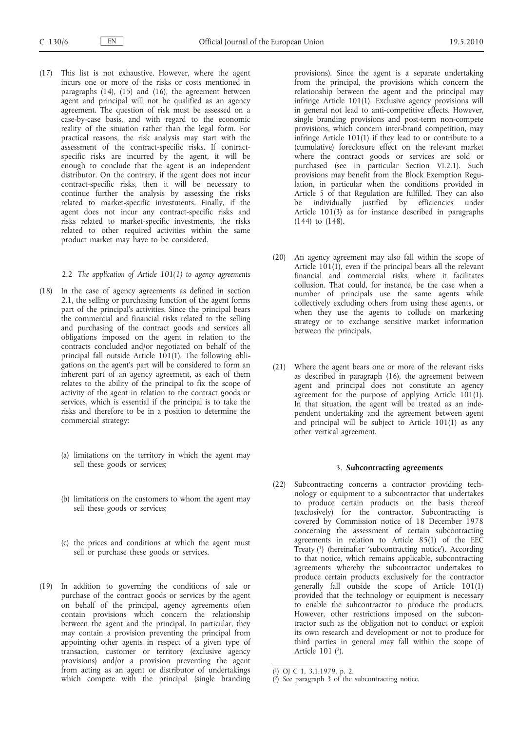(17) This list is not exhaustive. However, where the agent incurs one or more of the risks or costs mentioned in paragraphs (14), (15) and (16), the agreement between agent and principal will not be qualified as an agency agreement. The question of risk must be assessed on a case-by-case basis, and with regard to the economic reality of the situation rather than the legal form. For practical reasons, the risk analysis may start with the assessment of the contract-specific risks. If contract-specific risks are incurred by the agent, it will be enough to conclude that the agent is an independent distributor. On the contrary, if the agent does not incur contract-specific risks, then it will be necessary to continue further the analysis by assessing the risks related to market-specific investments. Finally, if the agent does not incur any contract-specific risks and risks related to market-specific investments, the risks related to other required activities within the same product market may have to be considered.

### 2.2 *The application of Article 101(1) to agency agreements*

(18) In the case of agency agreements as defined in section 2.1, the selling or purchasing function of the agent forms part of the principal's activities. Since the principal bears the commercial and financial risks related to the selling and purchasing of the contract goods and services all obligations imposed on the agent in relation to the contracts concluded and/or negotiated on behalf of the principal fall outside Article 101(1). The following obligations on the agent's part will be considered to form an inherent part of an agency agreement, as each of them relates to the ability of the principal to fix the scope of activity of the agent in relation to the contract goods or services, which is essential if the principal is to take the risks and therefore to be in a position to determine the commercial strategy:

(a) limitations on the territory in which the agent may sell these goods or services;

(b) limitations on the customers to whom the agent may sell these goods or services;

(c) the prices and conditions at which the agent must sell or purchase these goods or services.

(19) In addition to governing the conditions of sale or purchase of the contract goods or services by the agent on behalf of the principal, agency agreements often contain provisions which concern the relationship between the agent and the principal. In particular, they may contain a provision preventing the principal from appointing other agents in respect of a given type of transaction, customer or territory (exclusive agency provisions) and/or a provision preventing the agent from acting as an agent or distributor of undertakings which compete with the principal (single branding provisions). Since the agent is a separate undertaking from the principal, the provisions which concern the relationship between the agent and the principal may infringe Article 101(1). Exclusive agency provisions will in general not lead to anti-competitive effects. However, single branding provisions and post-term non-compete provisions, which concern inter-brand competition, may infringe Article 101(1) if they lead to or contribute to a (cumulative) foreclosure effect on the relevant market where the contract goods or services are sold or purchased (see in particular Section VI.2.1). Such provisions may benefit from the Block Exemption Regulation, in particular when the conditions provided in Article 5 of that Regulation are fulfilled. They can also be individually justified by efficiencies under Article 101(3) as for instance described in paragraphs (144) to (148).

(20) An agency agreement may also fall within the scope of Article 101(1), even if the principal bears all the relevant financial and commercial risks, where it facilitates collusion. That could, for instance, be the case when a number of principals use the same agents while collectively excluding others from using these agents, or when they use the agents to collude on marketing strategy or to exchange sensitive market information between the principals.

(21) Where the agent bears one or more of the relevant risks as described in paragraph (16), the agreement between agent and principal does not constitute an agency agreement for the purpose of applying Article 101(1). In that situation, the agent will be treated as an independent undertaking and the agreement between agent and principal will be subject to Article 101(1) as any other vertical agreement.

## 3. **Subcontracting agreements**

(22) Subcontracting concerns a contractor providing technology or equipment to a subcontractor that undertakes to produce certain products on the basis thereof (exclusively) for the contractor. Subcontracting is covered by Commission notice of 18 December 1978 concerning the assessment of certain subcontracting agreements in relation to Article 85(1) of the EEC Treaty [1] (hereinafter 'subcontracting notice'). According to that notice, which remains applicable, subcontracting agreements whereby the subcontractor undertakes to produce certain products exclusively for the contractor generally fall outside the scope of Article 101(1) provided that the technology or equipment is necessary to enable the subcontractor to produce the products. However, other restrictions imposed on the subcontractor such as the obligation not to conduct or exploit its own research and development or not to produce for third parties in general may fall within the scope of Article 101 [2].

---

[1] OJ C 1, 3.1.1979, p. 2.

[2] See paragraph 3 of the subcontracting notice.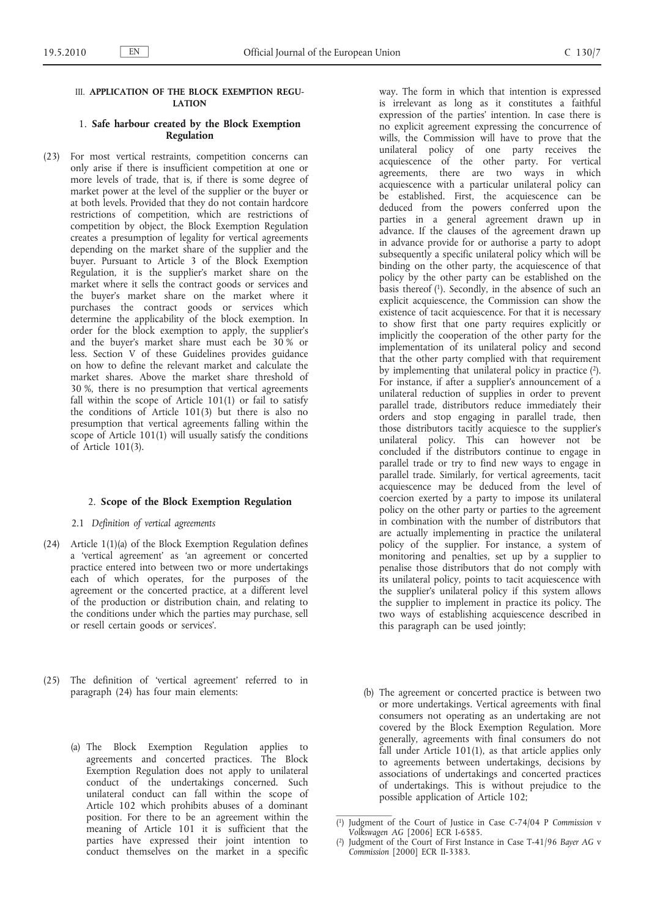## III. APPLICATION OF THE BLOCK EXEMPTION REGULATION

### 1. Safe harbour created by the Block Exemption Regulation

(23) For most vertical restraints, competition concerns can only arise if there is insufficient competition at one or more levels of trade, that is, if there is some degree of market power at the level of the supplier or the buyer or at both levels. Provided that they do not contain hardcore restrictions of competition, which are restrictions of competition by object, the Block Exemption Regulation creates a presumption of legality for vertical agreements depending on the market share of the supplier and the buyer. Pursuant to Article 3 of the Block Exemption Regulation, it is the supplier's market share on the market where it sells the contract goods or services and the buyer's market share on the market where it purchases the contract goods or services which determine the applicability of the block exemption. In order for the block exemption to apply, the supplier's and the buyer's market share must each be 30 % or less. Section V of these Guidelines provides guidance on how to define the relevant market and calculate the market shares. Above the market share threshold of 30 %, there is no presumption that vertical agreements fall within the scope of Article 101(1) or fail to satisfy the conditions of Article 101(3) but there is also no presumption that vertical agreements falling within the scope of Article 101(1) will usually satisfy the conditions of Article 101(3).

### 2. Scope of the Block Exemption Regulation

#### 2.1 *Definition of vertical agreements*

(24) Article 1(1)(a) of the Block Exemption Regulation defines a 'vertical agreement' as 'an agreement or concerted practice entered into between two or more undertakings each of which operates, for the purposes of the agreement or the concerted practice, at a different level of the production or distribution chain, and relating to the conditions under which the parties may purchase, sell or resell certain goods or services'.

(25) The definition of 'vertical agreement' referred to in paragraph (24) has four main elements:

(a) The Block Exemption Regulation applies to agreements and concerted practices. The Block Exemption Regulation does not apply to unilateral conduct of the undertakings concerned. Such unilateral conduct can fall within the scope of Article 102 which prohibits abuses of a dominant position. For there to be an agreement within the meaning of Article 101 it is sufficient that the parties have expressed their joint intention to conduct themselves on the market in a specific way. The form in which that intention is expressed is irrelevant as long as it constitutes a faithful expression of the parties' intention. In case there is no explicit agreement expressing the concurrence of wills, the Commission will have to prove that the unilateral policy of one party receives the acquiescence of the other party. For vertical agreements, there are two ways in which acquiescence with a particular unilateral policy can be established. First, the acquiescence can be deduced from the powers conferred upon the parties in a general agreement drawn up in advance. If the clauses of the agreement drawn up in advance provide for or authorise a party to adopt subsequently a specific unilateral policy which will be binding on the other party, the acquiescence of that policy by the other party can be established on the basis thereof [1]. Secondly, in the absence of such an explicit acquiescence, the Commission can show the existence of tacit acquiescence. For that it is necessary to show first that one party requires explicitly or implicitly the cooperation of the other party for the implementation of its unilateral policy and second that the other party complied with that requirement by implementing that unilateral policy in practice [2]. For instance, if after a supplier's announcement of a unilateral reduction of supplies in order to prevent parallel trade, distributors reduce immediately their orders and stop engaging in parallel trade, then those distributors tacitly acquiesce to the supplier's unilateral policy. This can however not be concluded if the distributors continue to engage in parallel trade or try to find new ways to engage in parallel trade. Similarly, for vertical agreements, tacit acquiescence may be deduced from the level of coercion exerted by a party to impose its unilateral policy on the other party or parties to the agreement in combination with the number of distributors that are actually implementing in practice the unilateral policy of the supplier. For instance, a system of monitoring and penalties, set up by a supplier to penalise those distributors that do not comply with its unilateral policy, points to tacit acquiescence with the supplier's unilateral policy if this system allows the supplier to implement in practice its policy. The two ways of establishing acquiescence described in this paragraph can be used jointly;

(b) The agreement or concerted practice is between two or more undertakings. Vertical agreements with final consumers not operating as an undertaking are not covered by the Block Exemption Regulation. More generally, agreements with final consumers do not fall under Article 101(1), as that article applies only to agreements between undertakings, decisions by associations of undertakings and concerted practices of undertakings. This is without prejudice to the possible application of Article 102;

---

[1] Judgment of the Court of Justice in Case C-74/04 P *Commission* v *Volkswagen AG* [2006] ECR I-6585.

[2] Judgment of the Court of First Instance in Case T-41/96 *Bayer AG* v *Commission* [2000] ECR II-3383.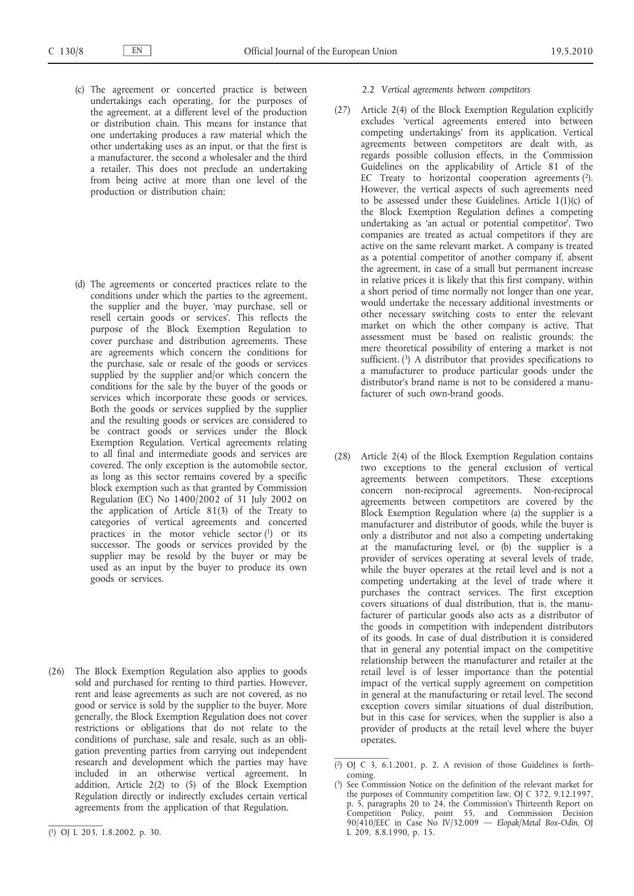(c) The agreement or concerted practice is between undertakings each operating, for the purposes of the agreement, at a different level of the production or distribution chain. This means for instance that one undertaking produces a raw material which the other undertaking uses as an input, or that the first is a manufacturer, the second a wholesaler and the third a retailer. This does not preclude an undertaking from being active at more than one level of the production or distribution chain;

(d) The agreements or concerted practices relate to the conditions under which the parties to the agreement, the supplier and the buyer, 'may purchase, sell or resell certain goods or services'. This reflects the purpose of the Block Exemption Regulation to cover purchase and distribution agreements. These are agreements which concern the conditions for the purchase, sale or resale of the goods or services supplied by the supplier and/or which concern the conditions for the sale by the buyer of the goods or services which incorporate these goods or services. Both the goods or services supplied by the supplier and the resulting goods or services are considered to be contract goods or services under the Block Exemption Regulation. Vertical agreements relating to all final and intermediate goods and services are covered. The only exception is the automobile sector, as long as this sector remains covered by a specific block exemption such as that granted by Commission Regulation (EC) No 1400/2002 of 31 July 2002 on the application of Article 81(3) of the Treaty to categories of vertical agreements and concerted practices in the motor vehicle sector [1] or its successor. The goods or services provided by the supplier may be resold by the buyer or may be used as an input by the buyer to produce its own goods or services.

(26) The Block Exemption Regulation also applies to goods sold and purchased for renting to third parties. However, rent and lease agreements as such are not covered, as no good or service is sold by the supplier to the buyer. More generally, the Block Exemption Regulation does not cover restrictions or obligations that do not relate to the conditions of purchase, sale and resale, such as an obligation preventing parties from carrying out independent research and development which the parties may have included in an otherwise vertical agreement. In addition, Article 2(2) to (5) of the Block Exemption Regulation directly or indirectly excludes certain vertical agreements from the application of that Regulation.

### 2.2 *Vertical agreements between competitors*

(27) Article 2(4) of the Block Exemption Regulation explicitly excludes 'vertical agreements entered into between competing undertakings' from its application. Vertical agreements between competitors are dealt with, as regards possible collusion effects, in the Commission Guidelines on the applicability of Article 81 of the EC Treaty to horizontal cooperation agreements [2]. However, the vertical aspects of such agreements need to be assessed under these Guidelines. Article 1(1)(c) of the Block Exemption Regulation defines a competing undertaking as 'an actual or potential competitor'. Two companies are treated as actual competitors if they are active on the same relevant market. A company is treated as a potential competitor of another company if, absent the agreement, in case of a small but permanent increase in relative prices it is likely that this first company, within a short period of time normally not longer than one year, would undertake the necessary additional investments or other necessary switching costs to enter the relevant market on which the other company is active. That assessment must be based on realistic grounds; the mere theoretical possibility of entering a market is not sufficient. [3] A distributor that provides specifications to a manufacturer to produce particular goods under the distributor's brand name is not to be considered a manufacturer of such own-brand goods.

(28) Article 2(4) of the Block Exemption Regulation contains two exceptions to the general exclusion of vertical agreements between competitors. These exceptions concern non-reciprocal agreements. Non-reciprocal agreements between competitors are covered by the Block Exemption Regulation where (a) the supplier is a manufacturer and distributor of goods, while the buyer is only a distributor and not also a competing undertaking at the manufacturing level, or (b) the supplier is a provider of services operating at several levels of trade, while the buyer operates at the retail level and is not a competing undertaking at the level of trade where it purchases the contract services. The first exception covers situations of dual distribution, that is, the manufacturer of particular goods also acts as a distributor of the goods in competition with independent distributors of its goods. In case of dual distribution it is considered that in general any potential impact on the competitive relationship between the manufacturer and retailer at the retail level is of lesser importance than the potential impact of the vertical supply agreement on competition in general at the manufacturing or retail level. The second exception covers similar situations of dual distribution, but in this case for services, when the supplier is also a provider of products at the retail level where the buyer operates.

---

[1] OJ L 203, 1.8.2002, p. 30.

[2] OJ C 3, 6.1.2001, p. 2. A revision of those Guidelines is forthcoming.

[3] See Commission Notice on the definition of the relevant market for the purposes of Community competition law, OJ C 372, 9.12.1997, p. 5, paragraphs 20 to 24, the Commission's Thirteenth Report on Competition Policy, point 55, and Commission Decision 90/410/EEC in Case No IV/32.009 — *Elopak/Metal Box-Odin*, OJ L 209, 8.8.1990, p. 15.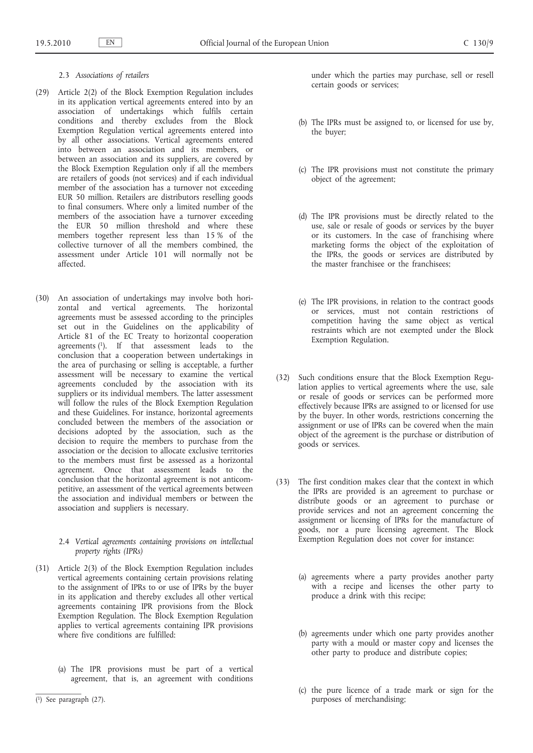### 2.3 *Associations of retailers*

(29) Article 2(2) of the Block Exemption Regulation includes in its application vertical agreements entered into by an association of undertakings which fulfils certain conditions and thereby excludes from the Block Exemption Regulation vertical agreements entered into by all other associations. Vertical agreements entered into between an association and its members, or between an association and its suppliers, are covered by the Block Exemption Regulation only if all the members are retailers of goods (not services) and if each individual member of the association has a turnover not exceeding EUR 50 million. Retailers are distributors reselling goods to final consumers. Where only a limited number of the members of the association have a turnover exceeding the EUR 50 million threshold and where these members together represent less than 15 % of the collective turnover of all the members combined, the assessment under Article 101 will normally not be affected.

(30) An association of undertakings may involve both horizontal and vertical agreements. The horizontal agreements must be assessed according to the principles set out in the Guidelines on the applicability of Article 81 of the EC Treaty to horizontal cooperation agreements [1]. If that assessment leads to the conclusion that a cooperation between undertakings in the area of purchasing or selling is acceptable, a further assessment will be necessary to examine the vertical agreements concluded by the association with its suppliers or its individual members. The latter assessment will follow the rules of the Block Exemption Regulation and these Guidelines. For instance, horizontal agreements concluded between the members of the association or decisions adopted by the association, such as the decision to require the members to purchase from the association or the decision to allocate exclusive territories to the members must first be assessed as a horizontal agreement. Once that assessment leads to the conclusion that the horizontal agreement is not anticompetitive, an assessment of the vertical agreements between the association and individual members or between the association and suppliers is necessary.

### 2.4 *Vertical agreements containing provisions on intellectual property rights (IPRs)*

(31) Article 2(3) of the Block Exemption Regulation includes vertical agreements containing certain provisions relating to the assignment of IPRs to or use of IPRs by the buyer in its application and thereby excludes all other vertical agreements containing IPR provisions from the Block Exemption Regulation. The Block Exemption Regulation applies to vertical agreements containing IPR provisions where five conditions are fulfilled:

(a) The IPR provisions must be part of a vertical agreement, that is, an agreement with conditions under which the parties may purchase, sell or resell certain goods or services;

(b) The IPRs must be assigned to, or licensed for use by, the buyer;

(c) The IPR provisions must not constitute the primary object of the agreement;

(d) The IPR provisions must be directly related to the use, sale or resale of goods or services by the buyer or its customers. In the case of franchising where marketing forms the object of the exploitation of the IPRs, the goods or services are distributed by the master franchisee or the franchisees;

(e) The IPR provisions, in relation to the contract goods or services, must not contain restrictions of competition having the same object as vertical restraints which are not exempted under the Block Exemption Regulation.

(32) Such conditions ensure that the Block Exemption Regulation applies to vertical agreements where the use, sale or resale of goods or services can be performed more effectively because IPRs are assigned to or licensed for use by the buyer. In other words, restrictions concerning the assignment or use of IPRs can be covered when the main object of the agreement is the purchase or distribution of goods or services.

(33) The first condition makes clear that the context in which the IPRs are provided is an agreement to purchase or distribute goods or an agreement to purchase or provide services and not an agreement concerning the assignment or licensing of IPRs for the manufacture of goods, nor a pure licensing agreement. The Block Exemption Regulation does not cover for instance:

(a) agreements where a party provides another party with a recipe and licenses the other party to produce a drink with this recipe;

(b) agreements under which one party provides another party with a mould or master copy and licenses the other party to produce and distribute copies;

(c) the pure licence of a trade mark or sign for the purposes of merchandising;

---

[1] See paragraph (27).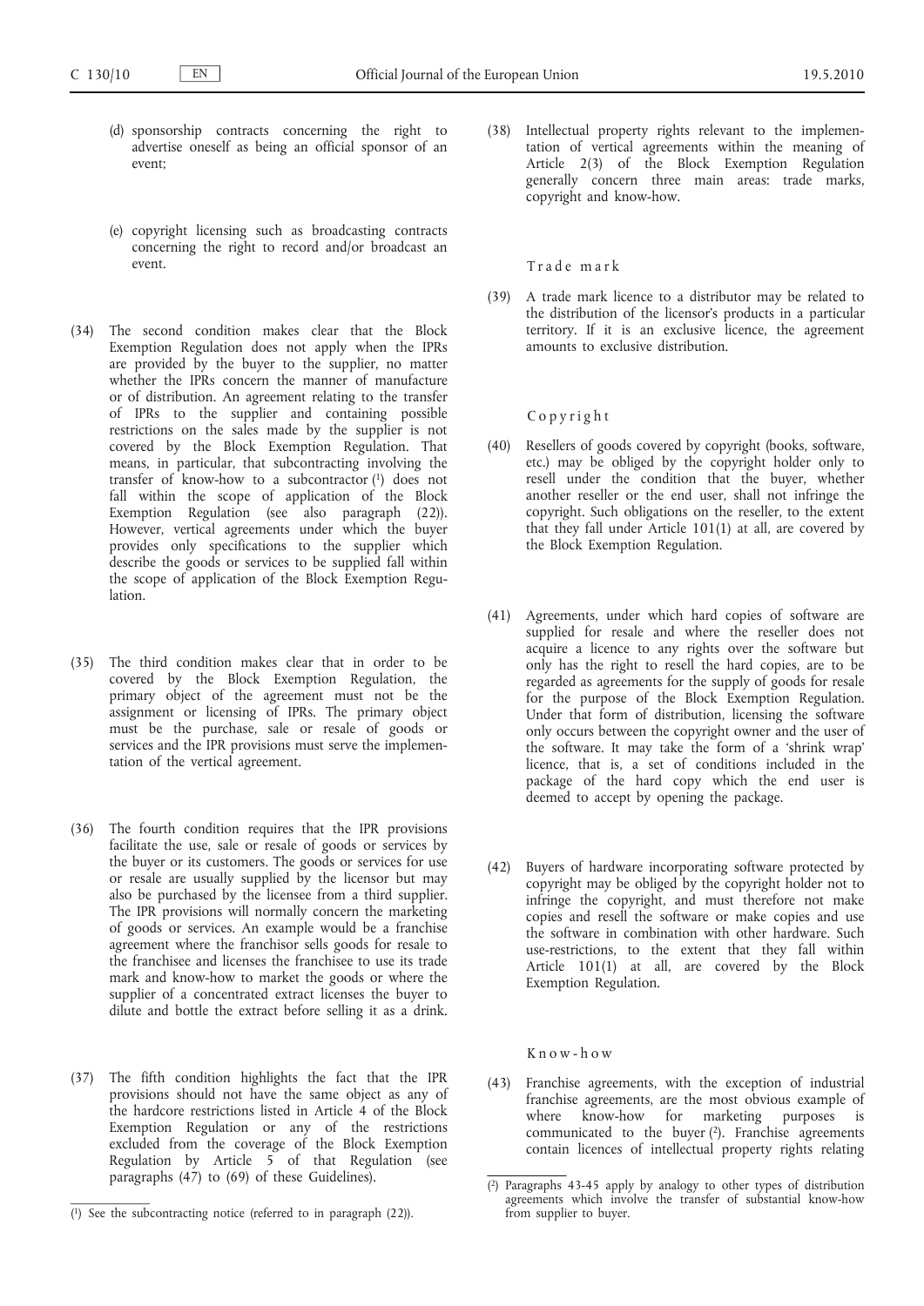(d) sponsorship contracts concerning the right to advertise oneself as being an official sponsor of an event;

(e) copyright licensing such as broadcasting contracts concerning the right to record and/or broadcast an event.

(34) The second condition makes clear that the Block Exemption Regulation does not apply when the IPRs are provided by the buyer to the supplier, no matter whether the IPRs concern the manner of manufacture or of distribution. An agreement relating to the transfer of IPRs to the supplier and containing possible restrictions on the sales made by the supplier is not covered by the Block Exemption Regulation. That means, in particular, that subcontracting involving the transfer of know-how to a subcontractor [1] does not fall within the scope of application of the Block Exemption Regulation (see also paragraph (22)). However, vertical agreements under which the buyer provides only specifications to the supplier which describe the goods or services to be supplied fall within the scope of application of the Block Exemption Regulation.

(35) The third condition makes clear that in order to be covered by the Block Exemption Regulation, the primary object of the agreement must not be the assignment or licensing of IPRs. The primary object must be the purchase, sale or resale of goods or services and the IPR provisions must serve the implementation of the vertical agreement.

(36) The fourth condition requires that the IPR provisions facilitate the use, sale or resale of goods or services by the buyer or its customers. The goods or services for use or resale are usually supplied by the licensor but may also be purchased by the licensee from a third supplier. The IPR provisions will normally concern the marketing of goods or services. An example would be a franchise agreement where the franchisor sells goods for resale to the franchisee and licenses the franchisee to use its trade mark and know-how to market the goods or where the supplier of a concentrated extract licenses the buyer to dilute and bottle the extract before selling it as a drink.

(37) The fifth condition highlights the fact that the IPR provisions should not have the same object as any of the hardcore restrictions listed in Article 4 of the Block Exemption Regulation or any of the restrictions excluded from the coverage of the Block Exemption Regulation by Article 5 of that Regulation (see paragraphs (47) to (69) of these Guidelines).

(38) Intellectual property rights relevant to the implementation of vertical agreements within the meaning of Article 2(3) of the Block Exemption Regulation generally concern three main areas: trade marks, copyright and know-how.

Trade mark

(39) A trade mark licence to a distributor may be related to the distribution of the licensor's products in a particular territory. If it is an exclusive licence, the agreement amounts to exclusive distribution.

Copyright

(40) Resellers of goods covered by copyright (books, software, etc.) may be obliged by the copyright holder only to resell under the condition that the buyer, whether another reseller or the end user, shall not infringe the copyright. Such obligations on the reseller, to the extent that they fall under Article 101(1) at all, are covered by the Block Exemption Regulation.

(41) Agreements, under which hard copies of software are supplied for resale and where the reseller does not acquire a licence to any rights over the software but only has the right to resell the hard copies, are to be regarded as agreements for the supply of goods for resale for the purpose of the Block Exemption Regulation. Under that form of distribution, licensing the software only occurs between the copyright owner and the user of the software. It may take the form of a 'shrink wrap' licence, that is, a set of conditions included in the package of the hard copy which the end user is deemed to accept by opening the package.

(42) Buyers of hardware incorporating software protected by copyright may be obliged by the copyright holder not to infringe the copyright, and must therefore not make copies and resell the software or make copies and use the software in combination with other hardware. Such use-restrictions, to the extent that they fall within Article 101(1) at all, are covered by the Block Exemption Regulation.

Know-how

(43) Franchise agreements, with the exception of industrial franchise agreements, are the most obvious example of where know-how for marketing purposes is communicated to the buyer [2]. Franchise agreements contain licences of intellectual property rights relating

[1] See the subcontracting notice (referred to in paragraph (22)).

[2] Paragraphs 43-45 apply by analogy to other types of distribution agreements which involve the transfer of substantial know-how from supplier to buyer.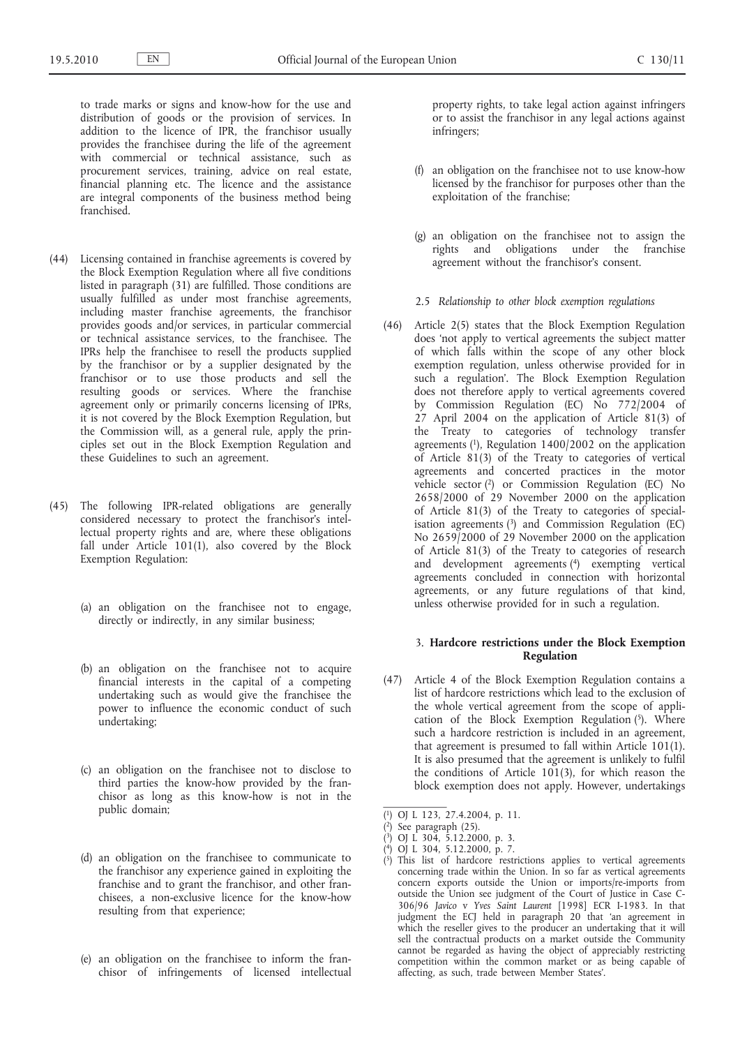to trade marks or signs and know-how for the use and distribution of goods or the provision of services. In addition to the licence of IPR, the franchisor usually provides the franchisee during the life of the agreement with commercial or technical assistance, such as procurement services, training, advice on real estate, financial planning etc. The licence and the assistance are integral components of the business method being franchised.

(44) Licensing contained in franchise agreements is covered by the Block Exemption Regulation where all five conditions listed in paragraph (31) are fulfilled. Those conditions are usually fulfilled as under most franchise agreements, including master franchise agreements, the franchisor provides goods and/or services, in particular commercial or technical assistance services, to the franchisee. The IPRs help the franchisee to resell the products supplied by the franchisor or by a supplier designated by the franchisor or to use those products and sell the resulting goods or services. Where the franchise agreement only or primarily concerns licensing of IPRs, it is not covered by the Block Exemption Regulation, but the Commission will, as a general rule, apply the principles set out in the Block Exemption Regulation and these Guidelines to such an agreement.

(45) The following IPR-related obligations are generally considered necessary to protect the franchisor's intellectual property rights and are, where these obligations fall under Article 101(1), also covered by the Block Exemption Regulation:

(a) an obligation on the franchisee not to engage, directly or indirectly, in any similar business;

(b) an obligation on the franchisee not to acquire financial interests in the capital of a competing undertaking such as would give the franchisee the power to influence the economic conduct of such undertaking;

(c) an obligation on the franchisee not to disclose to third parties the know-how provided by the franchisor as long as this know-how is not in the public domain;

(d) an obligation on the franchisee to communicate to the franchisor any experience gained in exploiting the franchise and to grant the franchisor, and other franchisees, a non-exclusive licence for the know-how resulting from that experience;

(e) an obligation on the franchisee to inform the franchisor of infringements of licensed intellectual property rights, to take legal action against infringers or to assist the franchisor in any legal actions against infringers;

(f) an obligation on the franchisee not to use know-how licensed by the franchisor for purposes other than the exploitation of the franchise;

(g) an obligation on the franchisee not to assign the rights and obligations under the franchise agreement without the franchisor's consent.

### 2.5 *Relationship to other block exemption regulations*

(46) Article 2(5) states that the Block Exemption Regulation does 'not apply to vertical agreements the subject matter of which falls within the scope of any other block exemption regulation, unless otherwise provided for in such a regulation'. The Block Exemption Regulation does not therefore apply to vertical agreements covered by Commission Regulation (EC) No 772/2004 of 27 April 2004 on the application of Article 81(3) of the Treaty to categories of technology transfer agreements [1], Regulation 1400/2002 on the application of Article 81(3) of the Treaty to categories of vertical agreements and concerted practices in the motor vehicle sector [2] or Commission Regulation (EC) No 2658/2000 of 29 November 2000 on the application of Article 81(3) of the Treaty to categories of specialisation agreements [3] and Commission Regulation (EC) No 2659/2000 of 29 November 2000 on the application of Article 81(3) of the Treaty to categories of research and development agreements [4] exempting vertical agreements concluded in connection with horizontal agreements, or any future regulations of that kind, unless otherwise provided for in such a regulation.

## 3. **Hardcore restrictions under the Block Exemption Regulation**

(47) Article 4 of the Block Exemption Regulation contains a list of hardcore restrictions which lead to the exclusion of the whole vertical agreement from the scope of application of the Block Exemption Regulation [5]. Where such a hardcore restriction is included in an agreement, that agreement is presumed to fall within Article 101(1). It is also presumed that the agreement is unlikely to fulfil the conditions of Article 101(3), for which reason the block exemption does not apply. However, undertakings

---

[1] OJ L 123, 27.4.2004, p. 11.

[2] See paragraph (25).

[3] OJ L 304, 5.12.2000, p. 3.

[4] OJ L 304, 5.12.2000, p. 7.

[5] This list of hardcore restrictions applies to vertical agreements concerning trade within the Union. In so far as vertical agreements concern exports outside the Union or imports/re-imports from outside the Union see judgment of the Court of Justice in Case C-306/96 *Javico* v *Yves Saint Laurent* [1998] ECR I-1983. In that judgment the ECJ held in paragraph 20 that 'an agreement in which the reseller gives to the producer an undertaking that it will sell the contractual products on a market outside the Community cannot be regarded as having the object of appreciably restricting competition within the common market or as being capable of affecting, as such, trade between Member States'.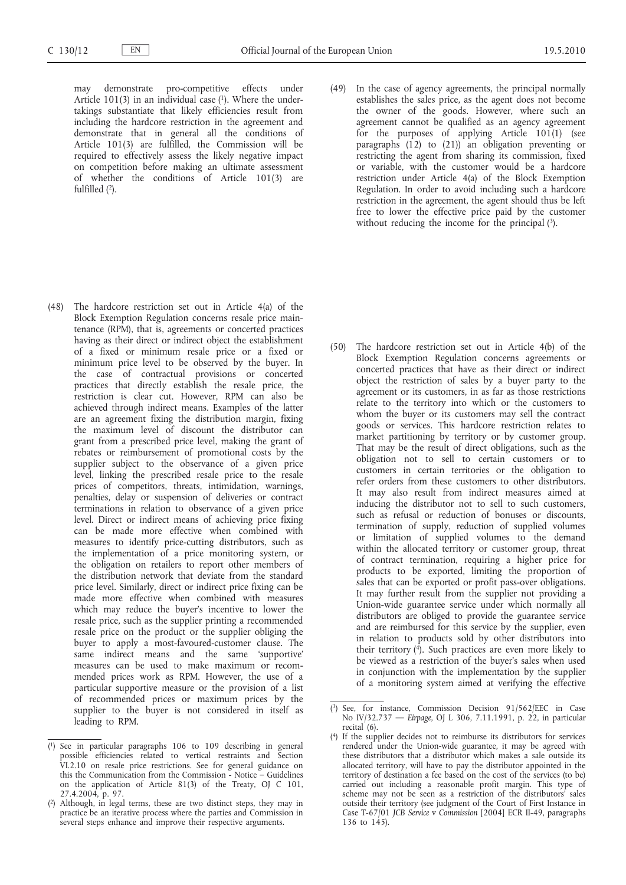may demonstrate pro-competitive effects under Article 101(3) in an individual case [1]. Where the undertakings substantiate that likely efficiencies result from including the hardcore restriction in the agreement and demonstrate that in general all the conditions of Article 101(3) are fulfilled, the Commission will be required to effectively assess the likely negative impact on competition before making an ultimate assessment of whether the conditions of Article 101(3) are fulfilled [2].

(48) The hardcore restriction set out in Article 4(a) of the Block Exemption Regulation concerns resale price maintenance (RPM), that is, agreements or concerted practices having as their direct or indirect object the establishment of a fixed or minimum resale price or a fixed or minimum price level to be observed by the buyer. In the case of contractual provisions or concerted practices that directly establish the resale price, the restriction is clear cut. However, RPM can also be achieved through indirect means. Examples of the latter are an agreement fixing the distribution margin, fixing the maximum level of discount the distributor can grant from a prescribed price level, making the grant of rebates or reimbursement of promotional costs by the supplier subject to the observance of a given price level, linking the prescribed resale price to the resale prices of competitors, threats, intimidation, warnings, penalties, delay or suspension of deliveries or contract terminations in relation to observance of a given price level. Direct or indirect means of achieving price fixing can be made more effective when combined with measures to identify price-cutting distributors, such as the implementation of a price monitoring system, or the obligation on retailers to report other members of the distribution network that deviate from the standard price level. Similarly, direct or indirect price fixing can be made more effective when combined with measures which may reduce the buyer's incentive to lower the resale price, such as the supplier printing a recommended resale price on the product or the supplier obliging the buyer to apply a most-favoured-customer clause. The same indirect means and the same 'supportive' measures can be used to make maximum or recommended prices work as RPM. However, the use of a particular supportive measure or the provision of a list of recommended prices or maximum prices by the supplier to the buyer is not considered in itself as leading to RPM.

(49) In the case of agency agreements, the principal normally establishes the sales price, as the agent does not become the owner of the goods. However, where such an agreement cannot be qualified as an agency agreement for the purposes of applying Article 101(1) (see paragraphs (12) to (21)) an obligation preventing or restricting the agent from sharing its commission, fixed or variable, with the customer would be a hardcore restriction under Article 4(a) of the Block Exemption Regulation. In order to avoid including such a hardcore restriction in the agreement, the agent should thus be left free to lower the effective price paid by the customer without reducing the income for the principal [3].

(50) The hardcore restriction set out in Article 4(b) of the Block Exemption Regulation concerns agreements or concerted practices that have as their direct or indirect object the restriction of sales by a buyer party to the agreement or its customers, in as far as those restrictions relate to the territory into which or the customers to whom the buyer or its customers may sell the contract goods or services. This hardcore restriction relates to market partitioning by territory or by customer group. That may be the result of direct obligations, such as the obligation not to sell to certain customers or to customers in certain territories or the obligation to refer orders from these customers to other distributors. It may also result from indirect measures aimed at inducing the distributor not to sell to such customers, such as refusal or reduction of bonuses or discounts, termination of supply, reduction of supplied volumes or limitation of supplied volumes to the demand within the allocated territory or customer group, threat of contract termination, requiring a higher price for products to be exported, limiting the proportion of sales that can be exported or profit pass-over obligations. It may further result from the supplier not providing a Union-wide guarantee service under which normally all distributors are obliged to provide the guarantee service and are reimbursed for this service by the supplier, even in relation to products sold by other distributors into their territory [4]. Such practices are even more likely to be viewed as a restriction of the buyer's sales when used in conjunction with the implementation by the supplier of a monitoring system aimed at verifying the effective

---

[1] See in particular paragraphs 106 to 109 describing in general possible efficiencies related to vertical restraints and Section VI.2.10 on resale price restrictions. See for general guidance on this the Communication from the Commission - Notice – Guidelines on the application of Article 81(3) of the Treaty, OJ C 101, 27.4.2004, p. 97.

[2] Although, in legal terms, these are two distinct steps, they may in practice be an iterative process where the parties and Commission in several steps enhance and improve their respective arguments.

[3] See, for instance, Commission Decision 91/562/EEC in Case No IV/32.737 — *Eirpage*, OJ L 306, 7.11.1991, p. 22, in particular recital (6).

[4] If the supplier decides not to reimburse its distributors for services rendered under the Union-wide guarantee, it may be agreed with these distributors that a distributor which makes a sale outside its allocated territory, will have to pay the distributor appointed in the territory of destination a fee based on the cost of the services (to be) carried out including a reasonable profit margin. This type of scheme may not be seen as a restriction of the distributors' sales outside their territory (see judgment of the Court of First Instance in Case T-67/01 *JCB Service* v *Commission* [2004] ECR II-49, paragraphs 136 to 145).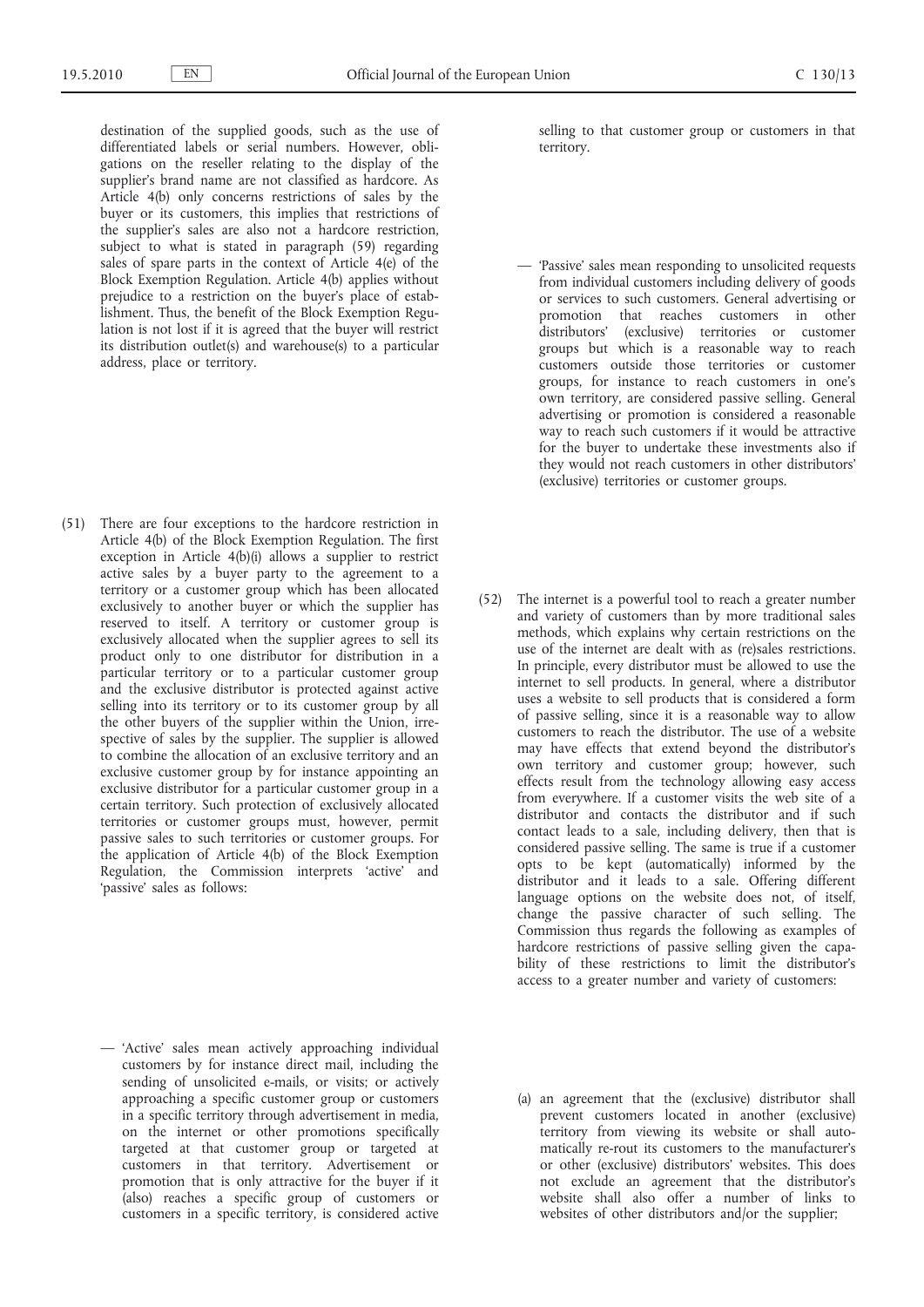destination of the supplied goods, such as the use of differentiated labels or serial numbers. However, obligations on the reseller relating to the display of the supplier's brand name are not classified as hardcore. As Article 4(b) only concerns restrictions of sales by the buyer or its customers, this implies that restrictions of the supplier's sales are also not a hardcore restriction, subject to what is stated in paragraph (59) regarding sales of spare parts in the context of Article 4(e) of the Block Exemption Regulation. Article 4(b) applies without prejudice to a restriction on the buyer's place of establishment. Thus, the benefit of the Block Exemption Regulation is not lost if it is agreed that the buyer will restrict its distribution outlet(s) and warehouse(s) to a particular address, place or territory.

(51) There are four exceptions to the hardcore restriction in Article 4(b) of the Block Exemption Regulation. The first exception in Article 4(b)(i) allows a supplier to restrict active sales by a buyer party to the agreement to a territory or a customer group which has been allocated exclusively to another buyer or which the supplier has reserved to itself. A territory or customer group is exclusively allocated when the supplier agrees to sell its product only to one distributor for distribution in a particular territory or to a particular customer group and the exclusive distributor is protected against active selling into its territory or to its customer group by all the other buyers of the supplier within the Union, irrespective of sales by the supplier. The supplier is allowed to combine the allocation of an exclusive territory and an exclusive customer group by for instance appointing an exclusive distributor for a particular customer group in a certain territory. Such protection of exclusively allocated territories or customer groups must, however, permit passive sales to such territories or customer groups. For the application of Article 4(b) of the Block Exemption Regulation, the Commission interprets 'active' and 'passive' sales as follows:

— 'Active' sales mean actively approaching individual customers by for instance direct mail, including the sending of unsolicited e-mails, or visits; or actively approaching a specific customer group or customers in a specific territory through advertisement in media, on the internet or other promotions specifically targeted at that customer group or targeted at customers in that territory. Advertisement or promotion that is only attractive for the buyer if it (also) reaches a specific group of customers or customers in a specific territory, is considered active selling to that customer group or customers in that territory.

— 'Passive' sales mean responding to unsolicited requests from individual customers including delivery of goods or services to such customers. General advertising or promotion that reaches customers in other distributors' (exclusive) territories or customer groups but which is a reasonable way to reach customers outside those territories or customer groups, for instance to reach customers in one's own territory, are considered passive selling. General advertising or promotion is considered a reasonable way to reach such customers if it would be attractive for the buyer to undertake these investments also if they would not reach customers in other distributors' (exclusive) territories or customer groups.

(52) The internet is a powerful tool to reach a greater number and variety of customers than by more traditional sales methods, which explains why certain restrictions on the use of the internet are dealt with as (re)sales restrictions. In principle, every distributor must be allowed to use the internet to sell products. In general, where a distributor uses a website to sell products that is considered a form of passive selling, since it is a reasonable way to allow customers to reach the distributor. The use of a website may have effects that extend beyond the distributor's own territory and customer group; however, such effects result from the technology allowing easy access from everywhere. If a customer visits the web site of a distributor and contacts the distributor and if such contact leads to a sale, including delivery, then that is considered passive selling. The same is true if a customer opts to be kept (automatically) informed by the distributor and it leads to a sale. Offering different language options on the website does not, of itself, change the passive character of such selling. The Commission thus regards the following as examples of hardcore restrictions of passive selling given the capability of these restrictions to limit the distributor's access to a greater number and variety of customers:

(a) an agreement that the (exclusive) distributor shall prevent customers located in another (exclusive) territory from viewing its website or shall automatically re-rout its customers to the manufacturer's or other (exclusive) distributors' websites. This does not exclude an agreement that the distributor's website shall also offer a number of links to websites of other distributors and/or the supplier;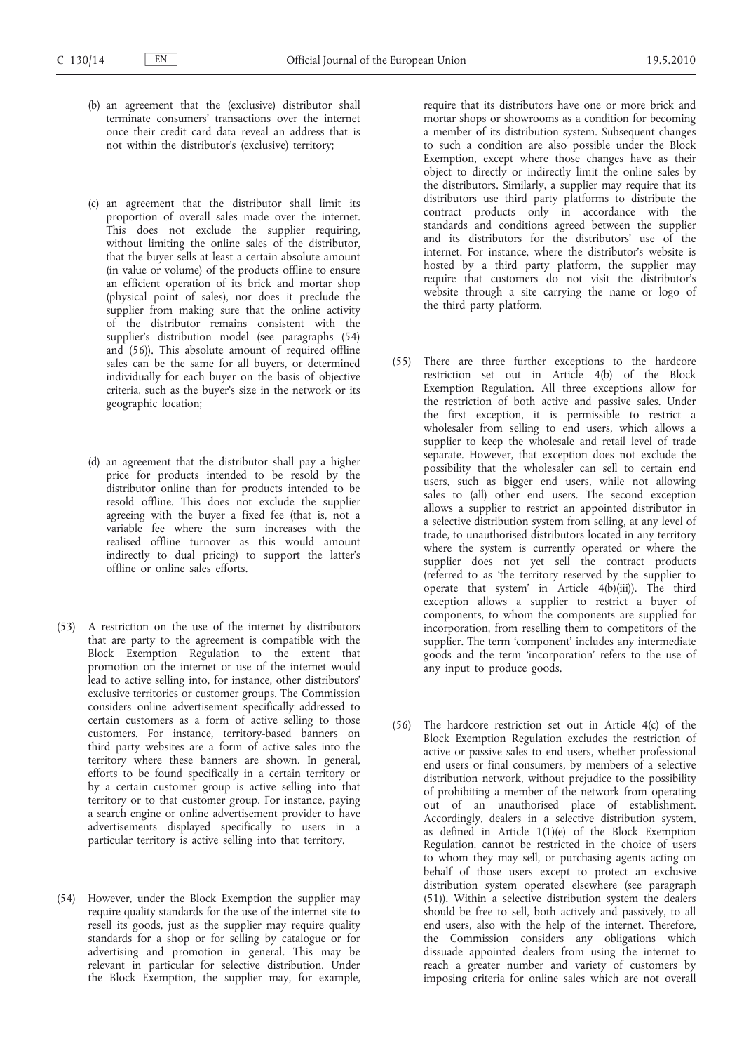(b) an agreement that the (exclusive) distributor shall terminate consumers' transactions over the internet once their credit card data reveal an address that is not within the distributor's (exclusive) territory;

(c) an agreement that the distributor shall limit its proportion of overall sales made over the internet. This does not exclude the supplier requiring, without limiting the online sales of the distributor, that the buyer sells at least a certain absolute amount (in value or volume) of the products offline to ensure an efficient operation of its brick and mortar shop (physical point of sales), nor does it preclude the supplier from making sure that the online activity of the distributor remains consistent with the supplier's distribution model (see paragraphs (54) and (56)). This absolute amount of required offline sales can be the same for all buyers, or determined individually for each buyer on the basis of objective criteria, such as the buyer's size in the network or its geographic location;

(d) an agreement that the distributor shall pay a higher price for products intended to be resold by the distributor online than for products intended to be resold offline. This does not exclude the supplier agreeing with the buyer a fixed fee (that is, not a variable fee where the sum increases with the realised offline turnover as this would amount indirectly to dual pricing) to support the latter's offline or online sales efforts.

(53) A restriction on the use of the internet by distributors that are party to the agreement is compatible with the Block Exemption Regulation to the extent that promotion on the internet or use of the internet would lead to active selling into, for instance, other distributors' exclusive territories or customer groups. The Commission considers online advertisement specifically addressed to certain customers as a form of active selling to those customers. For instance, territory-based banners on third party websites are a form of active sales into the territory where these banners are shown. In general, efforts to be found specifically in a certain territory or by a certain customer group is active selling into that territory or to that customer group. For instance, paying a search engine or online advertisement provider to have advertisements displayed specifically to users in a particular territory is active selling into that territory.

(54) However, under the Block Exemption the supplier may require quality standards for the use of the internet site to resell its goods, just as the supplier may require quality standards for a shop or for selling by catalogue or for advertising and promotion in general. This may be relevant in particular for selective distribution. Under the Block Exemption, the supplier may, for example, require that its distributors have one or more brick and mortar shops or showrooms as a condition for becoming a member of its distribution system. Subsequent changes to such a condition are also possible under the Block Exemption, except where those changes have as their object to directly or indirectly limit the online sales by the distributors. Similarly, a supplier may require that its distributors use third party platforms to distribute the contract products only in accordance with the standards and conditions agreed between the supplier and its distributors for the distributors' use of the internet. For instance, where the distributor's website is hosted by a third party platform, the supplier may require that customers do not visit the distributor's website through a site carrying the name or logo of the third party platform.

(55) There are three further exceptions to the hardcore restriction set out in Article 4(b) of the Block Exemption Regulation. All three exceptions allow for the restriction of both active and passive sales. Under the first exception, it is permissible to restrict a wholesaler from selling to end users, which allows a supplier to keep the wholesale and retail level of trade separate. However, that exception does not exclude the possibility that the wholesaler can sell to certain end users, such as bigger end users, while not allowing sales to (all) other end users. The second exception allows a supplier to restrict an appointed distributor in a selective distribution system from selling, at any level of trade, to unauthorised distributors located in any territory where the system is currently operated or where the supplier does not yet sell the contract products (referred to as 'the territory reserved by the supplier to operate that system' in Article 4(b)(iii)). The third exception allows a supplier to restrict a buyer of components, to whom the components are supplied for incorporation, from reselling them to competitors of the supplier. The term 'component' includes any intermediate goods and the term 'incorporation' refers to the use of any input to produce goods.

(56) The hardcore restriction set out in Article 4(c) of the Block Exemption Regulation excludes the restriction of active or passive sales to end users, whether professional end users or final consumers, by members of a selective distribution network, without prejudice to the possibility of prohibiting a member of the network from operating out of an unauthorised place of establishment. Accordingly, dealers in a selective distribution system, as defined in Article 1(1)(e) of the Block Exemption Regulation, cannot be restricted in the choice of users to whom they may sell, or purchasing agents acting on behalf of those users except to protect an exclusive distribution system operated elsewhere (see paragraph (51)). Within a selective distribution system the dealers should be free to sell, both actively and passively, to all end users, also with the help of the internet. Therefore, the Commission considers any obligations which dissuade appointed dealers from using the internet to reach a greater number and variety of customers by imposing criteria for online sales which are not overall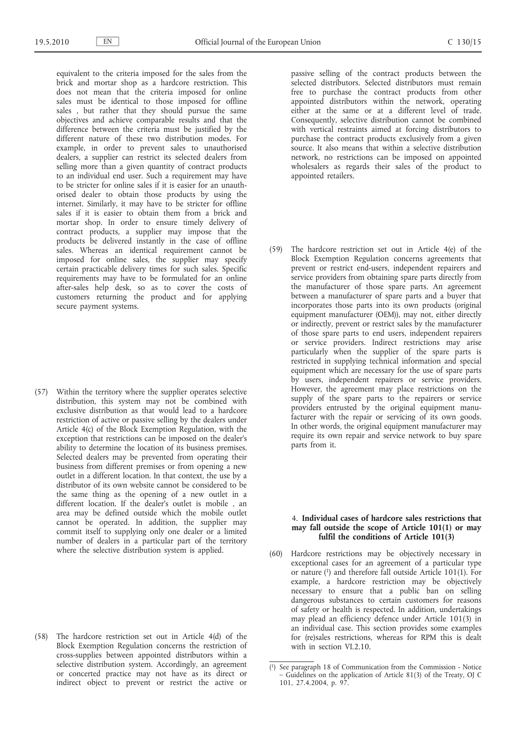equivalent to the criteria imposed for the sales from the brick and mortar shop as a hardcore restriction. This does not mean that the criteria imposed for online sales must be identical to those imposed for offline sales , but rather that they should pursue the same objectives and achieve comparable results and that the difference between the criteria must be justified by the different nature of these two distribution modes. For example, in order to prevent sales to unauthorised dealers, a supplier can restrict its selected dealers from selling more than a given quantity of contract products to an individual end user. Such a requirement may have to be stricter for online sales if it is easier for an unauthorised dealer to obtain those products by using the internet. Similarly, it may have to be stricter for offline sales if it is easier to obtain them from a brick and mortar shop. In order to ensure timely delivery of contract products, a supplier may impose that the products be delivered instantly in the case of offline sales. Whereas an identical requirement cannot be imposed for online sales, the supplier may specify certain practicable delivery times for such sales. Specific requirements may have to be formulated for an online after-sales help desk, so as to cover the costs of customers returning the product and for applying secure payment systems.

(57) Within the territory where the supplier operates selective distribution, this system may not be combined with exclusive distribution as that would lead to a hardcore restriction of active or passive selling by the dealers under Article 4(c) of the Block Exemption Regulation, with the exception that restrictions can be imposed on the dealer's ability to determine the location of its business premises. Selected dealers may be prevented from operating their business from different premises or from opening a new outlet in a different location. In that context, the use by a distributor of its own website cannot be considered to be the same thing as the opening of a new outlet in a different location. If the dealer's outlet is mobile , an area may be defined outside which the mobile outlet cannot be operated. In addition, the supplier may commit itself to supplying only one dealer or a limited number of dealers in a particular part of the territory where the selective distribution system is applied.

(58) The hardcore restriction set out in Article 4(d) of the Block Exemption Regulation concerns the restriction of cross-supplies between appointed distributors within a selective distribution system. Accordingly, an agreement or concerted practice may not have as its direct or indirect object to prevent or restrict the active or passive selling of the contract products between the selected distributors. Selected distributors must remain free to purchase the contract products from other appointed distributors within the network, operating either at the same or at a different level of trade. Consequently, selective distribution cannot be combined with vertical restraints aimed at forcing distributors to purchase the contract products exclusively from a given source. It also means that within a selective distribution network, no restrictions can be imposed on appointed wholesalers as regards their sales of the product to appointed retailers.

(59) The hardcore restriction set out in Article 4(e) of the Block Exemption Regulation concerns agreements that prevent or restrict end-users, independent repairers and service providers from obtaining spare parts directly from the manufacturer of those spare parts. An agreement between a manufacturer of spare parts and a buyer that incorporates those parts into its own products (original equipment manufacturer (OEM)), may not, either directly or indirectly, prevent or restrict sales by the manufacturer of those spare parts to end users, independent repairers or service providers. Indirect restrictions may arise particularly when the supplier of the spare parts is restricted in supplying technical information and special equipment which are necessary for the use of spare parts by users, independent repairers or service providers. However, the agreement may place restrictions on the supply of the spare parts to the repairers or service providers entrusted by the original equipment manufacturer with the repair or servicing of its own goods. In other words, the original equipment manufacturer may require its own repair and service network to buy spare parts from it.

### 4. Individual cases of hardcore sales restrictions that may fall outside the scope of Article 101(1) or may fulfil the conditions of Article 101(3)

(60) Hardcore restrictions may be objectively necessary in exceptional cases for an agreement of a particular type or nature [1] and therefore fall outside Article 101(1). For example, a hardcore restriction may be objectively necessary to ensure that a public ban on selling dangerous substances to certain customers for reasons of safety or health is respected. In addition, undertakings may plead an efficiency defence under Article 101(3) in an individual case. This section provides some examples for (re)sales restrictions, whereas for RPM this is dealt with in section VI.2.10.

[1] See paragraph 18 of Communication from the Commission - Notice – Guidelines on the application of Article 81(3) of the Treaty, OJ C 101, 27.4.2004, p. 97.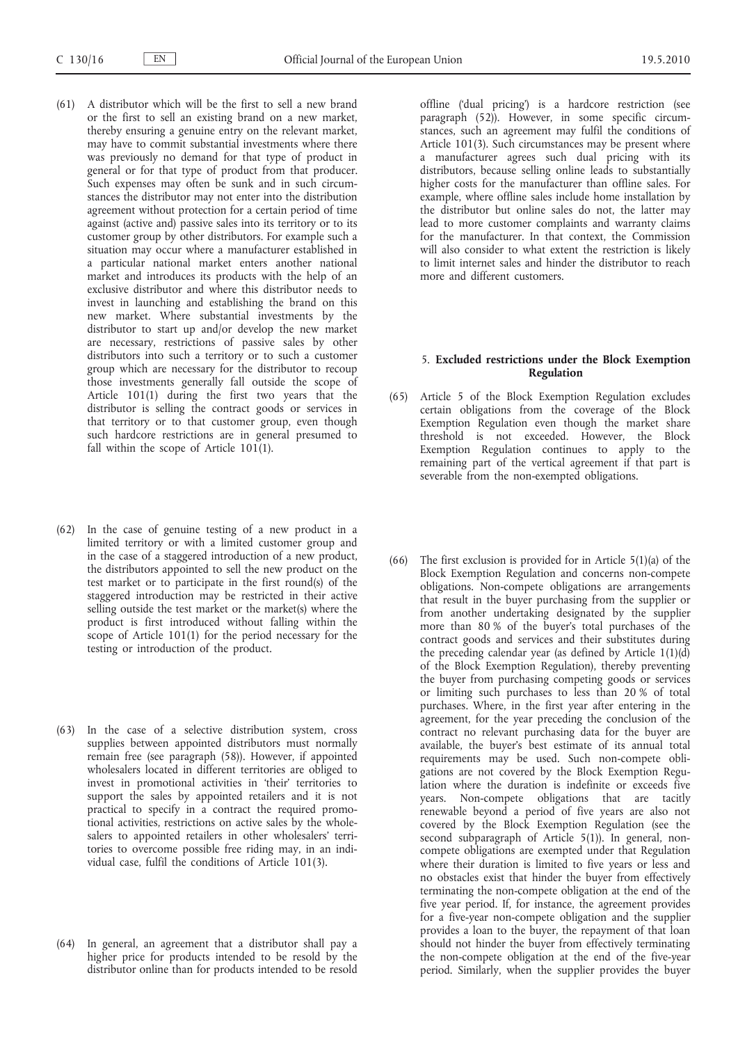(61) A distributor which will be the first to sell a new brand or the first to sell an existing brand on a new market, thereby ensuring a genuine entry on the relevant market, may have to commit substantial investments where there was previously no demand for that type of product in general or for that type of product from that producer. Such expenses may often be sunk and in such circumstances the distributor may not enter into the distribution agreement without protection for a certain period of time against (active and) passive sales into its territory or to its customer group by other distributors. For example such a situation may occur where a manufacturer established in a particular national market enters another national market and introduces its products with the help of an exclusive distributor and where this distributor needs to invest in launching and establishing the brand on this new market. Where substantial investments by the distributor to start up and/or develop the new market are necessary, restrictions of passive sales by other distributors into such a territory or to such a customer group which are necessary for the distributor to recoup those investments generally fall outside the scope of Article 101(1) during the first two years that the distributor is selling the contract goods or services in that territory or to that customer group, even though such hardcore restrictions are in general presumed to fall within the scope of Article 101(1).

(62) In the case of genuine testing of a new product in a limited territory or with a limited customer group and in the case of a staggered introduction of a new product, the distributors appointed to sell the new product on the test market or to participate in the first round(s) of the staggered introduction may be restricted in their active selling outside the test market or the market(s) where the product is first introduced without falling within the scope of Article 101(1) for the period necessary for the testing or introduction of the product.

(63) In the case of a selective distribution system, cross supplies between appointed distributors must normally remain free (see paragraph (58)). However, if appointed wholesalers located in different territories are obliged to invest in promotional activities in 'their' territories to support the sales by appointed retailers and it is not practical to specify in a contract the required promotional activities, restrictions on active sales by the wholesalers to appointed retailers in other wholesalers' territories to overcome possible free riding may, in an individual case, fulfil the conditions of Article 101(3).

(64) In general, an agreement that a distributor shall pay a higher price for products intended to be resold by the distributor online than for products intended to be resold offline ('dual pricing') is a hardcore restriction (see paragraph (52)). However, in some specific circumstances, such an agreement may fulfil the conditions of Article 101(3). Such circumstances may be present where a manufacturer agrees such dual pricing with its distributors, because selling online leads to substantially higher costs for the manufacturer than offline sales. For example, where offline sales include home installation by the distributor but online sales do not, the latter may lead to more customer complaints and warranty claims for the manufacturer. In that context, the Commission will also consider to what extent the restriction is likely to limit internet sales and hinder the distributor to reach more and different customers.

## 5. Excluded restrictions under the Block Exemption Regulation

(65) Article 5 of the Block Exemption Regulation excludes certain obligations from the coverage of the Block Exemption Regulation even though the market share threshold is not exceeded. However, the Block Exemption Regulation continues to apply to the remaining part of the vertical agreement if that part is severable from the non-exempted obligations.

(66) The first exclusion is provided for in Article 5(1)(a) of the Block Exemption Regulation and concerns non-compete obligations. Non-compete obligations are arrangements that result in the buyer purchasing from the supplier or from another undertaking designated by the supplier more than 80 % of the buyer's total purchases of the contract goods and services and their substitutes during the preceding calendar year (as defined by Article 1(1)(d) of the Block Exemption Regulation), thereby preventing the buyer from purchasing competing goods or services or limiting such purchases to less than 20 % of total purchases. Where, in the first year after entering in the agreement, for the year preceding the conclusion of the contract no relevant purchasing data for the buyer are available, the buyer's best estimate of its annual total requirements may be used. Such non-compete obligations are not covered by the Block Exemption Regulation where the duration is indefinite or exceeds five years. Non-compete obligations that are tacitly renewable beyond a period of five years are also not covered by the Block Exemption Regulation (see the second subparagraph of Article 5(1)). In general, non-compete obligations are exempted under that Regulation where their duration is limited to five years or less and no obstacles exist that hinder the buyer from effectively terminating the non-compete obligation at the end of the five year period. If, for instance, the agreement provides for a five-year non-compete obligation and the supplier provides a loan to the buyer, the repayment of that loan should not hinder the buyer from effectively terminating the non-compete obligation at the end of the five-year period. Similarly, when the supplier provides the buyer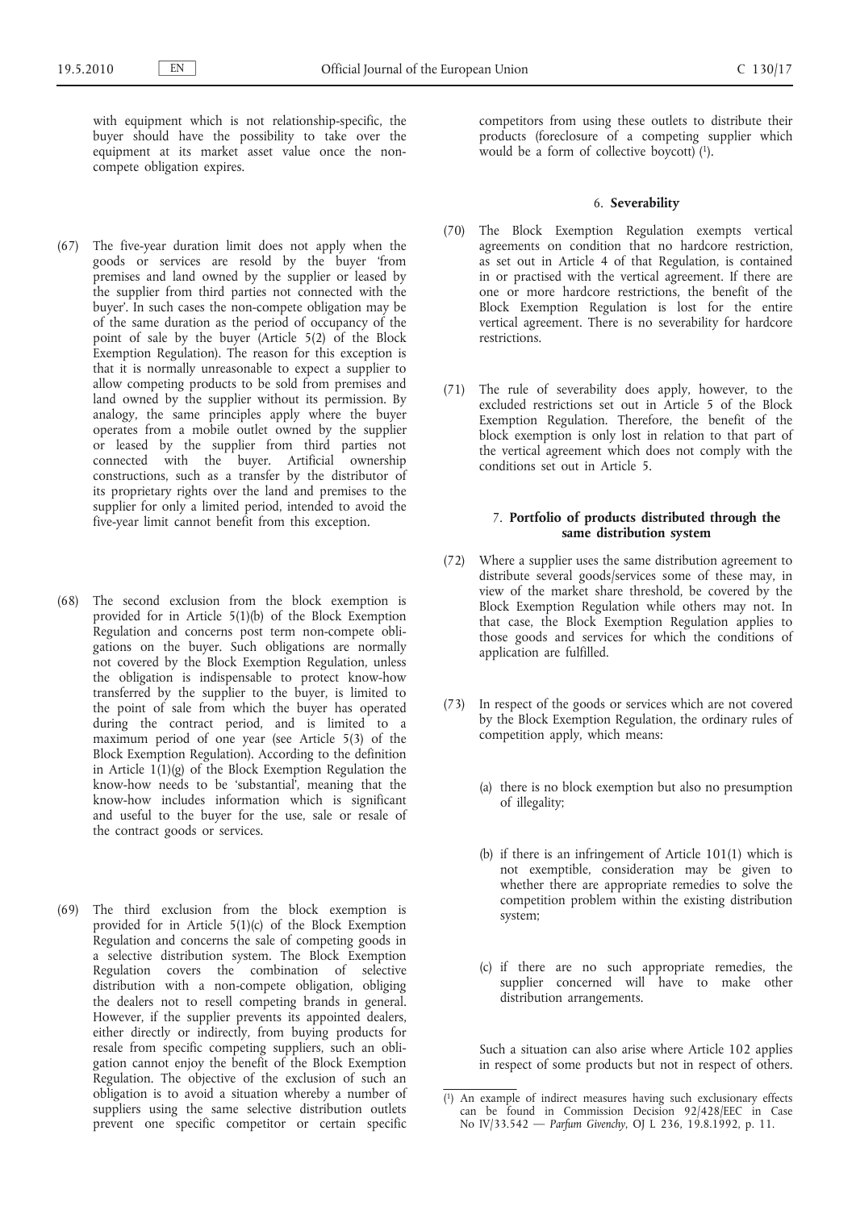with equipment which is not relationship-specific, the buyer should have the possibility to take over the equipment at its market asset value once the non-compete obligation expires.

(67) The five-year duration limit does not apply when the goods or services are resold by the buyer 'from premises and land owned by the supplier or leased by the supplier from third parties not connected with the buyer'. In such cases the non-compete obligation may be of the same duration as the period of occupancy of the point of sale by the buyer (Article 5(2) of the Block Exemption Regulation). The reason for this exception is that it is normally unreasonable to expect a supplier to allow competing products to be sold from premises and land owned by the supplier without its permission. By analogy, the same principles apply where the buyer operates from a mobile outlet owned by the supplier or leased by the supplier from third parties not connected with the buyer. Artificial ownership constructions, such as a transfer by the distributor of its proprietary rights over the land and premises to the supplier for only a limited period, intended to avoid the five-year limit cannot benefit from this exception.

(68) The second exclusion from the block exemption is provided for in Article 5(1)(b) of the Block Exemption Regulation and concerns post term non-compete obligations on the buyer. Such obligations are normally not covered by the Block Exemption Regulation, unless the obligation is indispensable to protect know-how transferred by the supplier to the buyer, is limited to the point of sale from which the buyer has operated during the contract period, and is limited to a maximum period of one year (see Article 5(3) of the Block Exemption Regulation). According to the definition in Article 1(1)(g) of the Block Exemption Regulation the know-how needs to be 'substantial', meaning that the know-how includes information which is significant and useful to the buyer for the use, sale or resale of the contract goods or services.

(69) The third exclusion from the block exemption is provided for in Article 5(1)(c) of the Block Exemption Regulation and concerns the sale of competing goods in a selective distribution system. The Block Exemption Regulation covers the combination of selective distribution with a non-compete obligation, obliging the dealers not to resell competing brands in general. However, if the supplier prevents its appointed dealers, either directly or indirectly, from buying products for resale from specific competing suppliers, such an obligation cannot enjoy the benefit of the Block Exemption Regulation. The objective of the exclusion of such an obligation is to avoid a situation whereby a number of suppliers using the same selective distribution outlets prevent one specific competitor or certain specific competitors from using these outlets to distribute their products (foreclosure of a competing supplier which would be a form of collective boycott) [1].

### 6. **Severability**

(70) The Block Exemption Regulation exempts vertical agreements on condition that no hardcore restriction, as set out in Article 4 of that Regulation, is contained in or practised with the vertical agreement. If there are one or more hardcore restrictions, the benefit of the Block Exemption Regulation is lost for the entire vertical agreement. There is no severability for hardcore restrictions.

(71) The rule of severability does apply, however, to the excluded restrictions set out in Article 5 of the Block Exemption Regulation. Therefore, the benefit of the block exemption is only lost in relation to that part of the vertical agreement which does not comply with the conditions set out in Article 5.

### 7. **Portfolio of products distributed through the same distribution system**

(72) Where a supplier uses the same distribution agreement to distribute several goods/services some of these may, in view of the market share threshold, be covered by the Block Exemption Regulation while others may not. In that case, the Block Exemption Regulation applies to those goods and services for which the conditions of application are fulfilled.

(73) In respect of the goods or services which are not covered by the Block Exemption Regulation, the ordinary rules of competition apply, which means:

(a) there is no block exemption but also no presumption of illegality;

(b) if there is an infringement of Article 101(1) which is not exemptible, consideration may be given to whether there are appropriate remedies to solve the competition problem within the existing distribution system;

(c) if there are no such appropriate remedies, the supplier concerned will have to make other distribution arrangements.

Such a situation can also arise where Article 102 applies in respect of some products but not in respect of others.

---

[1] An example of indirect measures having such exclusionary effects can be found in Commission Decision 92/428/EEC in Case No IV/33.542 — *Parfum Givenchy*, OJ L 236, 19.8.1992, p. 11.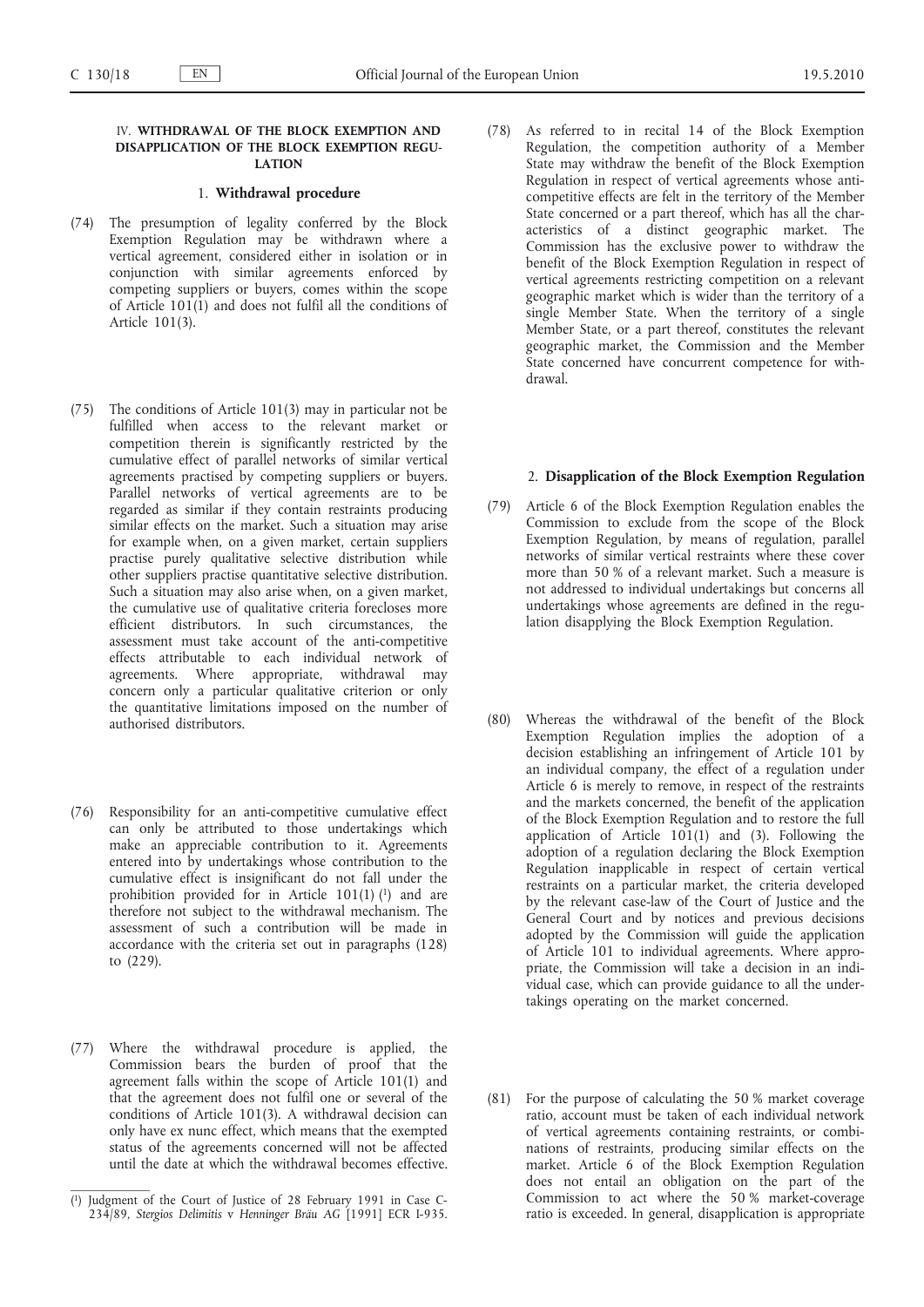## IV. WITHDRAWAL OF THE BLOCK EXEMPTION AND DISAPPLICATION OF THE BLOCK EXEMPTION REGULATION

### 1. Withdrawal procedure

(74) The presumption of legality conferred by the Block Exemption Regulation may be withdrawn where a vertical agreement, considered either in isolation or in conjunction with similar agreements enforced by competing suppliers or buyers, comes within the scope of Article 101(1) and does not fulfil all the conditions of Article 101(3).

(75) The conditions of Article 101(3) may in particular not be fulfilled when access to the relevant market or competition therein is significantly restricted by the cumulative effect of parallel networks of similar vertical agreements practised by competing suppliers or buyers. Parallel networks of vertical agreements are to be regarded as similar if they contain restraints producing similar effects on the market. Such a situation may arise for example when, on a given market, certain suppliers practise purely qualitative selective distribution while other suppliers practise quantitative selective distribution. Such a situation may also arise when, on a given market, the cumulative use of qualitative criteria forecloses more efficient distributors. In such circumstances, the assessment must take account of the anti-competitive effects attributable to each individual network of agreements. Where appropriate, withdrawal may concern only a particular qualitative criterion or only the quantitative limitations imposed on the number of authorised distributors.

(76) Responsibility for an anti-competitive cumulative effect can only be attributed to those undertakings which make an appreciable contribution to it. Agreements entered into by undertakings whose contribution to the cumulative effect is insignificant do not fall under the prohibition provided for in Article 101(1) [1] and are therefore not subject to the withdrawal mechanism. The assessment of such a contribution will be made in accordance with the criteria set out in paragraphs (128) to (229).

(77) Where the withdrawal procedure is applied, the Commission bears the burden of proof that the agreement falls within the scope of Article 101(1) and that the agreement does not fulfil one or several of the conditions of Article 101(3). A withdrawal decision can only have ex nunc effect, which means that the exempted status of the agreements concerned will not be affected until the date at which the withdrawal becomes effective.

(78) As referred to in recital 14 of the Block Exemption Regulation, the competition authority of a Member State may withdraw the benefit of the Block Exemption Regulation in respect of vertical agreements whose anti-competitive effects are felt in the territory of the Member State concerned or a part thereof, which has all the characteristics of a distinct geographic market. The Commission has the exclusive power to withdraw the benefit of the Block Exemption Regulation in respect of vertical agreements restricting competition on a relevant geographic market which is wider than the territory of a single Member State. When the territory of a single Member State, or a part thereof, constitutes the relevant geographic market, the Commission and the Member State concerned have concurrent competence for withdrawal.

### 2. Disapplication of the Block Exemption Regulation

(79) Article 6 of the Block Exemption Regulation enables the Commission to exclude from the scope of the Block Exemption Regulation, by means of regulation, parallel networks of similar vertical restraints where these cover more than 50 % of a relevant market. Such a measure is not addressed to individual undertakings but concerns all undertakings whose agreements are defined in the regulation disapplying the Block Exemption Regulation.

(80) Whereas the withdrawal of the benefit of the Block Exemption Regulation implies the adoption of a decision establishing an infringement of Article 101 by an individual company, the effect of a regulation under Article 6 is merely to remove, in respect of the restraints and the markets concerned, the benefit of the application of the Block Exemption Regulation and to restore the full application of Article 101(1) and (3). Following the adoption of a regulation declaring the Block Exemption Regulation inapplicable in respect of certain vertical restraints on a particular market, the criteria developed by the relevant case-law of the Court of Justice and the General Court and by notices and previous decisions adopted by the Commission will guide the application of Article 101 to individual agreements. Where appropriate, the Commission will take a decision in an individual case, which can provide guidance to all the undertakings operating on the market concerned.

(81) For the purpose of calculating the 50 % market coverage ratio, account must be taken of each individual network of vertical agreements containing restraints, or combinations of restraints, producing similar effects on the market. Article 6 of the Block Exemption Regulation does not entail an obligation on the part of the Commission to act where the 50 % market-coverage ratio is exceeded. In general, disapplication is appropriate

---

[1] Judgment of the Court of Justice of 28 February 1991 in Case C-234/89, *Stergios Delimitis* v *Henninger Bräu AG* [1991] ECR I-935.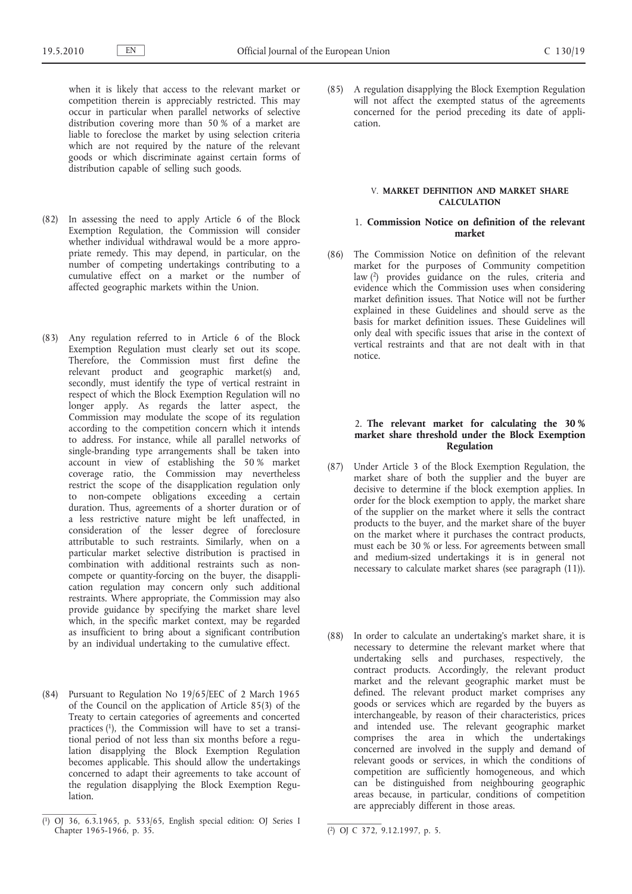when it is likely that access to the relevant market or competition therein is appreciably restricted. This may occur in particular when parallel networks of selective distribution covering more than 50 % of a market are liable to foreclose the market by using selection criteria which are not required by the nature of the relevant goods or which discriminate against certain forms of distribution capable of selling such goods.

(82) In assessing the need to apply Article 6 of the Block Exemption Regulation, the Commission will consider whether individual withdrawal would be a more appropriate remedy. This may depend, in particular, on the number of competing undertakings contributing to a cumulative effect on a market or the number of affected geographic markets within the Union.

(83) Any regulation referred to in Article 6 of the Block Exemption Regulation must clearly set out its scope. Therefore, the Commission must first define the relevant product and geographic market(s) and, secondly, must identify the type of vertical restraint in respect of which the Block Exemption Regulation will no longer apply. As regards the latter aspect, the Commission may modulate the scope of its regulation according to the competition concern which it intends to address. For instance, while all parallel networks of single-branding type arrangements shall be taken into account in view of establishing the 50 % market coverage ratio, the Commission may nevertheless restrict the scope of the disapplication regulation only to non-compete obligations exceeding a certain duration. Thus, agreements of a shorter duration or of a less restrictive nature might be left unaffected, in consideration of the lesser degree of foreclosure attributable to such restraints. Similarly, when on a particular market selective distribution is practised in combination with additional restraints such as non-compete or quantity-forcing on the buyer, the disapplication regulation may concern only such additional restraints. Where appropriate, the Commission may also provide guidance by specifying the market share level which, in the specific market context, may be regarded as insufficient to bring about a significant contribution by an individual undertaking to the cumulative effect.

(84) Pursuant to Regulation No 19/65/EEC of 2 March 1965 of the Council on the application of Article 85(3) of the Treaty to certain categories of agreements and concerted practices [1], the Commission will have to set a transitional period of not less than six months before a regulation disapplying the Block Exemption Regulation becomes applicable. This should allow the undertakings concerned to adapt their agreements to take account of the regulation disapplying the Block Exemption Regulation.

(85) A regulation disapplying the Block Exemption Regulation will not affect the exempted status of the agreements concerned for the period preceding its date of application.

## V. MARKET DEFINITION AND MARKET SHARE CALCULATION

### 1. Commission Notice on definition of the relevant market

(86) The Commission Notice on definition of the relevant market for the purposes of Community competition law [2] provides guidance on the rules, criteria and evidence which the Commission uses when considering market definition issues. That Notice will not be further explained in these Guidelines and should serve as the basis for market definition issues. These Guidelines will only deal with specific issues that arise in the context of vertical restraints and that are not dealt with in that notice.

### 2. The relevant market for calculating the 30 % market share threshold under the Block Exemption Regulation

(87) Under Article 3 of the Block Exemption Regulation, the market share of both the supplier and the buyer are decisive to determine if the block exemption applies. In order for the block exemption to apply, the market share of the supplier on the market where it sells the contract products to the buyer, and the market share of the buyer on the market where it purchases the contract products, must each be 30 % or less. For agreements between small and medium-sized undertakings it is in general not necessary to calculate market shares (see paragraph (11)).

(88) In order to calculate an undertaking's market share, it is necessary to determine the relevant market where that undertaking sells and purchases, respectively, the contract products. Accordingly, the relevant product market and the relevant geographic market must be defined. The relevant product market comprises any goods or services which are regarded by the buyers as interchangeable, by reason of their characteristics, prices and intended use. The relevant geographic market comprises the area in which the undertakings concerned are involved in the supply and demand of relevant goods or services, in which the conditions of competition are sufficiently homogeneous, and which can be distinguished from neighbouring geographic areas because, in particular, conditions of competition are appreciably different in those areas.

[1] OJ 36, 6.3.1965, p. 533/65, English special edition: OJ Series I Chapter 1965-1966, p. 35.

[2] OJ C 372, 9.12.1997, p. 5.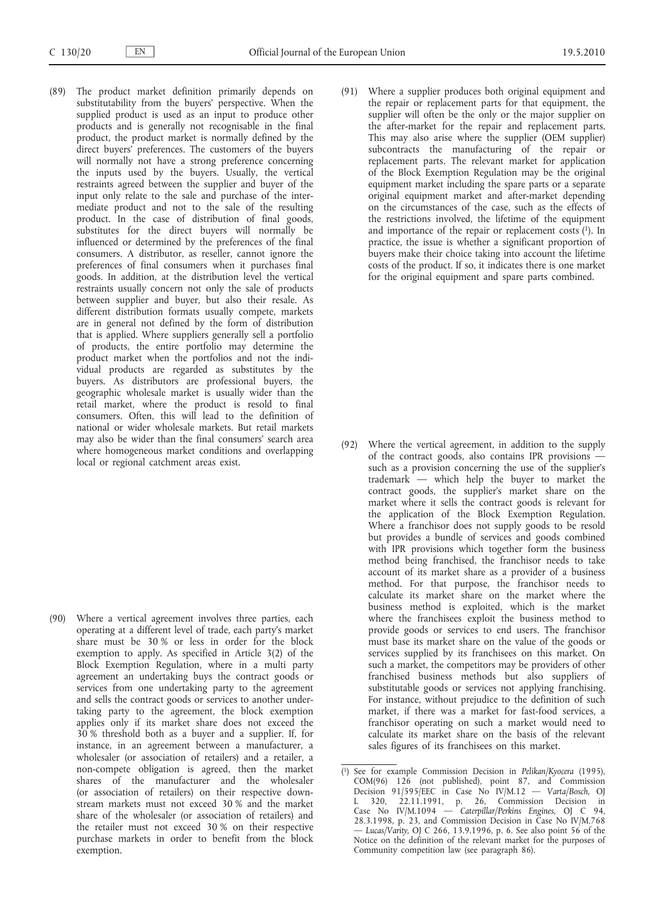(89) The product market definition primarily depends on substitutability from the buyers' perspective. When the supplied product is used as an input to produce other products and is generally not recognisable in the final product, the product market is normally defined by the direct buyers' preferences. The customers of the buyers will normally not have a strong preference concerning the inputs used by the buyers. Usually, the vertical restraints agreed between the supplier and buyer of the input only relate to the sale and purchase of the intermediate product and not to the sale of the resulting product. In the case of distribution of final goods, substitutes for the direct buyers will normally be influenced or determined by the preferences of the final consumers. A distributor, as reseller, cannot ignore the preferences of final consumers when it purchases final goods. In addition, at the distribution level the vertical restraints usually concern not only the sale of products between supplier and buyer, but also their resale. As different distribution formats usually compete, markets are in general not defined by the form of distribution that is applied. Where suppliers generally sell a portfolio of products, the entire portfolio may determine the product market when the portfolios and not the individual products are regarded as substitutes by the buyers. As distributors are professional buyers, the geographic wholesale market is usually wider than the retail market, where the product is resold to final consumers. Often, this will lead to the definition of national or wider wholesale markets. But retail markets may also be wider than the final consumers' search area where homogeneous market conditions and overlapping local or regional catchment areas exist.

(90) Where a vertical agreement involves three parties, each operating at a different level of trade, each party's market share must be 30 % or less in order for the block exemption to apply. As specified in Article 3(2) of the Block Exemption Regulation, where in a multi party agreement an undertaking buys the contract goods or services from one undertaking party to the agreement and sells the contract goods or services to another undertaking party to the agreement, the block exemption applies only if its market share does not exceed the 30 % threshold both as a buyer and a supplier. If, for instance, in an agreement between a manufacturer, a wholesaler (or association of retailers) and a retailer, a non-compete obligation is agreed, then the market shares of the manufacturer and the wholesaler (or association of retailers) on their respective downstream markets must not exceed 30 % and the market share of the wholesaler (or association of retailers) and the retailer must not exceed 30 % on their respective purchase markets in order to benefit from the block exemption.

(91) Where a supplier produces both original equipment and the repair or replacement parts for that equipment, the supplier will often be the only or the major supplier on the after-market for the repair and replacement parts. This may also arise where the supplier (OEM supplier) subcontracts the manufacturing of the repair or replacement parts. The relevant market for application of the Block Exemption Regulation may be the original equipment market including the spare parts or a separate original equipment market and after-market depending on the circumstances of the case, such as the effects of the restrictions involved, the lifetime of the equipment and importance of the repair or replacement costs [1]. In practice, the issue is whether a significant proportion of buyers make their choice taking into account the lifetime costs of the product. If so, it indicates there is one market for the original equipment and spare parts combined.

(92) Where the vertical agreement, in addition to the supply of the contract goods, also contains IPR provisions — such as a provision concerning the use of the supplier's trademark — which help the buyer to market the contract goods, the supplier's market share on the market where it sells the contract goods is relevant for the application of the Block Exemption Regulation. Where a franchisor does not supply goods to be resold but provides a bundle of services and goods combined with IPR provisions which together form the business method being franchised, the franchisor needs to take account of its market share as a provider of a business method. For that purpose, the franchisor needs to calculate its market share on the market where the business method is exploited, which is the market where the franchisees exploit the business method to provide goods or services to end users. The franchisor must base its market share on the value of the goods or services supplied by its franchisees on this market. On such a market, the competitors may be providers of other franchised business methods but also suppliers of substitutable goods or services not applying franchising. For instance, without prejudice to the definition of such market, if there was a market for fast-food services, a franchisor operating on such a market would need to calculate its market share on the basis of the relevant sales figures of its franchisees on this market.

[1] See for example Commission Decision in *Pelikan/Kyocera* (1995), COM(96) 126 (not published), point 87, and Commission Decision 91/595/EEC in Case No IV/M.12 — *Varta/Bosch*, OJ L 320, 22.11.1991, p. 26, Commission Decision in Case No IV/M.1094 — *Caterpillar/Perkins Engines*, OJ C 94, 28.3.1998, p. 23, and Commission Decision in Case No IV/M.768 — *Lucas/Varity*, OJ C 266, 13.9.1996, p. 6. See also point 56 of the Notice on the definition of the relevant market for the purposes of Community competition law (see paragraph 86).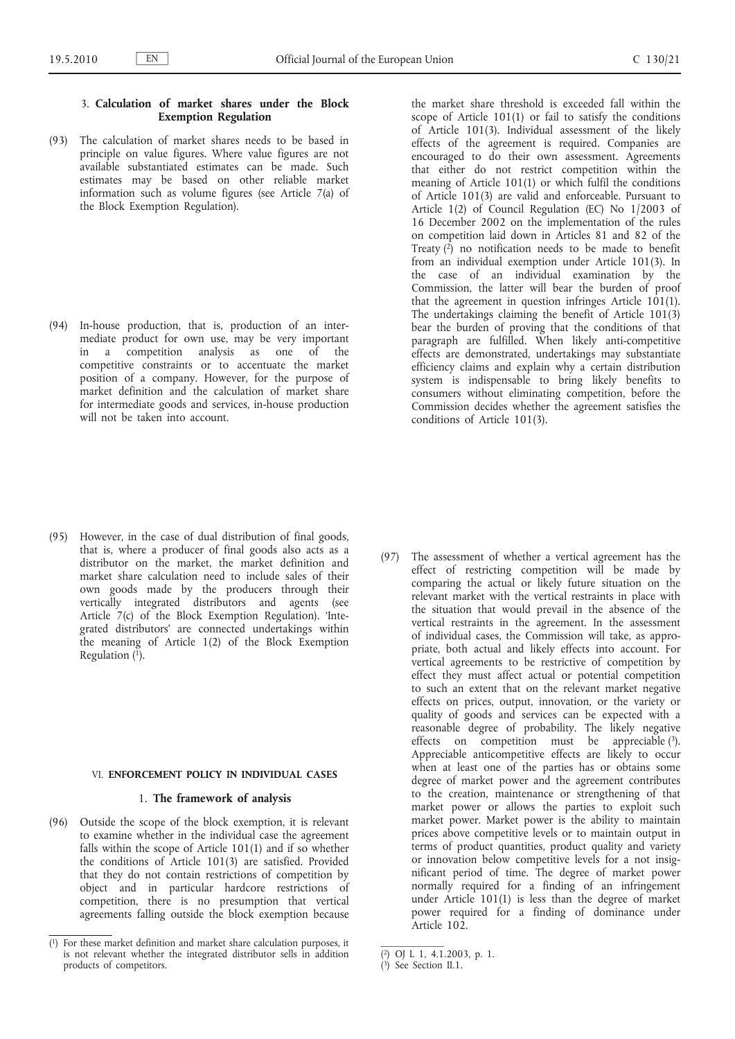### 3. **Calculation of market shares under the Block Exemption Regulation**

(93) The calculation of market shares needs to be based in principle on value figures. Where value figures are not available substantiated estimates can be made. Such estimates may be based on other reliable market information such as volume figures (see Article 7(a) of the Block Exemption Regulation).

(94) In-house production, that is, production of an intermediate product for own use, may be very important in a competition analysis as one of the competitive constraints or to accentuate the market position of a company. However, for the purpose of market definition and the calculation of market share for intermediate goods and services, in-house production will not be taken into account.

(95) However, in the case of dual distribution of final goods, that is, where a producer of final goods also acts as a distributor on the market, the market definition and market share calculation need to include sales of their own goods made by the producers through their vertically integrated distributors and agents (see Article 7(c) of the Block Exemption Regulation). 'Integrated distributors' are connected undertakings within the meaning of Article 1(2) of the Block Exemption Regulation [1].

## VI. **ENFORCEMENT POLICY IN INDIVIDUAL CASES**

### 1. **The framework of analysis**

(96) Outside the scope of the block exemption, it is relevant to examine whether in the individual case the agreement falls within the scope of Article 101(1) and if so whether the conditions of Article 101(3) are satisfied. Provided that they do not contain restrictions of competition by object and in particular hardcore restrictions of competition, there is no presumption that vertical agreements falling outside the block exemption because the market share threshold is exceeded fall within the scope of Article 101(1) or fail to satisfy the conditions of Article 101(3). Individual assessment of the likely effects of the agreement is required. Companies are encouraged to do their own assessment. Agreements that either do not restrict competition within the meaning of Article 101(1) or which fulfil the conditions of Article 101(3) are valid and enforceable. Pursuant to Article 1(2) of Council Regulation (EC) No 1/2003 of 16 December 2002 on the implementation of the rules on competition laid down in Articles 81 and 82 of the Treaty [2] no notification needs to be made to benefit from an individual exemption under Article 101(3). In the case of an individual examination by the Commission, the latter will bear the burden of proof that the agreement in question infringes Article 101(1). The undertakings claiming the benefit of Article 101(3) bear the burden of proving that the conditions of that paragraph are fulfilled. When likely anti-competitive effects are demonstrated, undertakings may substantiate efficiency claims and explain why a certain distribution system is indispensable to bring likely benefits to consumers without eliminating competition, before the Commission decides whether the agreement satisfies the conditions of Article 101(3).

(97) The assessment of whether a vertical agreement has the effect of restricting competition will be made by comparing the actual or likely future situation on the relevant market with the vertical restraints in place with the situation that would prevail in the absence of the vertical restraints in the agreement. In the assessment of individual cases, the Commission will take, as appropriate, both actual and likely effects into account. For vertical agreements to be restrictive of competition by effect they must affect actual or potential competition to such an extent that on the relevant market negative effects on prices, output, innovation, or the variety or quality of goods and services can be expected with a reasonable degree of probability. The likely negative effects on competition must be appreciable [3]. Appreciable anticompetitive effects are likely to occur when at least one of the parties has or obtains some degree of market power and the agreement contributes to the creation, maintenance or strengthening of that market power or allows the parties to exploit such market power. Market power is the ability to maintain prices above competitive levels or to maintain output in terms of product quantities, product quality and variety or innovation below competitive levels for a not insignificant period of time. The degree of market power normally required for a finding of an infringement under Article 101(1) is less than the degree of market power required for a finding of dominance under Article 102.

---

[1] For these market definition and market share calculation purposes, it is not relevant whether the integrated distributor sells in addition products of competitors.

[2] OJ L 1, 4.1.2003, p. 1.

[3] See Section II.1.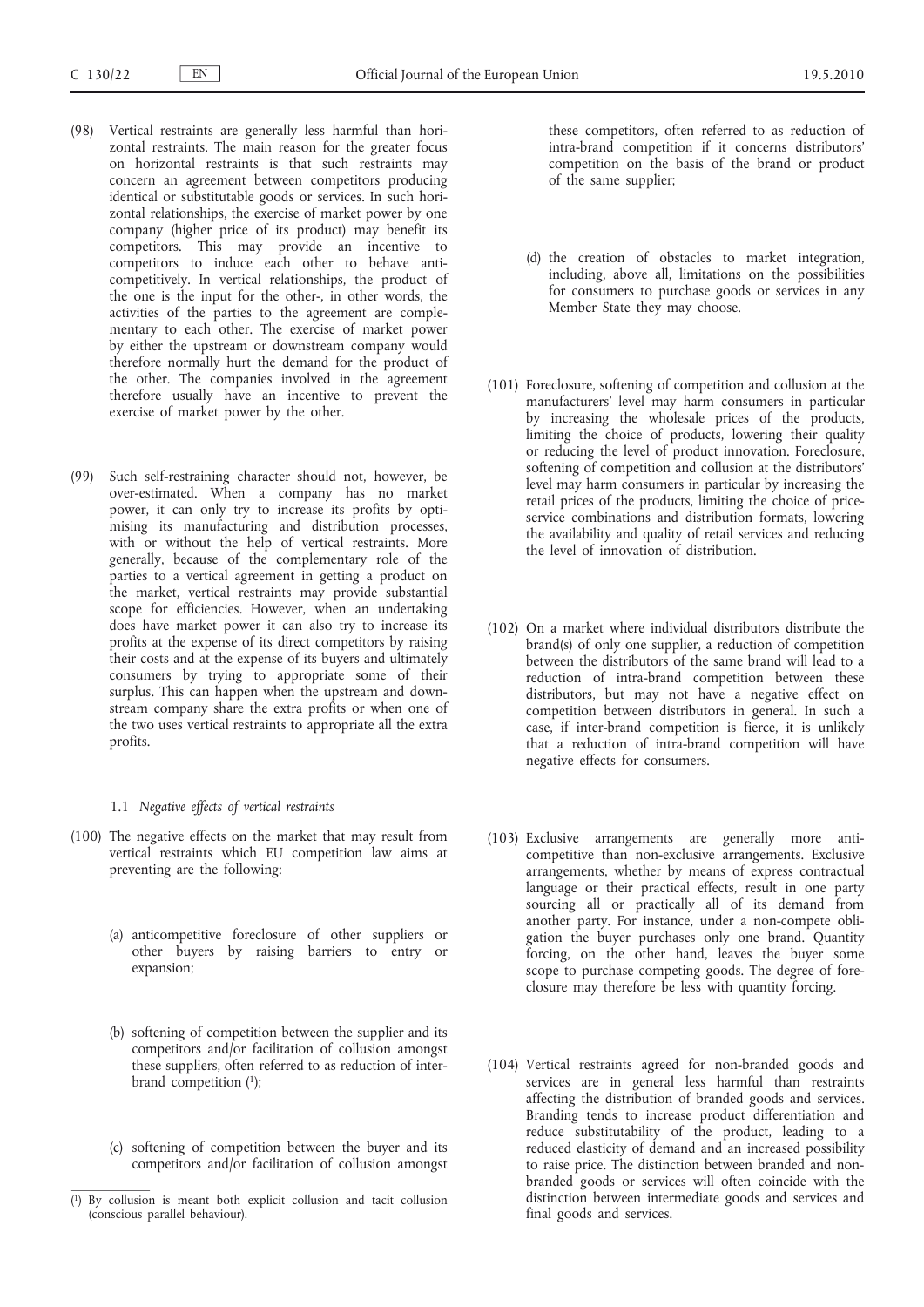(98) Vertical restraints are generally less harmful than horizontal restraints. The main reason for the greater focus on horizontal restraints is that such restraints may concern an agreement between competitors producing identical or substitutable goods or services. In such horizontal relationships, the exercise of market power by one company (higher price of its product) may benefit its competitors. This may provide an incentive to competitors to induce each other to behave anticompetitively. In vertical relationships, the product of the one is the input for the other-, in other words, the activities of the parties to the agreement are complementary to each other. The exercise of market power by either the upstream or downstream company would therefore normally hurt the demand for the product of the other. The companies involved in the agreement therefore usually have an incentive to prevent the exercise of market power by the other.

(99) Such self-restraining character should not, however, be over-estimated. When a company has no market power, it can only try to increase its profits by optimising its manufacturing and distribution processes, with or without the help of vertical restraints. More generally, because of the complementary role of the parties to a vertical agreement in getting a product on the market, vertical restraints may provide substantial scope for efficiencies. However, when an undertaking does have market power it can also try to increase its profits at the expense of its direct competitors by raising their costs and at the expense of its buyers and ultimately consumers by trying to appropriate some of their surplus. This can happen when the upstream and downstream company share the extra profits or when one of the two uses vertical restraints to appropriate all the extra profits.

### 1.1 *Negative effects of vertical restraints*

(100) The negative effects on the market that may result from vertical restraints which EU competition law aims at preventing are the following:

(a) anticompetitive foreclosure of other suppliers or other buyers by raising barriers to entry or expansion;

(b) softening of competition between the supplier and its competitors and/or facilitation of collusion amongst these suppliers, often referred to as reduction of inter-brand competition [1];

(c) softening of competition between the buyer and its competitors and/or facilitation of collusion amongst these competitors, often referred to as reduction of intra-brand competition if it concerns distributors' competition on the basis of the brand or product of the same supplier;

(d) the creation of obstacles to market integration, including, above all, limitations on the possibilities for consumers to purchase goods or services in any Member State they may choose.

(101) Foreclosure, softening of competition and collusion at the manufacturers' level may harm consumers in particular by increasing the wholesale prices of the products, limiting the choice of products, lowering their quality or reducing the level of product innovation. Foreclosure, softening of competition and collusion at the distributors' level may harm consumers in particular by increasing the retail prices of the products, limiting the choice of price-service combinations and distribution formats, lowering the availability and quality of retail services and reducing the level of innovation of distribution.

(102) On a market where individual distributors distribute the brand(s) of only one supplier, a reduction of competition between the distributors of the same brand will lead to a reduction of intra-brand competition between these distributors, but may not have a negative effect on competition between distributors in general. In such a case, if inter-brand competition is fierce, it is unlikely that a reduction of intra-brand competition will have negative effects for consumers.

(103) Exclusive arrangements are generally more anticompetitive than non-exclusive arrangements. Exclusive arrangements, whether by means of express contractual language or their practical effects, result in one party sourcing all or practically all of its demand from another party. For instance, under a non-compete obligation the buyer purchases only one brand. Quantity forcing, on the other hand, leaves the buyer some scope to purchase competing goods. The degree of foreclosure may therefore be less with quantity forcing.

(104) Vertical restraints agreed for non-branded goods and services are in general less harmful than restraints affecting the distribution of branded goods and services. Branding tends to increase product differentiation and reduce substitutability of the product, leading to a reduced elasticity of demand and an increased possibility to raise price. The distinction between branded and non-branded goods or services will often coincide with the distinction between intermediate goods and services and final goods and services.

---

[1] By collusion is meant both explicit collusion and tacit collusion (conscious parallel behaviour).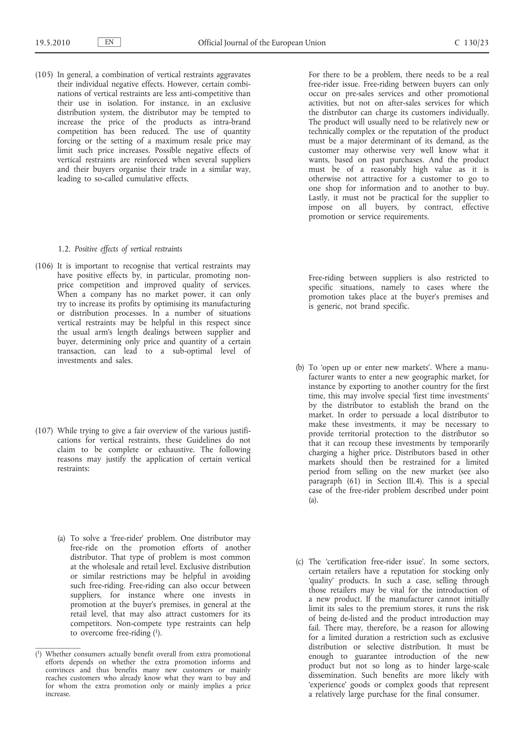(105) In general, a combination of vertical restraints aggravates their individual negative effects. However, certain combinations of vertical restraints are less anti-competitive than their use in isolation. For instance, in an exclusive distribution system, the distributor may be tempted to increase the price of the products as intra-brand competition has been reduced. The use of quantity forcing or the setting of a maximum resale price may limit such price increases. Possible negative effects of vertical restraints are reinforced when several suppliers and their buyers organise their trade in a similar way, leading to so-called cumulative effects.

### 1.2. *Positive effects of vertical restraints*

(106) It is important to recognise that vertical restraints may have positive effects by, in particular, promoting non-price competition and improved quality of services. When a company has no market power, it can only try to increase its profits by optimising its manufacturing or distribution processes. In a number of situations vertical restraints may be helpful in this respect since the usual arm's length dealings between supplier and buyer, determining only price and quantity of a certain transaction, can lead to a sub-optimal level of investments and sales.

(107) While trying to give a fair overview of the various justifications for vertical restraints, these Guidelines do not claim to be complete or exhaustive. The following reasons may justify the application of certain vertical restraints:

(a) To solve a 'free-rider' problem. One distributor may free-ride on the promotion efforts of another distributor. That type of problem is most common at the wholesale and retail level. Exclusive distribution or similar restrictions may be helpful in avoiding such free-riding. Free-riding can also occur between suppliers, for instance where one invests in promotion at the buyer's premises, in general at the retail level, that may also attract customers for its competitors. Non-compete type restraints can help to overcome free-riding [1].

For there to be a problem, there needs to be a real free-rider issue. Free-riding between buyers can only occur on pre-sales services and other promotional activities, but not on after-sales services for which the distributor can charge its customers individually. The product will usually need to be relatively new or technically complex or the reputation of the product must be a major determinant of its demand, as the customer may otherwise very well know what it wants, based on past purchases. And the product must be of a reasonably high value as it is otherwise not attractive for a customer to go to one shop for information and to another to buy. Lastly, it must not be practical for the supplier to impose on all buyers, by contract, effective promotion or service requirements.

Free-riding between suppliers is also restricted to specific situations, namely to cases where the promotion takes place at the buyer's premises and is generic, not brand specific.

(b) To 'open up or enter new markets'. Where a manufacturer wants to enter a new geographic market, for instance by exporting to another country for the first time, this may involve special 'first time investments' by the distributor to establish the brand on the market. In order to persuade a local distributor to make these investments, it may be necessary to provide territorial protection to the distributor so that it can recoup these investments by temporarily charging a higher price. Distributors based in other markets should then be restrained for a limited period from selling on the new market (see also paragraph (61) in Section III.4). This is a special case of the free-rider problem described under point (a).

(c) The 'certification free-rider issue'. In some sectors, certain retailers have a reputation for stocking only 'quality' products. In such a case, selling through those retailers may be vital for the introduction of a new product. If the manufacturer cannot initially limit its sales to the premium stores, it runs the risk of being de-listed and the product introduction may fail. There may, therefore, be a reason for allowing for a limited duration a restriction such as exclusive distribution or selective distribution. It must be enough to guarantee introduction of the new product but not so long as to hinder large-scale dissemination. Such benefits are more likely with 'experience' goods or complex goods that represent a relatively large purchase for the final consumer.

---

[1] Whether consumers actually benefit overall from extra promotional efforts depends on whether the extra promotion informs and convinces and thus benefits many new customers or mainly reaches customers who already know what they want to buy and for whom the extra promotion only or mainly implies a price increase.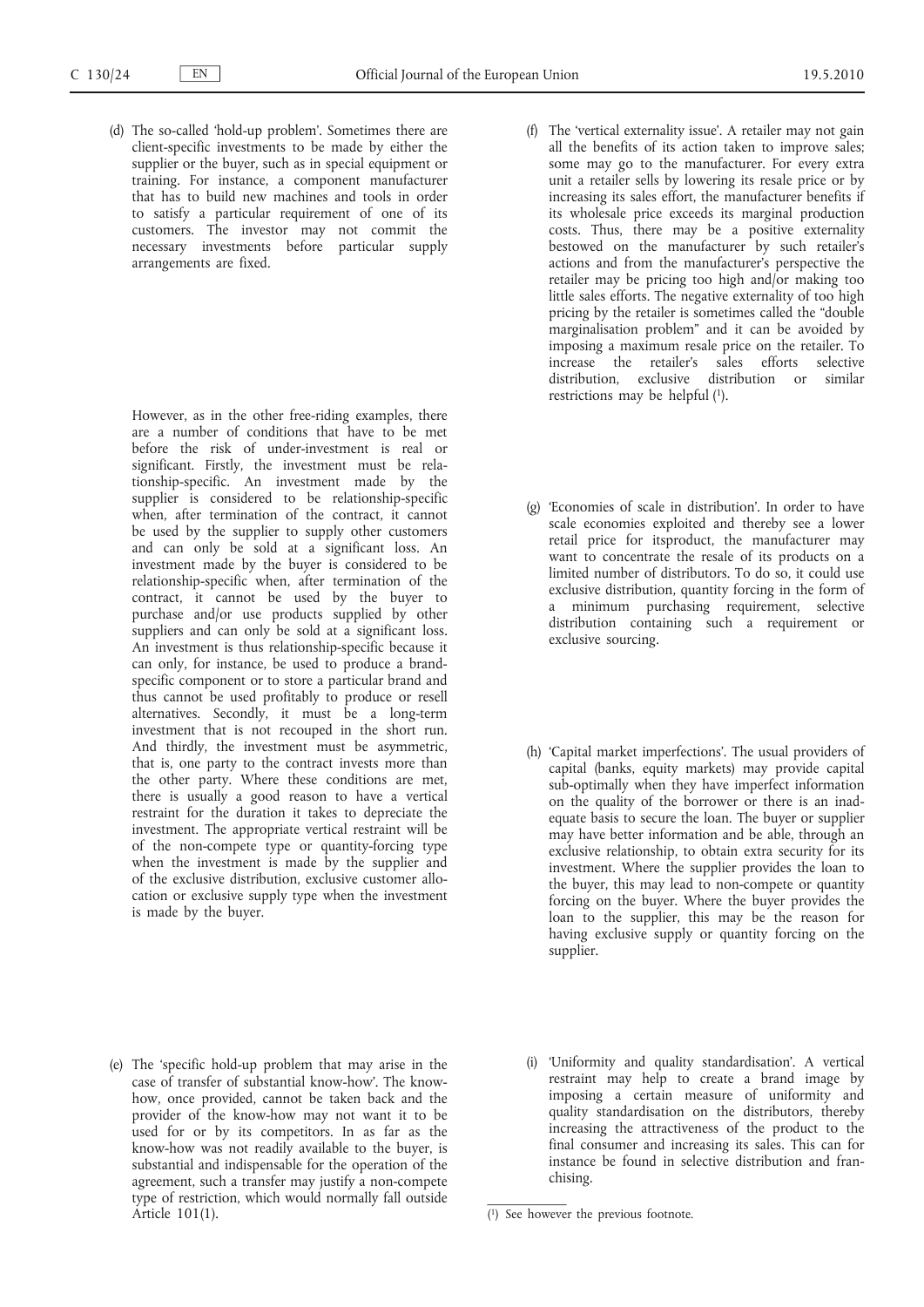(d) The so-called 'hold-up problem'. Sometimes there are client-specific investments to be made by either the supplier or the buyer, such as in special equipment or training. For instance, a component manufacturer that has to build new machines and tools in order to satisfy a particular requirement of one of its customers. The investor may not commit the necessary investments before particular supply arrangements are fixed.

However, as in the other free-riding examples, there are a number of conditions that have to be met before the risk of under-investment is real or significant. Firstly, the investment must be relationship-specific. An investment made by the supplier is considered to be relationship-specific when, after termination of the contract, it cannot be used by the supplier to supply other customers and can only be sold at a significant loss. An investment made by the buyer is considered to be relationship-specific when, after termination of the contract, it cannot be used by the buyer to purchase and/or use products supplied by other suppliers and can only be sold at a significant loss. An investment is thus relationship-specific because it can only, for instance, be used to produce a brand-specific component or to store a particular brand and thus cannot be used profitably to produce or resell alternatives. Secondly, it must be a long-term investment that is not recouped in the short run. And thirdly, the investment must be asymmetric, that is, one party to the contract invests more than the other party. Where these conditions are met, there is usually a good reason to have a vertical restraint for the duration it takes to depreciate the investment. The appropriate vertical restraint will be of the non-compete type or quantity-forcing type when the investment is made by the supplier and of the exclusive distribution, exclusive customer allocation or exclusive supply type when the investment is made by the buyer.

(e) The 'specific hold-up problem that may arise in the case of transfer of substantial know-how'. The know-how, once provided, cannot be taken back and the provider of the know-how may not want it to be used for or by its competitors. In as far as the know-how was not readily available to the buyer, is substantial and indispensable for the operation of the agreement, such a transfer may justify a non-compete type of restriction, which would normally fall outside Article 101(1).

(f) The 'vertical externality issue'. A retailer may not gain all the benefits of its action taken to improve sales; some may go to the manufacturer. For every extra unit a retailer sells by lowering its resale price or by increasing its sales effort, the manufacturer benefits if its wholesale price exceeds its marginal production costs. Thus, there may be a positive externality bestowed on the manufacturer by such retailer's actions and from the manufacturer's perspective the retailer may be pricing too high and/or making too little sales efforts. The negative externality of too high pricing by the retailer is sometimes called the "double marginalisation problem" and it can be avoided by imposing a maximum resale price on the retailer. To increase the retailer's sales efforts selective distribution, exclusive distribution or similar restrictions may be helpful [1].

(g) 'Economies of scale in distribution'. In order to have scale economies exploited and thereby see a lower retail price for itsproduct, the manufacturer may want to concentrate the resale of its products on a limited number of distributors. To do so, it could use exclusive distribution, quantity forcing in the form of a minimum purchasing requirement, selective distribution containing such a requirement or exclusive sourcing.

(h) 'Capital market imperfections'. The usual providers of capital (banks, equity markets) may provide capital sub-optimally when they have imperfect information on the quality of the borrower or there is an inadequate basis to secure the loan. The buyer or supplier may have better information and be able, through an exclusive relationship, to obtain extra security for its investment. Where the supplier provides the loan to the buyer, this may lead to non-compete or quantity forcing on the buyer. Where the buyer provides the loan to the supplier, this may be the reason for having exclusive supply or quantity forcing on the supplier.

(i) 'Uniformity and quality standardisation'. A vertical restraint may help to create a brand image by imposing a certain measure of uniformity and quality standardisation on the distributors, thereby increasing the attractiveness of the product to the final consumer and increasing its sales. This can for instance be found in selective distribution and franchising.

[1] See however the previous footnote.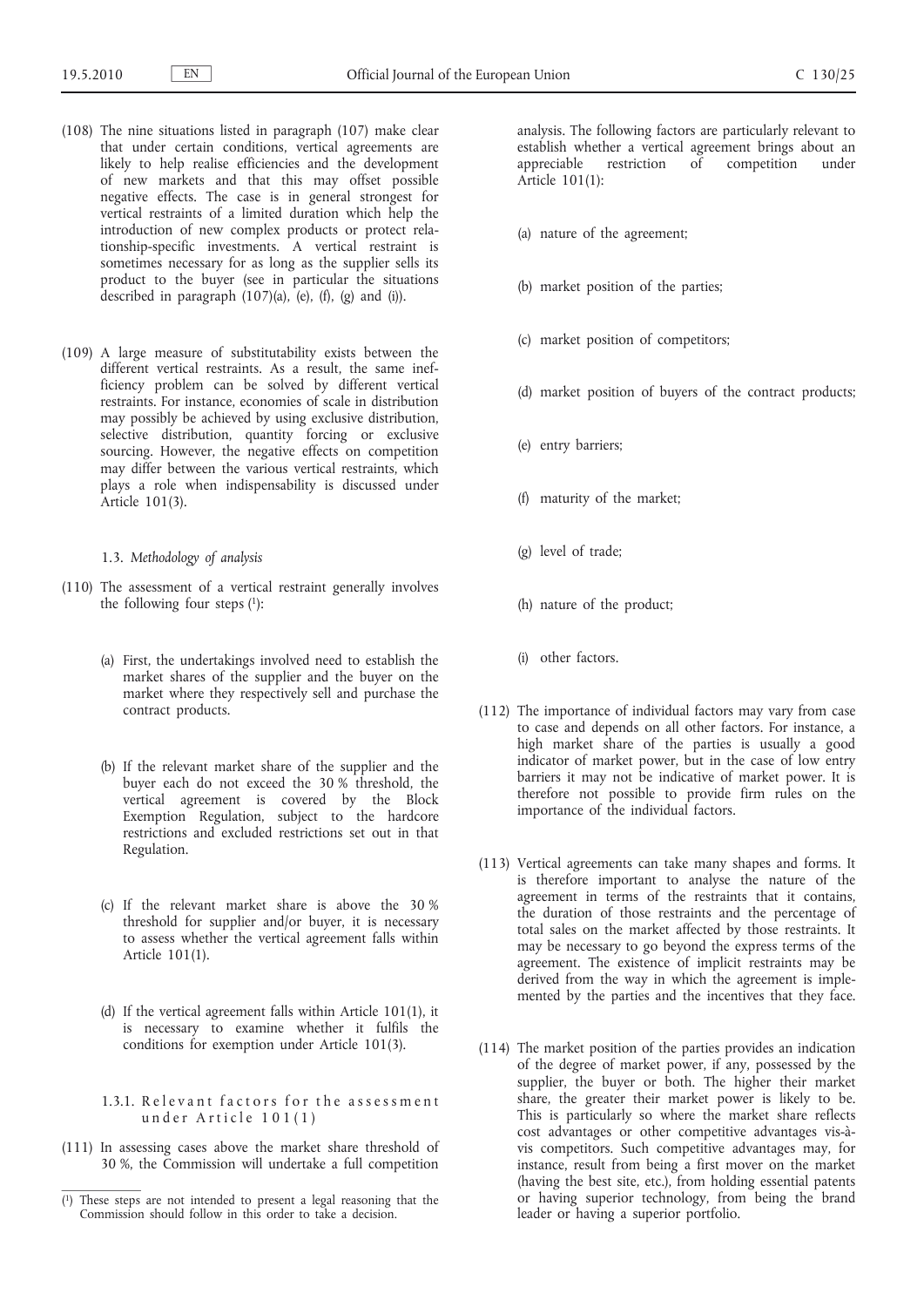(108) The nine situations listed in paragraph (107) make clear that under certain conditions, vertical agreements are likely to help realise efficiencies and the development of new markets and that this may offset possible negative effects. The case is in general strongest for vertical restraints of a limited duration which help the introduction of new complex products or protect relationship-specific investments. A vertical restraint is sometimes necessary for as long as the supplier sells its product to the buyer (see in particular the situations described in paragraph (107)(a), (e), (f), (g) and (i)).

(109) A large measure of substitutability exists between the different vertical restraints. As a result, the same inefficiency problem can be solved by different vertical restraints. For instance, economies of scale in distribution may possibly be achieved by using exclusive distribution, selective distribution, quantity forcing or exclusive sourcing. However, the negative effects on competition may differ between the various vertical restraints, which plays a role when indispensability is discussed under Article 101(3).

### 1.3. *Methodology of analysis*

(110) The assessment of a vertical restraint generally involves the following four steps [1]:

(a) First, the undertakings involved need to establish the market shares of the supplier and the buyer on the market where they respectively sell and purchase the contract products.

(b) If the relevant market share of the supplier and the buyer each do not exceed the 30 % threshold, the vertical agreement is covered by the Block Exemption Regulation, subject to the hardcore restrictions and excluded restrictions set out in that Regulation.

(c) If the relevant market share is above the 30 % threshold for supplier and/or buyer, it is necessary to assess whether the vertical agreement falls within Article 101(1).

(d) If the vertical agreement falls within Article 101(1), it is necessary to examine whether it fulfils the conditions for exemption under Article 101(3).

#### 1.3.1. Relevant factors for the assessment under Article 101(1)

(111) In assessing cases above the market share threshold of 30 %, the Commission will undertake a full competition analysis. The following factors are particularly relevant to establish whether a vertical agreement brings about an appreciable restriction of competition under Article 101(1):

(a) nature of the agreement;

(b) market position of the parties;

(c) market position of competitors;

(d) market position of buyers of the contract products;

(e) entry barriers;

(f) maturity of the market;

(g) level of trade;

(h) nature of the product;

(i) other factors.

(112) The importance of individual factors may vary from case to case and depends on all other factors. For instance, a high market share of the parties is usually a good indicator of market power, but in the case of low entry barriers it may not be indicative of market power. It is therefore not possible to provide firm rules on the importance of the individual factors.

(113) Vertical agreements can take many shapes and forms. It is therefore important to analyse the nature of the agreement in terms of the restraints that it contains, the duration of those restraints and the percentage of total sales on the market affected by those restraints. It may be necessary to go beyond the express terms of the agreement. The existence of implicit restraints may be derived from the way in which the agreement is implemented by the parties and the incentives that they face.

(114) The market position of the parties provides an indication of the degree of market power, if any, possessed by the supplier, the buyer or both. The higher their market share, the greater their market power is likely to be. This is particularly so where the market share reflects cost advantages or other competitive advantages vis-à-vis competitors. Such competitive advantages may, for instance, result from being a first mover on the market (having the best site, etc.), from holding essential patents or having superior technology, from being the brand leader or having a superior portfolio.

---

[1] These steps are not intended to present a legal reasoning that the Commission should follow in this order to take a decision.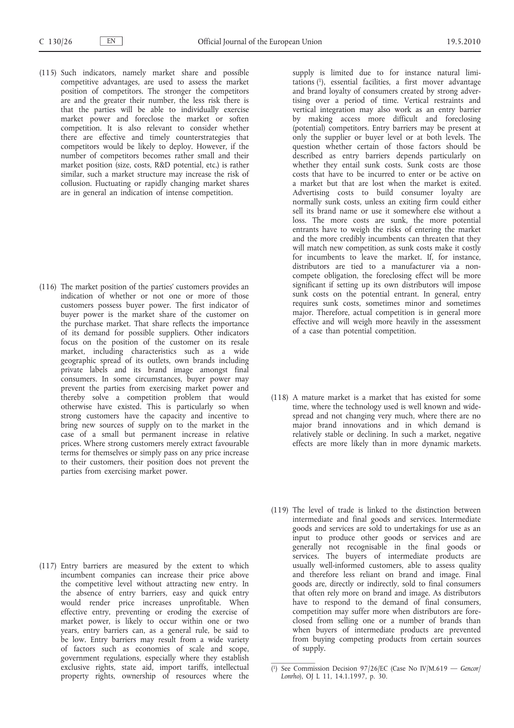(115) Such indicators, namely market share and possible competitive advantages, are used to assess the market position of competitors. The stronger the competitors are and the greater their number, the less risk there is that the parties will be able to individually exercise market power and foreclose the market or soften competition. It is also relevant to consider whether there are effective and timely counterstrategies that competitors would be likely to deploy. However, if the number of competitors becomes rather small and their market position (size, costs, R&D potential, etc.) is rather similar, such a market structure may increase the risk of collusion. Fluctuating or rapidly changing market shares are in general an indication of intense competition.

(116) The market position of the parties' customers provides an indication of whether or not one or more of those customers possess buyer power. The first indicator of buyer power is the market share of the customer on the purchase market. That share reflects the importance of its demand for possible suppliers. Other indicators focus on the position of the customer on its resale market, including characteristics such as a wide geographic spread of its outlets, own brands including private labels and its brand image amongst final consumers. In some circumstances, buyer power may prevent the parties from exercising market power and thereby solve a competition problem that would otherwise have existed. This is particularly so when strong customers have the capacity and incentive to bring new sources of supply on to the market in the case of a small but permanent increase in relative prices. Where strong customers merely extract favourable terms for themselves or simply pass on any price increase to their customers, their position does not prevent the parties from exercising market power.

(117) Entry barriers are measured by the extent to which incumbent companies can increase their price above the competitive level without attracting new entry. In the absence of entry barriers, easy and quick entry would render price increases unprofitable. When effective entry, preventing or eroding the exercise of market power, is likely to occur within one or two years, entry barriers can, as a general rule, be said to be low. Entry barriers may result from a wide variety of factors such as economies of scale and scope, government regulations, especially where they establish exclusive rights, state aid, import tariffs, intellectual property rights, ownership of resources where the supply is limited due to for instance natural limitations [1], essential facilities, a first mover advantage and brand loyalty of consumers created by strong advertising over a period of time. Vertical restraints and vertical integration may also work as an entry barrier by making access more difficult and foreclosing (potential) competitors. Entry barriers may be present at only the supplier or buyer level or at both levels. The question whether certain of those factors should be described as entry barriers depends particularly on whether they entail sunk costs. Sunk costs are those costs that have to be incurred to enter or be active on a market but that are lost when the market is exited. Advertising costs to build consumer loyalty are normally sunk costs, unless an exiting firm could either sell its brand name or use it somewhere else without a loss. The more costs are sunk, the more potential entrants have to weigh the risks of entering the market and the more credibly incumbents can threaten that they will match new competition, as sunk costs make it costly for incumbents to leave the market. If, for instance, distributors are tied to a manufacturer via a non-compete obligation, the foreclosing effect will be more significant if setting up its own distributors will impose sunk costs on the potential entrant. In general, entry requires sunk costs, sometimes minor and sometimes major. Therefore, actual competition is in general more effective and will weigh more heavily in the assessment of a case than potential competition.

(118) A mature market is a market that has existed for some time, where the technology used is well known and widespread and not changing very much, where there are no major brand innovations and in which demand is relatively stable or declining. In such a market, negative effects are more likely than in more dynamic markets.

(119) The level of trade is linked to the distinction between intermediate and final goods and services. Intermediate goods and services are sold to undertakings for use as an input to produce other goods or services and are generally not recognisable in the final goods or services. The buyers of intermediate products are usually well-informed customers, able to assess quality and therefore less reliant on brand and image. Final goods are, directly or indirectly, sold to final consumers that often rely more on brand and image. As distributors have to respond to the demand of final consumers, competition may suffer more when distributors are foreclosed from selling one or a number of brands than when buyers of intermediate products are prevented from buying competing products from certain sources of supply.

---

[1] See Commission Decision 97/26/EC (Case No IV/M.619 — *Gencor/Lonrho*), OJ L 11, 14.1.1997, p. 30.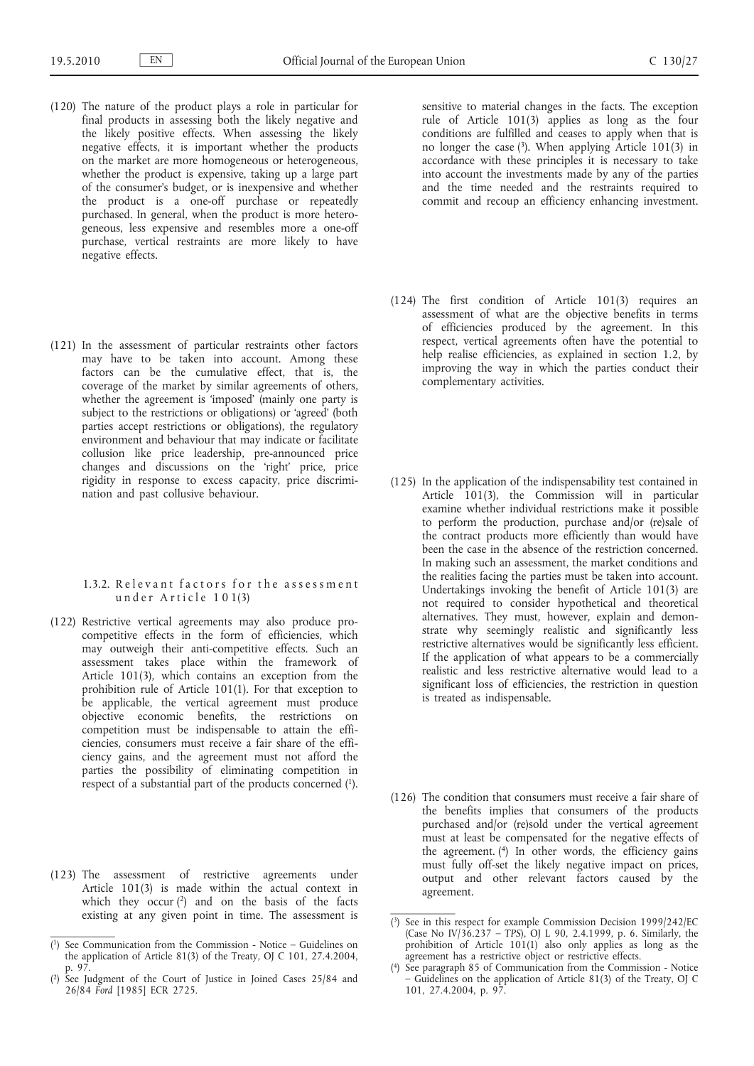(120) The nature of the product plays a role in particular for final products in assessing both the likely negative and the likely positive effects. When assessing the likely negative effects, it is important whether the products on the market are more homogeneous or heterogeneous, whether the product is expensive, taking up a large part of the consumer's budget, or is inexpensive and whether the product is a one-off purchase or repeatedly purchased. In general, when the product is more heterogeneous, less expensive and resembles more a one-off purchase, vertical restraints are more likely to have negative effects.

(121) In the assessment of particular restraints other factors may have to be taken into account. Among these factors can be the cumulative effect, that is, the coverage of the market by similar agreements of others, whether the agreement is 'imposed' (mainly one party is subject to the restrictions or obligations) or 'agreed' (both parties accept restrictions or obligations), the regulatory environment and behaviour that may indicate or facilitate collusion like price leadership, pre-announced price changes and discussions on the 'right' price, price rigidity in response to excess capacity, price discrimination and past collusive behaviour.

### 1.3.2. Relevant factors for the assessment under Article 101(3)

(122) Restrictive vertical agreements may also produce pro-competitive effects in the form of efficiencies, which may outweigh their anti-competitive effects. Such an assessment takes place within the framework of Article 101(3), which contains an exception from the prohibition rule of Article 101(1). For that exception to be applicable, the vertical agreement must produce objective economic benefits, the restrictions on competition must be indispensable to attain the efficiencies, consumers must receive a fair share of the efficiency gains, and the agreement must not afford the parties the possibility of eliminating competition in respect of a substantial part of the products concerned [1].

(123) The assessment of restrictive agreements under Article 101(3) is made within the actual context in which they occur [2] and on the basis of the facts existing at any given point in time. The assessment is sensitive to material changes in the facts. The exception rule of Article 101(3) applies as long as the four conditions are fulfilled and ceases to apply when that is no longer the case [3]. When applying Article 101(3) in accordance with these principles it is necessary to take into account the investments made by any of the parties and the time needed and the restraints required to commit and recoup an efficiency enhancing investment.

(124) The first condition of Article 101(3) requires an assessment of what are the objective benefits in terms of efficiencies produced by the agreement. In this respect, vertical agreements often have the potential to help realise efficiencies, as explained in section 1.2, by improving the way in which the parties conduct their complementary activities.

(125) In the application of the indispensability test contained in Article 101(3), the Commission will in particular examine whether individual restrictions make it possible to perform the production, purchase and/or (re)sale of the contract products more efficiently than would have been the case in the absence of the restriction concerned. In making such an assessment, the market conditions and the realities facing the parties must be taken into account. Undertakings invoking the benefit of Article 101(3) are not required to consider hypothetical and theoretical alternatives. They must, however, explain and demonstrate why seemingly realistic and significantly less restrictive alternatives would be significantly less efficient. If the application of what appears to be a commercially realistic and less restrictive alternative would lead to a significant loss of efficiencies, the restriction in question is treated as indispensable.

(126) The condition that consumers must receive a fair share of the benefits implies that consumers of the products purchased and/or (re)sold under the vertical agreement must at least be compensated for the negative effects of the agreement. [4] In other words, the efficiency gains must fully off-set the likely negative impact on prices, output and other relevant factors caused by the agreement.

---

[1] See Communication from the Commission - Notice – Guidelines on the application of Article 81(3) of the Treaty, OJ C 101, 27.4.2004, p. 97.

[2] See Judgment of the Court of Justice in Joined Cases 25/84 and 26/84 *Ford* [1985] ECR 2725.

[3] See in this respect for example Commission Decision 1999/242/EC (Case No IV/36.237 – *TPS*), OJ L 90, 2.4.1999, p. 6. Similarly, the prohibition of Article 101(1) also only applies as long as the agreement has a restrictive object or restrictive effects.

[4] See paragraph 85 of Communication from the Commission - Notice – Guidelines on the application of Article 81(3) of the Treaty, OJ C 101, 27.4.2004, p. 97.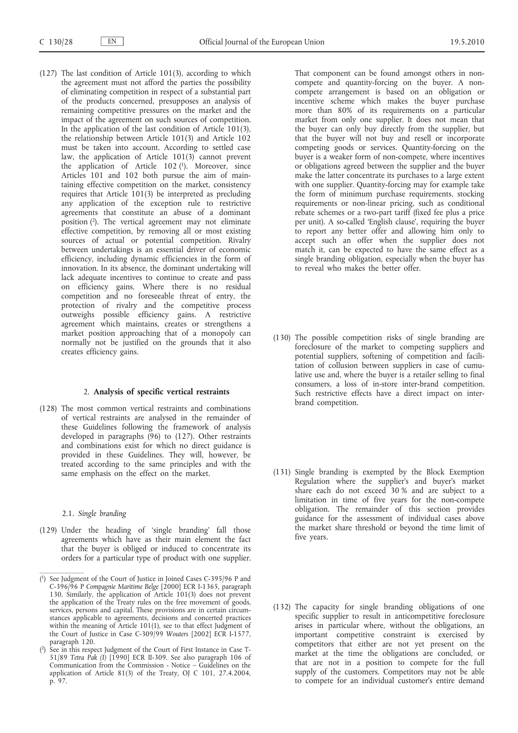(127) The last condition of Article 101(3), according to which the agreement must not afford the parties the possibility of eliminating competition in respect of a substantial part of the products concerned, presupposes an analysis of remaining competitive pressures on the market and the impact of the agreement on such sources of competition. In the application of the last condition of Article 101(3), the relationship between Article 101(3) and Article 102 must be taken into account. According to settled case law, the application of Article 101(3) cannot prevent the application of Article 102 [1]. Moreover, since Articles 101 and 102 both pursue the aim of maintaining effective competition on the market, consistency requires that Article 101(3) be interpreted as precluding any application of the exception rule to restrictive agreements that constitute an abuse of a dominant position [2]. The vertical agreement may not eliminate effective competition, by removing all or most existing sources of actual or potential competition. Rivalry between undertakings is an essential driver of economic efficiency, including dynamic efficiencies in the form of innovation. In its absence, the dominant undertaking will lack adequate incentives to continue to create and pass on efficiency gains. Where there is no residual competition and no foreseeable threat of entry, the protection of rivalry and the competitive process outweighs possible efficiency gains. A restrictive agreement which maintains, creates or strengthens a market position approaching that of a monopoly can normally not be justified on the grounds that it also creates efficiency gains.

## 2. **Analysis of specific vertical restraints**

(128) The most common vertical restraints and combinations of vertical restraints are analysed in the remainder of these Guidelines following the framework of analysis developed in paragraphs (96) to (127). Other restraints and combinations exist for which no direct guidance is provided in these Guidelines. They will, however, be treated according to the same principles and with the same emphasis on the effect on the market.

### 2.1. *Single branding*

(129) Under the heading of 'single branding' fall those agreements which have as their main element the fact that the buyer is obliged or induced to concentrate its orders for a particular type of product with one supplier. That component can be found amongst others in non-compete and quantity-forcing on the buyer. A non-compete arrangement is based on an obligation or incentive scheme which makes the buyer purchase more than 80% of its requirements on a particular market from only one supplier. It does not mean that the buyer can only buy directly from the supplier, but that the buyer will not buy and resell or incorporate competing goods or services. Quantity-forcing on the buyer is a weaker form of non-compete, where incentives or obligations agreed between the supplier and the buyer make the latter concentrate its purchases to a large extent with one supplier. Quantity-forcing may for example take the form of minimum purchase requirements, stocking requirements or non-linear pricing, such as conditional rebate schemes or a two-part tariff (fixed fee plus a price per unit). A so-called 'English clause', requiring the buyer to report any better offer and allowing him only to accept such an offer when the supplier does not match it, can be expected to have the same effect as a single branding obligation, especially when the buyer has to reveal who makes the better offer.

(130) The possible competition risks of single branding are foreclosure of the market to competing suppliers and potential suppliers, softening of competition and facilitation of collusion between suppliers in case of cumulative use and, where the buyer is a retailer selling to final consumers, a loss of in-store inter-brand competition. Such restrictive effects have a direct impact on inter-brand competition.

(131) Single branding is exempted by the Block Exemption Regulation where the supplier's and buyer's market share each do not exceed 30 % and are subject to a limitation in time of five years for the non-compete obligation. The remainder of this section provides guidance for the assessment of individual cases above the market share threshold or beyond the time limit of five years.

(132) The capacity for single branding obligations of one specific supplier to result in anticompetitive foreclosure arises in particular where, without the obligations, an important competitive constraint is exercised by competitors that either are not yet present on the market at the time the obligations are concluded, or that are not in a position to compete for the full supply of the customers. Competitors may not be able to compete for an individual customer's entire demand

---

[1] See Judgment of the Court of Justice in Joined Cases C-395/96 P and C-396/96 P *Compagnie Maritime Belge* [2000] ECR I-1365, paragraph 130. Similarly, the application of Article 101(3) does not prevent the application of the Treaty rules on the free movement of goods, services, persons and capital. These provisions are in certain circumstances applicable to agreements, decisions and concerted practices within the meaning of Article 101(1), see to that effect Judgment of the Court of Justice in Case C-309/99 *Wouters* [2002] ECR I-1577, paragraph 120.

[2] See in this respect Judgment of the Court of First Instance in Case T-51/89 *Tetra Pak (I)* [1990] ECR II-309. See also paragraph 106 of Communication from the Commission - Notice – Guidelines on the application of Article 81(3) of the Treaty, OJ C 101, 27.4.2004, p. 97.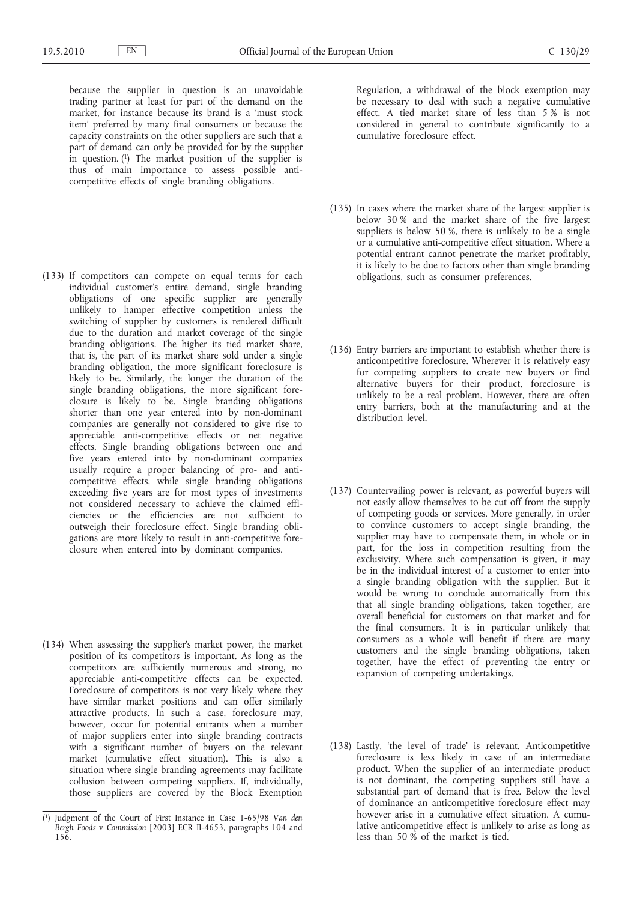because the supplier in question is an unavoidable trading partner at least for part of the demand on the market, for instance because its brand is a 'must stock item' preferred by many final consumers or because the capacity constraints on the other suppliers are such that a part of demand can only be provided for by the supplier in question. [1] The market position of the supplier is thus of main importance to assess possible anti-competitive effects of single branding obligations.

(133) If competitors can compete on equal terms for each individual customer's entire demand, single branding obligations of one specific supplier are generally unlikely to hamper effective competition unless the switching of supplier by customers is rendered difficult due to the duration and market coverage of the single branding obligations. The higher its tied market share, that is, the part of its market share sold under a single branding obligation, the more significant foreclosure is likely to be. Similarly, the longer the duration of the single branding obligations, the more significant foreclosure is likely to be. Single branding obligations shorter than one year entered into by non-dominant companies are generally not considered to give rise to appreciable anti-competitive effects or net negative effects. Single branding obligations between one and five years entered into by non-dominant companies usually require a proper balancing of pro- and anti-competitive effects, while single branding obligations exceeding five years are for most types of investments not considered necessary to achieve the claimed efficiencies or the efficiencies are not sufficient to outweigh their foreclosure effect. Single branding obligations are more likely to result in anti-competitive foreclosure when entered into by dominant companies.

(134) When assessing the supplier's market power, the market position of its competitors is important. As long as the competitors are sufficiently numerous and strong, no appreciable anti-competitive effects can be expected. Foreclosure of competitors is not very likely where they have similar market positions and can offer similarly attractive products. In such a case, foreclosure may, however, occur for potential entrants when a number of major suppliers enter into single branding contracts with a significant number of buyers on the relevant market (cumulative effect situation). This is also a situation where single branding agreements may facilitate collusion between competing suppliers. If, individually, those suppliers are covered by the Block Exemption Regulation, a withdrawal of the block exemption may be necessary to deal with such a negative cumulative effect. A tied market share of less than 5 % is not considered in general to contribute significantly to a cumulative foreclosure effect.

(135) In cases where the market share of the largest supplier is below 30 % and the market share of the five largest suppliers is below 50 %, there is unlikely to be a single or a cumulative anti-competitive effect situation. Where a potential entrant cannot penetrate the market profitably, it is likely to be due to factors other than single branding obligations, such as consumer preferences.

(136) Entry barriers are important to establish whether there is anticompetitive foreclosure. Wherever it is relatively easy for competing suppliers to create new buyers or find alternative buyers for their product, foreclosure is unlikely to be a real problem. However, there are often entry barriers, both at the manufacturing and at the distribution level.

(137) Countervailing power is relevant, as powerful buyers will not easily allow themselves to be cut off from the supply of competing goods or services. More generally, in order to convince customers to accept single branding, the supplier may have to compensate them, in whole or in part, for the loss in competition resulting from the exclusivity. Where such compensation is given, it may be in the individual interest of a customer to enter into a single branding obligation with the supplier. But it would be wrong to conclude automatically from this that all single branding obligations, taken together, are overall beneficial for customers on that market and for the final consumers. It is in particular unlikely that consumers as a whole will benefit if there are many customers and the single branding obligations, taken together, have the effect of preventing the entry or expansion of competing undertakings.

(138) Lastly, 'the level of trade' is relevant. Anticompetitive foreclosure is less likely in case of an intermediate product. When the supplier of an intermediate product is not dominant, the competing suppliers still have a substantial part of demand that is free. Below the level of dominance an anticompetitive foreclosure effect may however arise in a cumulative effect situation. A cumulative anticompetitive effect is unlikely to arise as long as less than 50 % of the market is tied.

[1] Judgment of the Court of First Instance in Case T-65/98 *Van den Bergh Foods* v *Commission* [2003] ECR II-4653, paragraphs 104 and 156.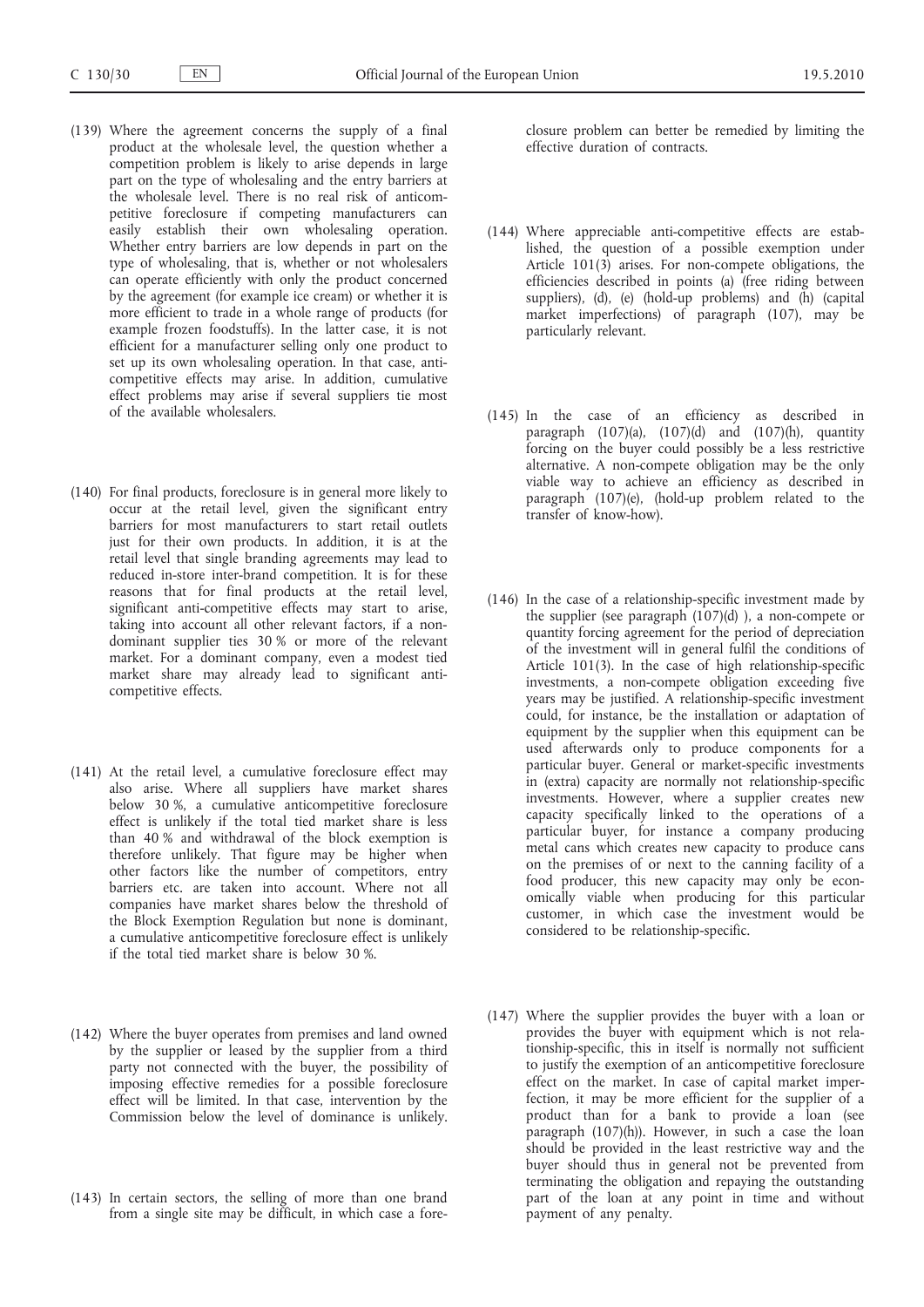(139) Where the agreement concerns the supply of a final product at the wholesale level, the question whether a competition problem is likely to arise depends in large part on the type of wholesaling and the entry barriers at the wholesale level. There is no real risk of anticompetitive foreclosure if competing manufacturers can easily establish their own wholesaling operation. Whether entry barriers are low depends in part on the type of wholesaling, that is, whether or not wholesalers can operate efficiently with only the product concerned by the agreement (for example ice cream) or whether it is more efficient to trade in a whole range of products (for example frozen foodstuffs). In the latter case, it is not efficient for a manufacturer selling only one product to set up its own wholesaling operation. In that case, anticompetitive effects may arise. In addition, cumulative effect problems may arise if several suppliers tie most of the available wholesalers.

(140) For final products, foreclosure is in general more likely to occur at the retail level, given the significant entry barriers for most manufacturers to start retail outlets just for their own products. In addition, it is at the retail level that single branding agreements may lead to reduced in-store inter-brand competition. It is for these reasons that for final products at the retail level, significant anti-competitive effects may start to arise, taking into account all other relevant factors, if a non-dominant supplier ties 30 % or more of the relevant market. For a dominant company, even a modest tied market share may already lead to significant anti-competitive effects.

(141) At the retail level, a cumulative foreclosure effect may also arise. Where all suppliers have market shares below 30 %, a cumulative anticompetitive foreclosure effect is unlikely if the total tied market share is less than 40 % and withdrawal of the block exemption is therefore unlikely. That figure may be higher when other factors like the number of competitors, entry barriers etc. are taken into account. Where not all companies have market shares below the threshold of the Block Exemption Regulation but none is dominant, a cumulative anticompetitive foreclosure effect is unlikely if the total tied market share is below 30 %.

(142) Where the buyer operates from premises and land owned by the supplier or leased by the supplier from a third party not connected with the buyer, the possibility of imposing effective remedies for a possible foreclosure effect will be limited. In that case, intervention by the Commission below the level of dominance is unlikely.

(143) In certain sectors, the selling of more than one brand from a single site may be difficult, in which case a foreclosure problem can better be remedied by limiting the effective duration of contracts.

(144) Where appreciable anti-competitive effects are established, the question of a possible exemption under Article 101(3) arises. For non-compete obligations, the efficiencies described in points (a) (free riding between suppliers), (d), (e) (hold-up problems) and (h) (capital market imperfections) of paragraph (107), may be particularly relevant.

(145) In the case of an efficiency as described in paragraph (107)(a), (107)(d) and (107)(h), quantity forcing on the buyer could possibly be a less restrictive alternative. A non-compete obligation may be the only viable way to achieve an efficiency as described in paragraph (107)(e), (hold-up problem related to the transfer of know-how).

(146) In the case of a relationship-specific investment made by the supplier (see paragraph (107)(d) ), a non-compete or quantity forcing agreement for the period of depreciation of the investment will in general fulfil the conditions of Article 101(3). In the case of high relationship-specific investments, a non-compete obligation exceeding five years may be justified. A relationship-specific investment could, for instance, be the installation or adaptation of equipment by the supplier when this equipment can be used afterwards only to produce components for a particular buyer. General or market-specific investments in (extra) capacity are normally not relationship-specific investments. However, where a supplier creates new capacity specifically linked to the operations of a particular buyer, for instance a company producing metal cans which creates new capacity to produce cans on the premises of or next to the canning facility of a food producer, this new capacity may only be economically viable when producing for this particular customer, in which case the investment would be considered to be relationship-specific.

(147) Where the supplier provides the buyer with a loan or provides the buyer with equipment which is not relationship-specific, this in itself is normally not sufficient to justify the exemption of an anticompetitive foreclosure effect on the market. In case of capital market imperfection, it may be more efficient for the supplier of a product than for a bank to provide a loan (see paragraph (107)(h)). However, in such a case the loan should be provided in the least restrictive way and the buyer should thus in general not be prevented from terminating the obligation and repaying the outstanding part of the loan at any point in time and without payment of any penalty.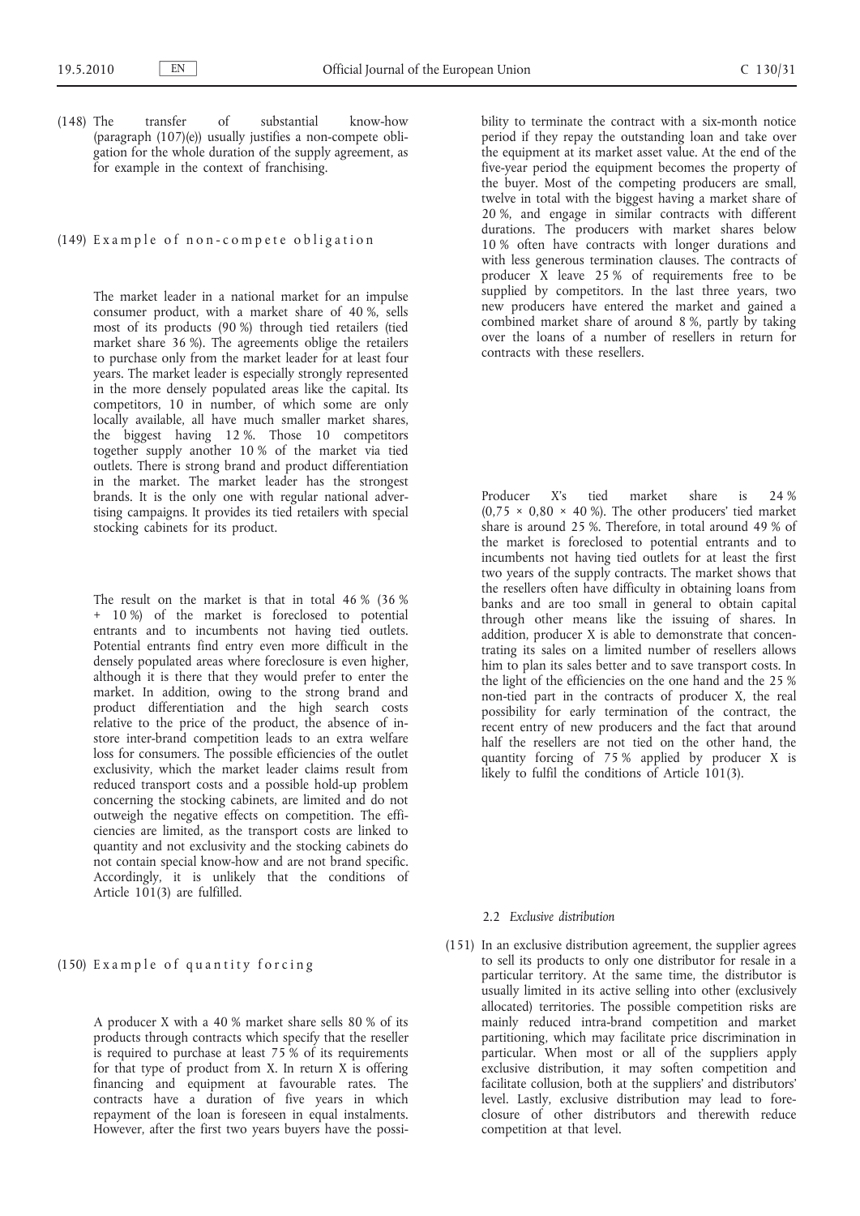(148) The transfer of substantial know-how (paragraph (107)(e)) usually justifies a non-compete obligation for the whole duration of the supply agreement, as for example in the context of franchising.

(149) Example of non-compete obligation

The market leader in a national market for an impulse consumer product, with a market share of 40 %, sells most of its products (90 %) through tied retailers (tied market share 36 %). The agreements oblige the retailers to purchase only from the market leader for at least four years. The market leader is especially strongly represented in the more densely populated areas like the capital. Its competitors, 10 in number, of which some are only locally available, all have much smaller market shares, the biggest having 12 %. Those 10 competitors together supply another 10 % of the market via tied outlets. There is strong brand and product differentiation in the market. The market leader has the strongest brands. It is the only one with regular national advertising campaigns. It provides its tied retailers with special stocking cabinets for its product.

The result on the market is that in total 46 % (36 % + 10 %) of the market is foreclosed to potential entrants and to incumbents not having tied outlets. Potential entrants find entry even more difficult in the densely populated areas where foreclosure is even higher, although it is there that they would prefer to enter the market. In addition, owing to the strong brand and product differentiation and the high search costs relative to the price of the product, the absence of in-store inter-brand competition leads to an extra welfare loss for consumers. The possible efficiencies of the outlet exclusivity, which the market leader claims result from reduced transport costs and a possible hold-up problem concerning the stocking cabinets, are limited and do not outweigh the negative effects on competition. The efficiencies are limited, as the transport costs are linked to quantity and not exclusivity and the stocking cabinets do not contain special know-how and are not brand specific. Accordingly, it is unlikely that the conditions of Article 101(3) are fulfilled.

(150) Example of quantity forcing

A producer X with a 40 % market share sells 80 % of its products through contracts which specify that the reseller is required to purchase at least 75 % of its requirements for that type of product from X. In return X is offering financing and equipment at favourable rates. The contracts have a duration of five years in which repayment of the loan is foreseen in equal instalments. However, after the first two years buyers have the possibility to terminate the contract with a six-month notice period if they repay the outstanding loan and take over the equipment at its market asset value. At the end of the five-year period the equipment becomes the property of the buyer. Most of the competing producers are small, twelve in total with the biggest having a market share of 20 %, and engage in similar contracts with different durations. The producers with market shares below 10 % often have contracts with longer durations and with less generous termination clauses. The contracts of producer X leave 25 % of requirements free to be supplied by competitors. In the last three years, two new producers have entered the market and gained a combined market share of around 8 %, partly by taking over the loans of a number of resellers in return for contracts with these resellers.

Producer X's tied market share is 24 % ($0{,}75 \times 0{,}80 \times 40$ %). The other producers' tied market share is around 25 %. Therefore, in total around 49 % of the market is foreclosed to potential entrants and to incumbents not having tied outlets for at least the first two years of the supply contracts. The market shows that the resellers often have difficulty in obtaining loans from banks and are too small in general to obtain capital through other means like the issuing of shares. In addition, producer X is able to demonstrate that concentrating its sales on a limited number of resellers allows him to plan its sales better and to save transport costs. In the light of the efficiencies on the one hand and the 25 % non-tied part in the contracts of producer X, the real possibility for early termination of the contract, the recent entry of new producers and the fact that around half the resellers are not tied on the other hand, the quantity forcing of 75 % applied by producer X is likely to fulfil the conditions of Article 101(3).

2.2 *Exclusive distribution*

(151) In an exclusive distribution agreement, the supplier agrees to sell its products to only one distributor for resale in a particular territory. At the same time, the distributor is usually limited in its active selling into other (exclusively allocated) territories. The possible competition risks are mainly reduced intra-brand competition and market partitioning, which may facilitate price discrimination in particular. When most or all of the suppliers apply exclusive distribution, it may soften competition and facilitate collusion, both at the suppliers' and distributors' level. Lastly, exclusive distribution may lead to foreclosure of other distributors and therewith reduce competition at that level.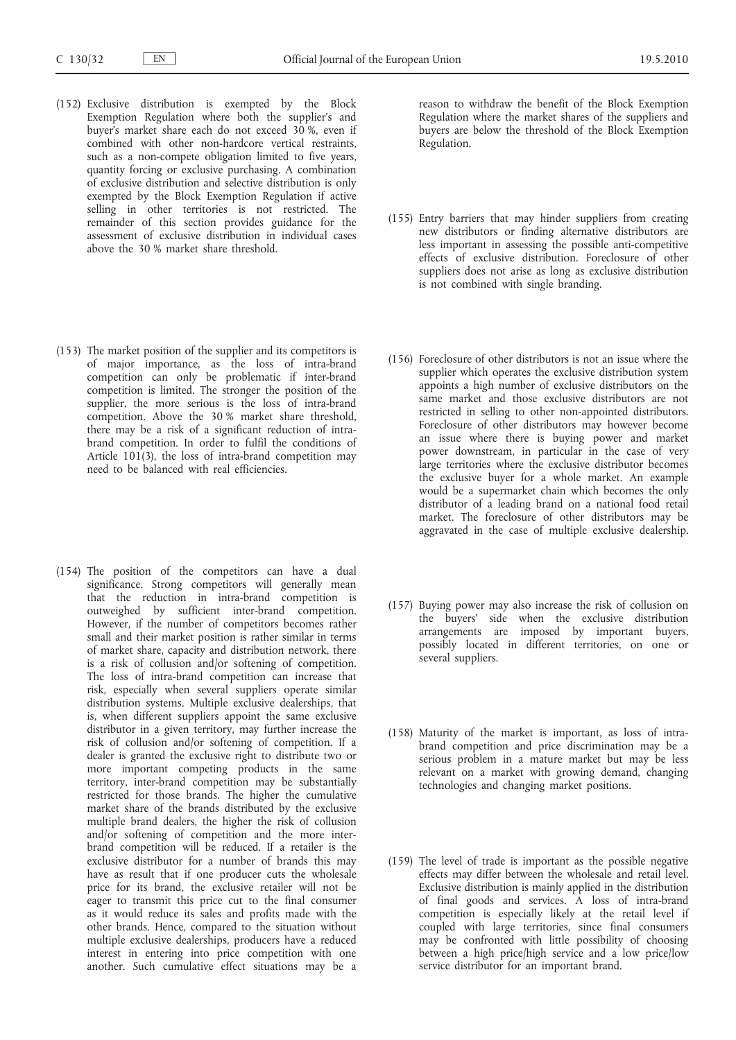(152) Exclusive distribution is exempted by the Block Exemption Regulation where both the supplier's and buyer's market share each do not exceed 30 %, even if combined with other non-hardcore vertical restraints, such as a non-compete obligation limited to five years, quantity forcing or exclusive purchasing. A combination of exclusive distribution and selective distribution is only exempted by the Block Exemption Regulation if active selling in other territories is not restricted. The remainder of this section provides guidance for the assessment of exclusive distribution in individual cases above the 30 % market share threshold.

(153) The market position of the supplier and its competitors is of major importance, as the loss of intra-brand competition can only be problematic if inter-brand competition is limited. The stronger the position of the supplier, the more serious is the loss of intra-brand competition. Above the 30 % market share threshold, there may be a risk of a significant reduction of intra-brand competition. In order to fulfil the conditions of Article 101(3), the loss of intra-brand competition may need to be balanced with real efficiencies.

(154) The position of the competitors can have a dual significance. Strong competitors will generally mean that the reduction in intra-brand competition is outweighed by sufficient inter-brand competition. However, if the number of competitors becomes rather small and their market position is rather similar in terms of market share, capacity and distribution network, there is a risk of collusion and/or softening of competition. The loss of intra-brand competition can increase that risk, especially when several suppliers operate similar distribution systems. Multiple exclusive dealerships, that is, when different suppliers appoint the same exclusive distributor in a given territory, may further increase the risk of collusion and/or softening of competition. If a dealer is granted the exclusive right to distribute two or more important competing products in the same territory, inter-brand competition may be substantially restricted for those brands. The higher the cumulative market share of the brands distributed by the exclusive multiple brand dealers, the higher the risk of collusion and/or softening of competition and the more inter-brand competition will be reduced. If a retailer is the exclusive distributor for a number of brands this may have as result that if one producer cuts the wholesale price for its brand, the exclusive retailer will not be eager to transmit this price cut to the final consumer as it would reduce its sales and profits made with the other brands. Hence, compared to the situation without multiple exclusive dealerships, producers have a reduced interest in entering into price competition with one another. Such cumulative effect situations may be a reason to withdraw the benefit of the Block Exemption Regulation where the market shares of the suppliers and buyers are below the threshold of the Block Exemption Regulation.

(155) Entry barriers that may hinder suppliers from creating new distributors or finding alternative distributors are less important in assessing the possible anti-competitive effects of exclusive distribution. Foreclosure of other suppliers does not arise as long as exclusive distribution is not combined with single branding.

(156) Foreclosure of other distributors is not an issue where the supplier which operates the exclusive distribution system appoints a high number of exclusive distributors on the same market and those exclusive distributors are not restricted in selling to other non-appointed distributors. Foreclosure of other distributors may however become an issue where there is buying power and market power downstream, in particular in the case of very large territories where the exclusive distributor becomes the exclusive buyer for a whole market. An example would be a supermarket chain which becomes the only distributor of a leading brand on a national food retail market. The foreclosure of other distributors may be aggravated in the case of multiple exclusive dealership.

(157) Buying power may also increase the risk of collusion on the buyers' side when the exclusive distribution arrangements are imposed by important buyers, possibly located in different territories, on one or several suppliers.

(158) Maturity of the market is important, as loss of intra-brand competition and price discrimination may be a serious problem in a mature market but may be less relevant on a market with growing demand, changing technologies and changing market positions.

(159) The level of trade is important as the possible negative effects may differ between the wholesale and retail level. Exclusive distribution is mainly applied in the distribution of final goods and services. A loss of intra-brand competition is especially likely at the retail level if coupled with large territories, since final consumers may be confronted with little possibility of choosing between a high price/high service and a low price/low service distributor for an important brand.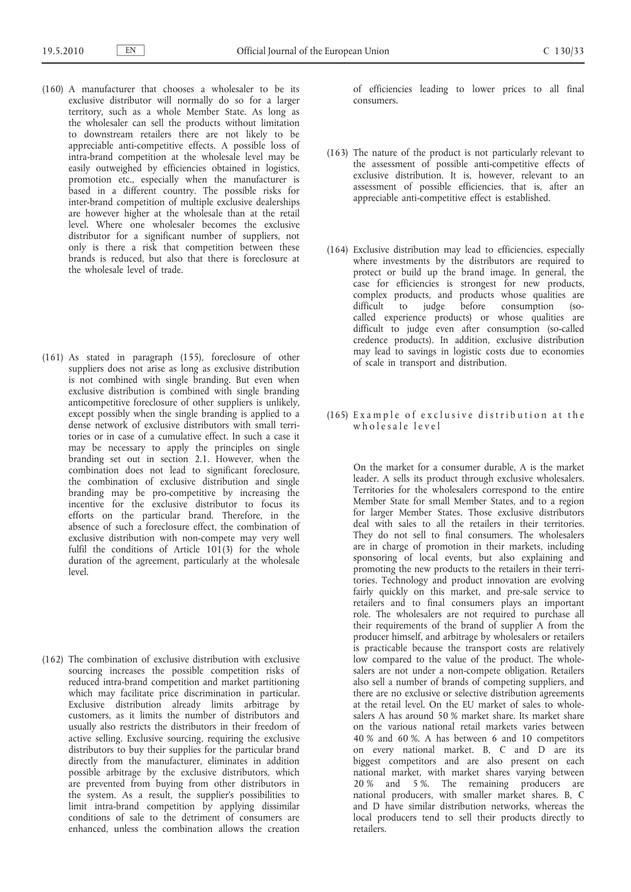(160) A manufacturer that chooses a wholesaler to be its exclusive distributor will normally do so for a larger territory, such as a whole Member State. As long as the wholesaler can sell the products without limitation to downstream retailers there are not likely to be appreciable anti-competitive effects. A possible loss of intra-brand competition at the wholesale level may be easily outweighed by efficiencies obtained in logistics, promotion etc., especially when the manufacturer is based in a different country. The possible risks for inter-brand competition of multiple exclusive dealerships are however higher at the wholesale than at the retail level. Where one wholesaler becomes the exclusive distributor for a significant number of suppliers, not only is there a risk that competition between these brands is reduced, but also that there is foreclosure at the wholesale level of trade.

(161) As stated in paragraph (155), foreclosure of other suppliers does not arise as long as exclusive distribution is not combined with single branding. But even when exclusive distribution is combined with single branding anticompetitive foreclosure of other suppliers is unlikely, except possibly when the single branding is applied to a dense network of exclusive distributors with small territories or in case of a cumulative effect. In such a case it may be necessary to apply the principles on single branding set out in section 2.1. However, when the combination does not lead to significant foreclosure, the combination of exclusive distribution and single branding may be pro-competitive by increasing the incentive for the exclusive distributor to focus its efforts on the particular brand. Therefore, in the absence of such a foreclosure effect, the combination of exclusive distribution with non-compete may very well fulfil the conditions of Article 101(3) for the whole duration of the agreement, particularly at the wholesale level.

(162) The combination of exclusive distribution with exclusive sourcing increases the possible competition risks of reduced intra-brand competition and market partitioning which may facilitate price discrimination in particular. Exclusive distribution already limits arbitrage by customers, as it limits the number of distributors and usually also restricts the distributors in their freedom of active selling. Exclusive sourcing, requiring the exclusive distributors to buy their supplies for the particular brand directly from the manufacturer, eliminates in addition possible arbitrage by the exclusive distributors, which are prevented from buying from other distributors in the system. As a result, the supplier's possibilities to limit intra-brand competition by applying dissimilar conditions of sale to the detriment of consumers are enhanced, unless the combination allows the creation of efficiencies leading to lower prices to all final consumers.

(163) The nature of the product is not particularly relevant to the assessment of possible anti-competitive effects of exclusive distribution. It is, however, relevant to an assessment of possible efficiencies, that is, after an appreciable anti-competitive effect is established.

(164) Exclusive distribution may lead to efficiencies, especially where investments by the distributors are required to protect or build up the brand image. In general, the case for efficiencies is strongest for new products, complex products, and products whose qualities are difficult to judge before consumption (so-called experience products) or whose qualities are difficult to judge even after consumption (so-called credence products). In addition, exclusive distribution may lead to savings in logistic costs due to economies of scale in transport and distribution.

(165) Example of exclusive distribution at the wholesale level

On the market for a consumer durable, A is the market leader. A sells its product through exclusive wholesalers. Territories for the wholesalers correspond to the entire Member State for small Member States, and to a region for larger Member States. Those exclusive distributors deal with sales to all the retailers in their territories. They do not sell to final consumers. The wholesalers are in charge of promotion in their markets, including sponsoring of local events, but also explaining and promoting the new products to the retailers in their territories. Technology and product innovation are evolving fairly quickly on this market, and pre-sale service to retailers and to final consumers plays an important role. The wholesalers are not required to purchase all their requirements of the brand of supplier A from the producer himself, and arbitrage by wholesalers or retailers is practicable because the transport costs are relatively low compared to the value of the product. The wholesalers are not under a non-compete obligation. Retailers also sell a number of brands of competing suppliers, and there are no exclusive or selective distribution agreements at the retail level. On the EU market of sales to wholesalers A has around 50 % market share. Its market share on the various national retail markets varies between 40 % and 60 %. A has between 6 and 10 competitors on every national market. B, C and D are its biggest competitors and are also present on each national market, with market shares varying between 20 % and 5 %. The remaining producers are national producers, with smaller market shares. B, C and D have similar distribution networks, whereas the local producers tend to sell their products directly to retailers.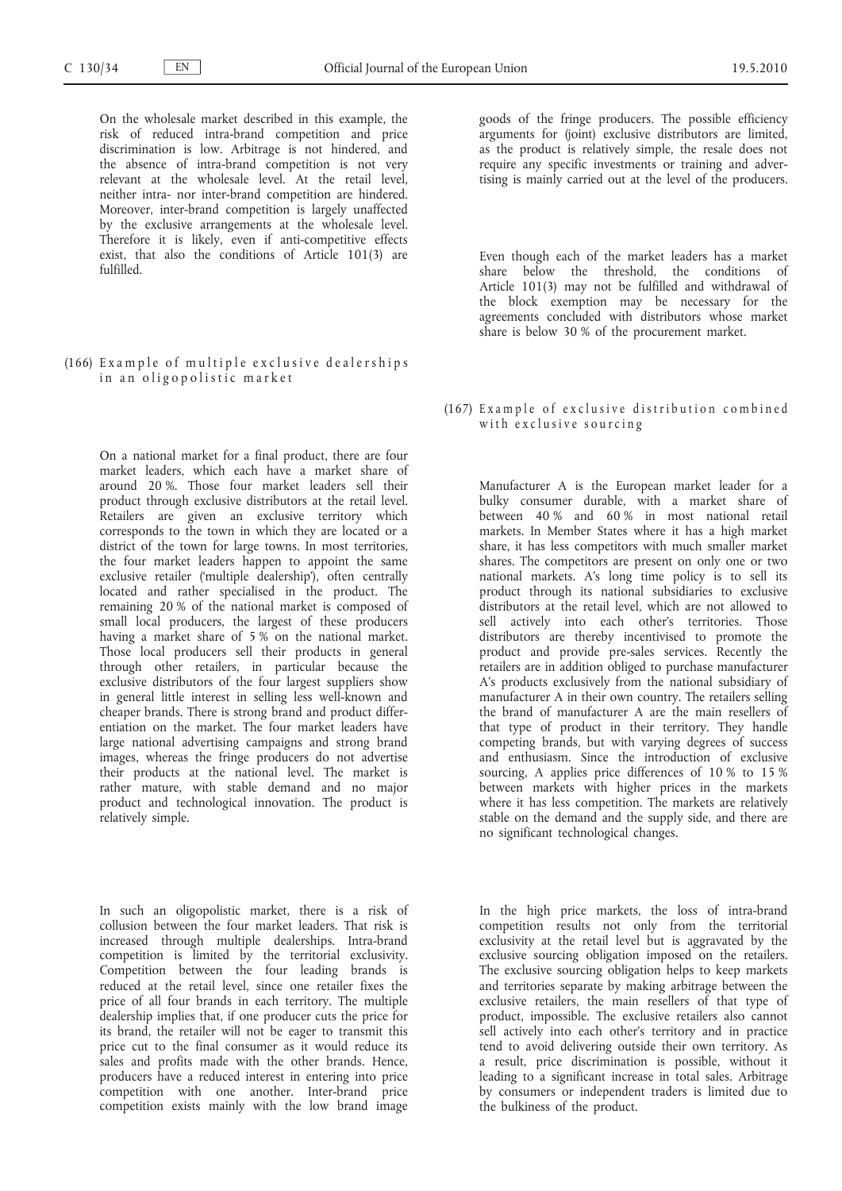On the wholesale market described in this example, the risk of reduced intra-brand competition and price discrimination is low. Arbitrage is not hindered, and the absence of intra-brand competition is not very relevant at the wholesale level. At the retail level, neither intra- nor inter-brand competition are hindered. Moreover, inter-brand competition is largely unaffected by the exclusive arrangements at the wholesale level. Therefore it is likely, even if anti-competitive effects exist, that also the conditions of Article 101(3) are fulfilled.

(166) Example of multiple exclusive dealerships in an oligopolistic market

On a national market for a final product, there are four market leaders, which each have a market share of around 20 %. Those four market leaders sell their product through exclusive distributors at the retail level. Retailers are given an exclusive territory which corresponds to the town in which they are located or a district of the town for large towns. In most territories, the four market leaders happen to appoint the same exclusive retailer ('multiple dealership'), often centrally located and rather specialised in the product. The remaining 20 % of the national market is composed of small local producers, the largest of these producers having a market share of 5 % on the national market. Those local producers sell their products in general through other retailers, in particular because the exclusive distributors of the four largest suppliers show in general little interest in selling less well-known and cheaper brands. There is strong brand and product differentiation on the market. The four market leaders have large national advertising campaigns and strong brand images, whereas the fringe producers do not advertise their products at the national level. The market is rather mature, with stable demand and no major product and technological innovation. The product is relatively simple.

In such an oligopolistic market, there is a risk of collusion between the four market leaders. That risk is increased through multiple dealerships. Intra-brand competition is limited by the territorial exclusivity. Competition between the four leading brands is reduced at the retail level, since one retailer fixes the price of all four brands in each territory. The multiple dealership implies that, if one producer cuts the price for its brand, the retailer will not be eager to transmit this price cut to the final consumer as it would reduce its sales and profits made with the other brands. Hence, producers have a reduced interest in entering into price competition with one another. Inter-brand price competition exists mainly with the low brand image goods of the fringe producers. The possible efficiency arguments for (joint) exclusive distributors are limited, as the product is relatively simple, the resale does not require any specific investments or training and advertising is mainly carried out at the level of the producers.

Even though each of the market leaders has a market share below the threshold, the conditions of Article 101(3) may not be fulfilled and withdrawal of the block exemption may be necessary for the agreements concluded with distributors whose market share is below 30 % of the procurement market.

(167) Example of exclusive distribution combined with exclusive sourcing

Manufacturer A is the European market leader for a bulky consumer durable, with a market share of between 40 % and 60 % in most national retail markets. In Member States where it has a high market share, it has less competitors with much smaller market shares. The competitors are present on only one or two national markets. A's long time policy is to sell its product through its national subsidiaries to exclusive distributors at the retail level, which are not allowed to sell actively into each other's territories. Those distributors are thereby incentivised to promote the product and provide pre-sales services. Recently the retailers are in addition obliged to purchase manufacturer A's products exclusively from the national subsidiary of manufacturer A in their own country. The retailers selling the brand of manufacturer A are the main resellers of that type of product in their territory. They handle competing brands, but with varying degrees of success and enthusiasm. Since the introduction of exclusive sourcing, A applies price differences of 10 % to 15 % between markets with higher prices in the markets where it has less competition. The markets are relatively stable on the demand and the supply side, and there are no significant technological changes.

In the high price markets, the loss of intra-brand competition results not only from the territorial exclusivity at the retail level but is aggravated by the exclusive sourcing obligation imposed on the retailers. The exclusive sourcing obligation helps to keep markets and territories separate by making arbitrage between the exclusive retailers, the main resellers of that type of product, impossible. The exclusive retailers also cannot sell actively into each other's territory and in practice tend to avoid delivering outside their own territory. As a result, price discrimination is possible, without it leading to a significant increase in total sales. Arbitrage by consumers or independent traders is limited due to the bulkiness of the product.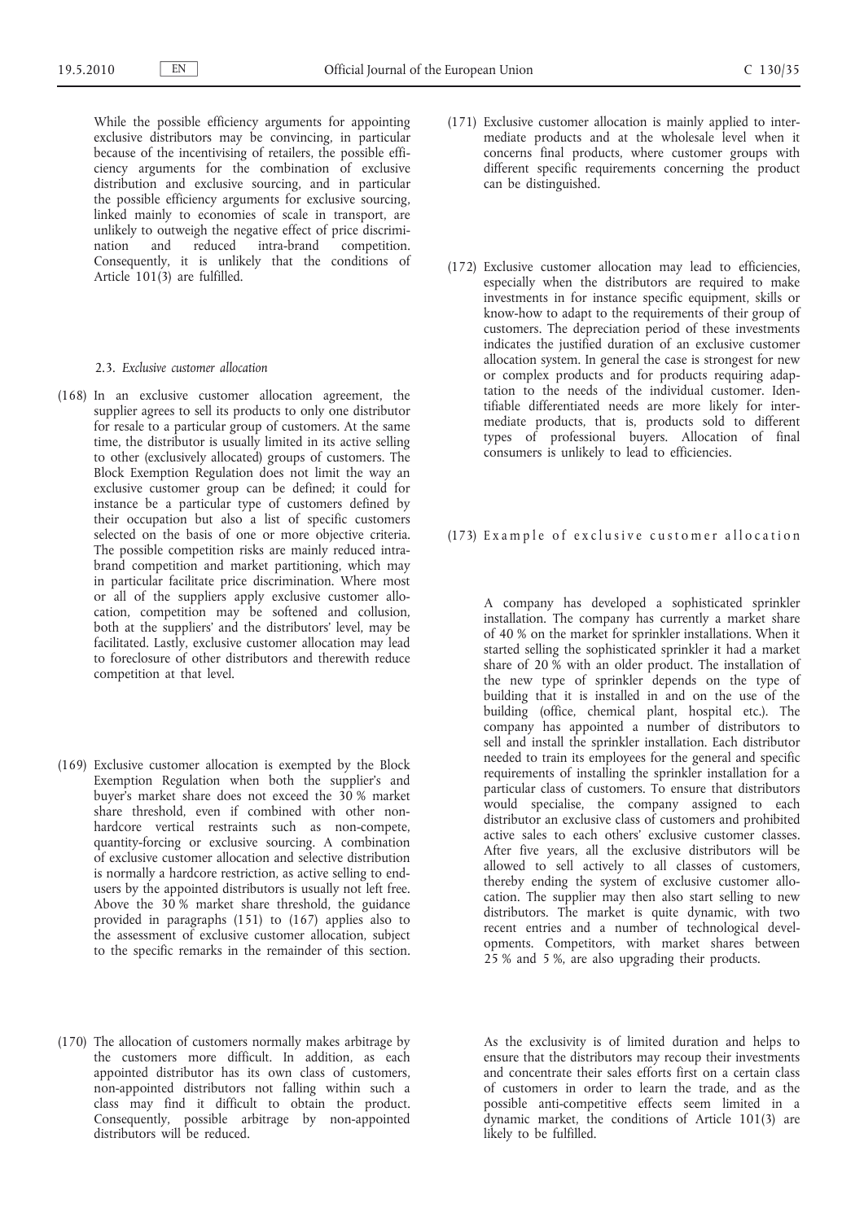While the possible efficiency arguments for appointing exclusive distributors may be convincing, in particular because of the incentivising of retailers, the possible efficiency arguments for the combination of exclusive distribution and exclusive sourcing, and in particular the possible efficiency arguments for exclusive sourcing, linked mainly to economies of scale in transport, are unlikely to outweigh the negative effect of price discrimination and reduced intra-brand competition. Consequently, it is unlikely that the conditions of Article 101(3) are fulfilled.

### 2.3. *Exclusive customer allocation*

(168) In an exclusive customer allocation agreement, the supplier agrees to sell its products to only one distributor for resale to a particular group of customers. At the same time, the distributor is usually limited in its active selling to other (exclusively allocated) groups of customers. The Block Exemption Regulation does not limit the way an exclusive customer group can be defined; it could for instance be a particular type of customers defined by their occupation but also a list of specific customers selected on the basis of one or more objective criteria. The possible competition risks are mainly reduced intra-brand competition and market partitioning, which may in particular facilitate price discrimination. Where most or all of the suppliers apply exclusive customer allocation, competition may be softened and collusion, both at the suppliers' and the distributors' level, may be facilitated. Lastly, exclusive customer allocation may lead to foreclosure of other distributors and therewith reduce competition at that level.

(169) Exclusive customer allocation is exempted by the Block Exemption Regulation when both the supplier's and buyer's market share does not exceed the 30 % market share threshold, even if combined with other non-hardcore vertical restraints such as non-compete, quantity-forcing or exclusive sourcing. A combination of exclusive customer allocation and selective distribution is normally a hardcore restriction, as active selling to end-users by the appointed distributors is usually not left free. Above the 30 % market share threshold, the guidance provided in paragraphs (151) to (167) applies also to the assessment of exclusive customer allocation, subject to the specific remarks in the remainder of this section.

(170) The allocation of customers normally makes arbitrage by the customers more difficult. In addition, as each appointed distributor has its own class of customers, non-appointed distributors not falling within such a class may find it difficult to obtain the product. Consequently, possible arbitrage by non-appointed distributors will be reduced.

(171) Exclusive customer allocation is mainly applied to intermediate products and at the wholesale level when it concerns final products, where customer groups with different specific requirements concerning the product can be distinguished.

(172) Exclusive customer allocation may lead to efficiencies, especially when the distributors are required to make investments in for instance specific equipment, skills or know-how to adapt to the requirements of their group of customers. The depreciation period of these investments indicates the justified duration of an exclusive customer allocation system. In general the case is strongest for new or complex products and for products requiring adaptation to the needs of the individual customer. Identifiable differentiated needs are more likely for intermediate products, that is, products sold to different types of professional buyers. Allocation of final consumers is unlikely to lead to efficiencies.

(173) Example of exclusive customer allocation

A company has developed a sophisticated sprinkler installation. The company has currently a market share of 40 % on the market for sprinkler installations. When it started selling the sophisticated sprinkler it had a market share of 20 % with an older product. The installation of the new type of sprinkler depends on the type of building that it is installed in and on the use of the building (office, chemical plant, hospital etc.). The company has appointed a number of distributors to sell and install the sprinkler installation. Each distributor needed to train its employees for the general and specific requirements of installing the sprinkler installation for a particular class of customers. To ensure that distributors would specialise, the company assigned to each distributor an exclusive class of customers and prohibited active sales to each others' exclusive customer classes. After five years, all the exclusive distributors will be allowed to sell actively to all classes of customers, thereby ending the system of exclusive customer allocation. The supplier may then also start selling to new distributors. The market is quite dynamic, with two recent entries and a number of technological developments. Competitors, with market shares between 25 % and 5 %, are also upgrading their products.

As the exclusivity is of limited duration and helps to ensure that the distributors may recoup their investments and concentrate their sales efforts first on a certain class of customers in order to learn the trade, and as the possible anti-competitive effects seem limited in a dynamic market, the conditions of Article 101(3) are likely to be fulfilled.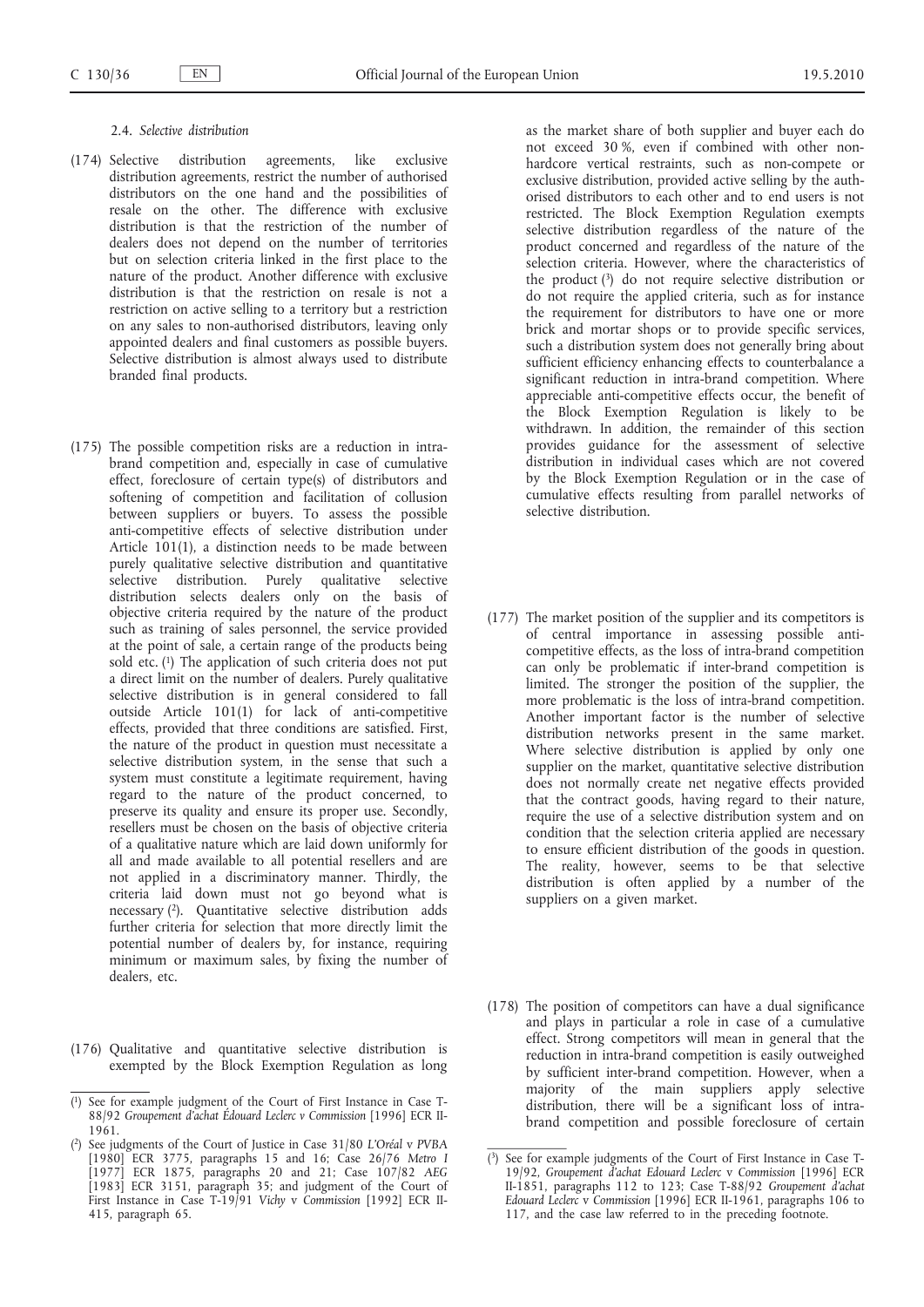### 2.4. *Selective distribution*

(174) Selective distribution agreements, like exclusive distribution agreements, restrict the number of authorised distributors on the one hand and the possibilities of resale on the other. The difference with exclusive distribution is that the restriction of the number of dealers does not depend on the number of territories but on selection criteria linked in the first place to the nature of the product. Another difference with exclusive distribution is that the restriction on resale is not a restriction on active selling to a territory but a restriction on any sales to non-authorised distributors, leaving only appointed dealers and final customers as possible buyers. Selective distribution is almost always used to distribute branded final products.

(175) The possible competition risks are a reduction in intra-brand competition and, especially in case of cumulative effect, foreclosure of certain type(s) of distributors and softening of competition and facilitation of collusion between suppliers or buyers. To assess the possible anti-competitive effects of selective distribution under Article 101(1), a distinction needs to be made between purely qualitative selective distribution and quantitative selective distribution. Purely qualitative selective distribution selects dealers only on the basis of objective criteria required by the nature of the product such as training of sales personnel, the service provided at the point of sale, a certain range of the products being sold etc. [1] The application of such criteria does not put a direct limit on the number of dealers. Purely qualitative selective distribution is in general considered to fall outside Article 101(1) for lack of anti-competitive effects, provided that three conditions are satisfied. First, the nature of the product in question must necessitate a selective distribution system, in the sense that such a system must constitute a legitimate requirement, having regard to the nature of the product concerned, to preserve its quality and ensure its proper use. Secondly, resellers must be chosen on the basis of objective criteria of a qualitative nature which are laid down uniformly for all and made available to all potential resellers and are not applied in a discriminatory manner. Thirdly, the criteria laid down must not go beyond what is necessary [2]. Quantitative selective distribution adds further criteria for selection that more directly limit the potential number of dealers by, for instance, requiring minimum or maximum sales, by fixing the number of dealers, etc.

(176) Qualitative and quantitative selective distribution is exempted by the Block Exemption Regulation as long as the market share of both supplier and buyer each do not exceed 30 %, even if combined with other non-hardcore vertical restraints, such as non-compete or exclusive distribution, provided active selling by the authorised distributors to each other and to end users is not restricted. The Block Exemption Regulation exempts selective distribution regardless of the nature of the product concerned and regardless of the nature of the selection criteria. However, where the characteristics of the product [3] do not require selective distribution or do not require the applied criteria, such as for instance the requirement for distributors to have one or more brick and mortar shops or to provide specific services, such a distribution system does not generally bring about sufficient efficiency enhancing effects to counterbalance a significant reduction in intra-brand competition. Where appreciable anti-competitive effects occur, the benefit of the Block Exemption Regulation is likely to be withdrawn. In addition, the remainder of this section provides guidance for the assessment of selective distribution in individual cases which are not covered by the Block Exemption Regulation or in the case of cumulative effects resulting from parallel networks of selective distribution.

(177) The market position of the supplier and its competitors is of central importance in assessing possible anti-competitive effects, as the loss of intra-brand competition can only be problematic if inter-brand competition is limited. The stronger the position of the supplier, the more problematic is the loss of intra-brand competition. Another important factor is the number of selective distribution networks present in the same market. Where selective distribution is applied by only one supplier on the market, quantitative selective distribution does not normally create net negative effects provided that the contract goods, having regard to their nature, require the use of a selective distribution system and on condition that the selection criteria applied are necessary to ensure efficient distribution of the goods in question. The reality, however, seems to be that selective distribution is often applied by a number of the suppliers on a given market.

(178) The position of competitors can have a dual significance and plays in particular a role in case of a cumulative effect. Strong competitors will mean in general that the reduction in intra-brand competition is easily outweighed by sufficient inter-brand competition. However, when a majority of the main suppliers apply selective distribution, there will be a significant loss of intra-brand competition and possible foreclosure of certain

---

[1] See for example judgment of the Court of First Instance in Case T-88/92 *Groupement d'achat Édouard Leclerc v Commission* [1996] ECR II-1961.

[2] See judgments of the Court of Justice in Case 31/80 *L'Oréal* v *PVBA* [1980] ECR 3775, paragraphs 15 and 16; Case 26/76 *Metro I* [1977] ECR 1875, paragraphs 20 and 21; Case 107/82 *AEG* [1983] ECR 3151, paragraph 35; and judgment of the Court of First Instance in Case T-19/91 *Vichy* v *Commission* [1992] ECR II-415, paragraph 65.

[3] See for example judgments of the Court of First Instance in Case T-19/92, *Groupement d'achat Edouard Leclerc* v *Commission* [1996] ECR II-1851, paragraphs 112 to 123; Case T-88/92 *Groupement d'achat Edouard Leclerc* v *Commission* [1996] ECR II-1961, paragraphs 106 to 117, and the case law referred to in the preceding footnote.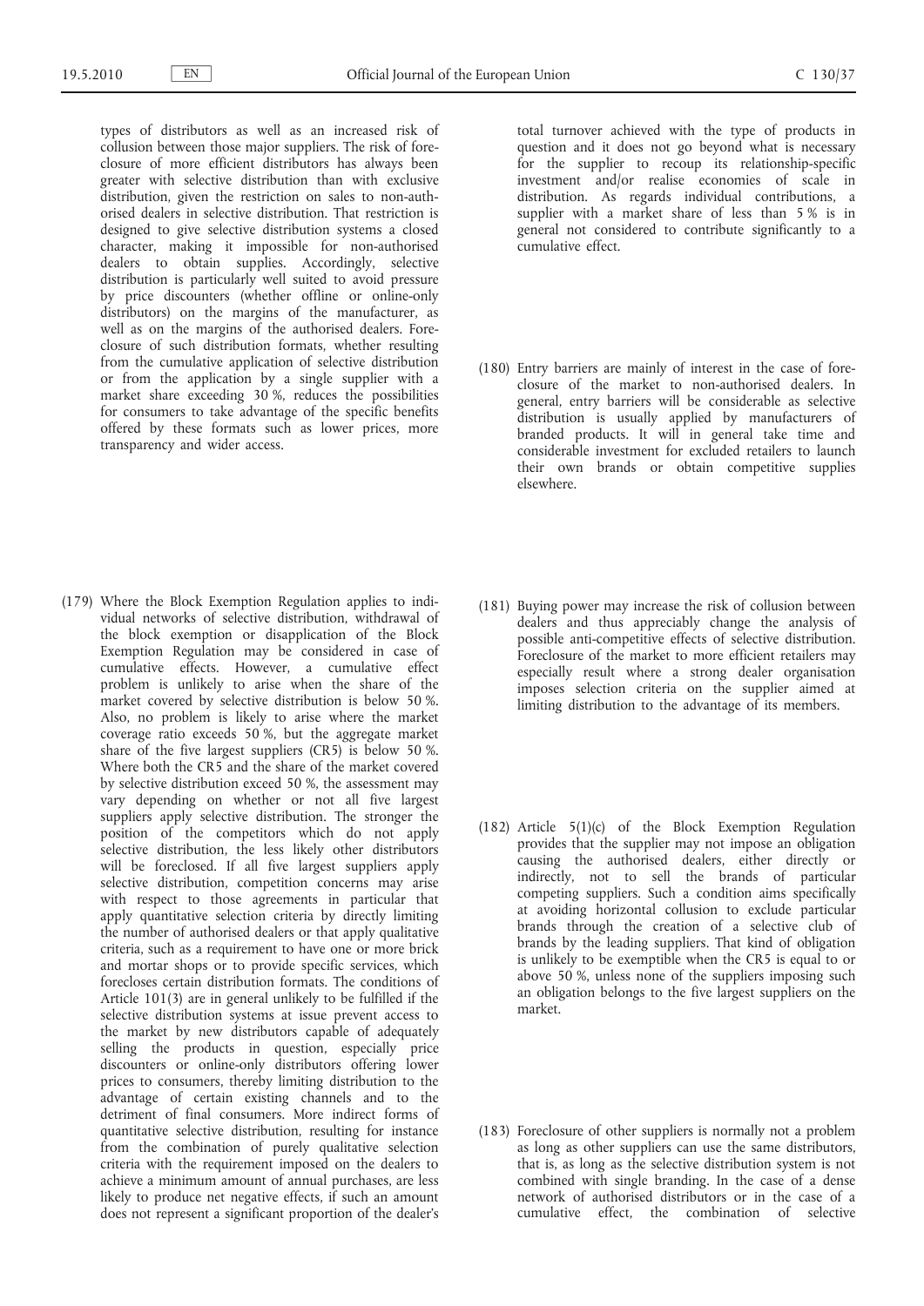types of distributors as well as an increased risk of collusion between those major suppliers. The risk of foreclosure of more efficient distributors has always been greater with selective distribution than with exclusive distribution, given the restriction on sales to non-authorised dealers in selective distribution. That restriction is designed to give selective distribution systems a closed character, making it impossible for non-authorised dealers to obtain supplies. Accordingly, selective distribution is particularly well suited to avoid pressure by price discounters (whether offline or online-only distributors) on the margins of the manufacturer, as well as on the margins of the authorised dealers. Foreclosure of such distribution formats, whether resulting from the cumulative application of selective distribution or from the application by a single supplier with a market share exceeding 30 %, reduces the possibilities for consumers to take advantage of the specific benefits offered by these formats such as lower prices, more transparency and wider access.

(179) Where the Block Exemption Regulation applies to individual networks of selective distribution, withdrawal of the block exemption or disapplication of the Block Exemption Regulation may be considered in case of cumulative effects. However, a cumulative effect problem is unlikely to arise when the share of the market covered by selective distribution is below 50 %. Also, no problem is likely to arise where the market coverage ratio exceeds 50 %, but the aggregate market share of the five largest suppliers (CR5) is below 50 %. Where both the CR5 and the share of the market covered by selective distribution exceed 50 %, the assessment may vary depending on whether or not all five largest suppliers apply selective distribution. The stronger the position of the competitors which do not apply selective distribution, the less likely other distributors will be foreclosed. If all five largest suppliers apply selective distribution, competition concerns may arise with respect to those agreements in particular that apply quantitative selection criteria by directly limiting the number of authorised dealers or that apply qualitative criteria, such as a requirement to have one or more brick and mortar shops or to provide specific services, which forecloses certain distribution formats. The conditions of Article 101(3) are in general unlikely to be fulfilled if the selective distribution systems at issue prevent access to the market by new distributors capable of adequately selling the products in question, especially price discounters or online-only distributors offering lower prices to consumers, thereby limiting distribution to the advantage of certain existing channels and to the detriment of final consumers. More indirect forms of quantitative selective distribution, resulting for instance from the combination of purely qualitative selection criteria with the requirement imposed on the dealers to achieve a minimum amount of annual purchases, are less likely to produce net negative effects, if such an amount does not represent a significant proportion of the dealer's total turnover achieved with the type of products in question and it does not go beyond what is necessary for the supplier to recoup its relationship-specific investment and/or realise economies of scale in distribution. As regards individual contributions, a supplier with a market share of less than 5 % is in general not considered to contribute significantly to a cumulative effect.

(180) Entry barriers are mainly of interest in the case of foreclosure of the market to non-authorised dealers. In general, entry barriers will be considerable as selective distribution is usually applied by manufacturers of branded products. It will in general take time and considerable investment for excluded retailers to launch their own brands or obtain competitive supplies elsewhere.

(181) Buying power may increase the risk of collusion between dealers and thus appreciably change the analysis of possible anti-competitive effects of selective distribution. Foreclosure of the market to more efficient retailers may especially result where a strong dealer organisation imposes selection criteria on the supplier aimed at limiting distribution to the advantage of its members.

(182) Article 5(1)(c) of the Block Exemption Regulation provides that the supplier may not impose an obligation causing the authorised dealers, either directly or indirectly, not to sell the brands of particular competing suppliers. Such a condition aims specifically at avoiding horizontal collusion to exclude particular brands through the creation of a selective club of brands by the leading suppliers. That kind of obligation is unlikely to be exemptible when the CR5 is equal to or above 50 %, unless none of the suppliers imposing such an obligation belongs to the five largest suppliers on the market.

(183) Foreclosure of other suppliers is normally not a problem as long as other suppliers can use the same distributors, that is, as long as the selective distribution system is not combined with single branding. In the case of a dense network of authorised distributors or in the case of a cumulative effect, the combination of selective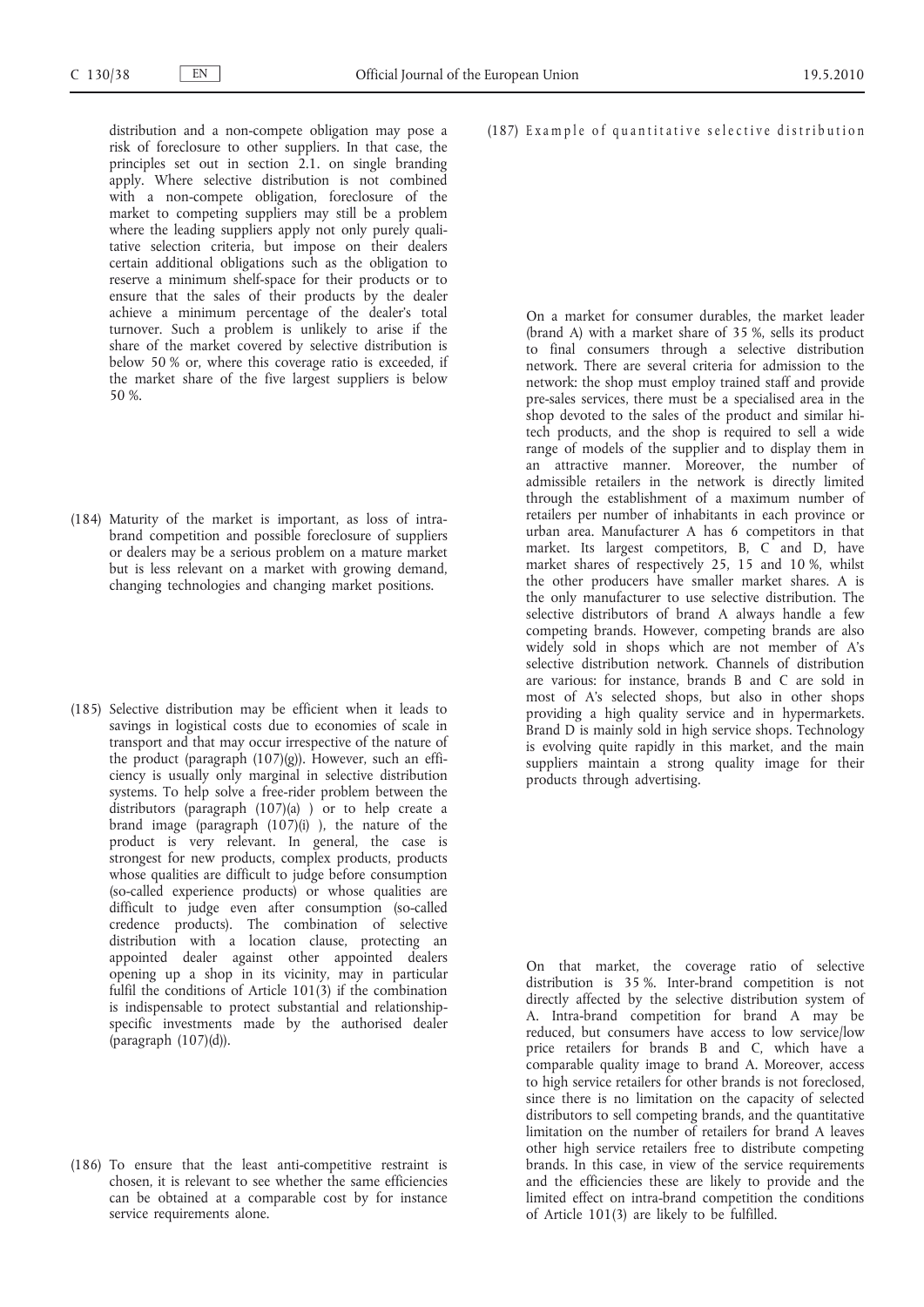distribution and a non-compete obligation may pose a risk of foreclosure to other suppliers. In that case, the principles set out in section 2.1. on single branding apply. Where selective distribution is not combined with a non-compete obligation, foreclosure of the market to competing suppliers may still be a problem where the leading suppliers apply not only purely qualitative selection criteria, but impose on their dealers certain additional obligations such as the obligation to reserve a minimum shelf-space for their products or to ensure that the sales of their products by the dealer achieve a minimum percentage of the dealer's total turnover. Such a problem is unlikely to arise if the share of the market covered by selective distribution is below 50 % or, where this coverage ratio is exceeded, if the market share of the five largest suppliers is below 50 %.

(184) Maturity of the market is important, as loss of intra-brand competition and possible foreclosure of suppliers or dealers may be a serious problem on a mature market but is less relevant on a market with growing demand, changing technologies and changing market positions.

(185) Selective distribution may be efficient when it leads to savings in logistical costs due to economies of scale in transport and that may occur irrespective of the nature of the product (paragraph (107)(g)). However, such an efficiency is usually only marginal in selective distribution systems. To help solve a free-rider problem between the distributors (paragraph (107)(a) ) or to help create a brand image (paragraph (107)(i) ), the nature of the product is very relevant. In general, the case is strongest for new products, complex products, products whose qualities are difficult to judge before consumption (so-called experience products) or whose qualities are difficult to judge even after consumption (so-called credence products). The combination of selective distribution with a location clause, protecting an appointed dealer against other appointed dealers opening up a shop in its vicinity, may in particular fulfil the conditions of Article 101(3) if the combination is indispensable to protect substantial and relationship-specific investments made by the authorised dealer (paragraph (107)(d)).

(186) To ensure that the least anti-competitive restraint is chosen, it is relevant to see whether the same efficiencies can be obtained at a comparable cost by for instance service requirements alone.

(187) *Example of quantitative selective distribution*

On a market for consumer durables, the market leader (brand A) with a market share of 35 %, sells its product to final consumers through a selective distribution network. There are several criteria for admission to the network: the shop must employ trained staff and provide pre-sales services, there must be a specialised area in the shop devoted to the sales of the product and similar hi-tech products, and the shop is required to sell a wide range of models of the supplier and to display them in an attractive manner. Moreover, the number of admissible retailers in the network is directly limited through the establishment of a maximum number of retailers per number of inhabitants in each province or urban area. Manufacturer A has 6 competitors in that market. Its largest competitors, B, C and D, have market shares of respectively 25, 15 and 10 %, whilst the other producers have smaller market shares. A is the only manufacturer to use selective distribution. The selective distributors of brand A always handle a few competing brands. However, competing brands are also widely sold in shops which are not member of A's selective distribution network. Channels of distribution are various: for instance, brands B and C are sold in most of A's selected shops, but also in other shops providing a high quality service and in hypermarkets. Brand D is mainly sold in high service shops. Technology is evolving quite rapidly in this market, and the main suppliers maintain a strong quality image for their products through advertising.

On that market, the coverage ratio of selective distribution is 35 %. Inter-brand competition is not directly affected by the selective distribution system of A. Intra-brand competition for brand A may be reduced, but consumers have access to low service/low price retailers for brands B and C, which have a comparable quality image to brand A. Moreover, access to high service retailers for other brands is not foreclosed, since there is no limitation on the capacity of selected distributors to sell competing brands, and the quantitative limitation on the number of retailers for brand A leaves other high service retailers free to distribute competing brands. In this case, in view of the service requirements and the efficiencies these are likely to provide and the limited effect on intra-brand competition the conditions of Article 101(3) are likely to be fulfilled.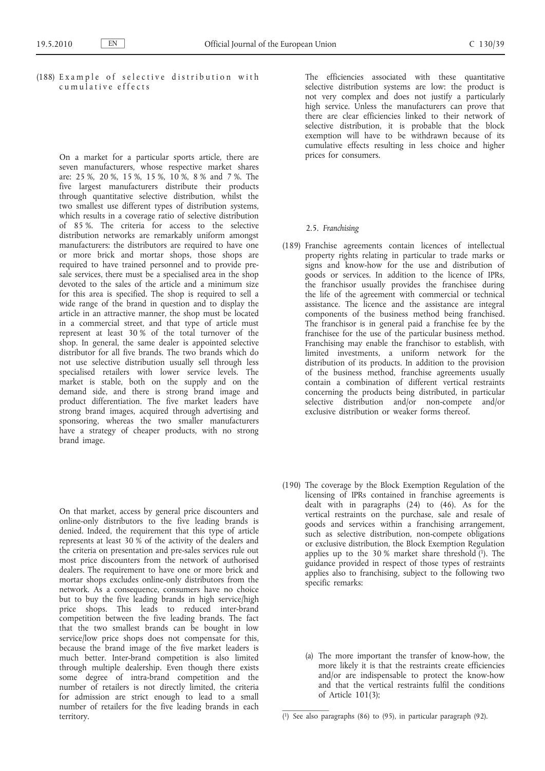(188) *Example of selective distribution with cumulative effects*

On a market for a particular sports article, there are seven manufacturers, whose respective market shares are: 25 %, 20 %, 15 %, 15 %, 10 %, 8 % and 7 %. The five largest manufacturers distribute their products through quantitative selective distribution, whilst the two smallest use different types of distribution systems, which results in a coverage ratio of selective distribution of 85 %. The criteria for access to the selective distribution networks are remarkably uniform amongst manufacturers: the distributors are required to have one or more brick and mortar shops, those shops are required to have trained personnel and to provide pre-sale services, there must be a specialised area in the shop devoted to the sales of the article and a minimum size for this area is specified. The shop is required to sell a wide range of the brand in question and to display the article in an attractive manner, the shop must be located in a commercial street, and that type of article must represent at least 30 % of the total turnover of the shop. In general, the same dealer is appointed selective distributor for all five brands. The two brands which do not use selective distribution usually sell through less specialised retailers with lower service levels. The market is stable, both on the supply and on the demand side, and there is strong brand image and product differentiation. The five market leaders have strong brand images, acquired through advertising and sponsoring, whereas the two smaller manufacturers have a strategy of cheaper products, with no strong brand image.

On that market, access by general price discounters and online-only distributors to the five leading brands is denied. Indeed, the requirement that this type of article represents at least 30 % of the activity of the dealers and the criteria on presentation and pre-sales services rule out most price discounters from the network of authorised dealers. The requirement to have one or more brick and mortar shops excludes online-only distributors from the network. As a consequence, consumers have no choice but to buy the five leading brands in high service/high price shops. This leads to reduced inter-brand competition between the five leading brands. The fact that the two smallest brands can be bought in low service/low price shops does not compensate for this, because the brand image of the five market leaders is much better. Inter-brand competition is also limited through multiple dealership. Even though there exists some degree of intra-brand competition and the number of retailers is not directly limited, the criteria for admission are strict enough to lead to a small number of retailers for the five leading brands in each territory.

The efficiencies associated with these quantitative selective distribution systems are low: the product is not very complex and does not justify a particularly high service. Unless the manufacturers can prove that there are clear efficiencies linked to their network of selective distribution, it is probable that the block exemption will have to be withdrawn because of its cumulative effects resulting in less choice and higher prices for consumers.

### 2.5. *Franchising*

(189) Franchise agreements contain licences of intellectual property rights relating in particular to trade marks or signs and know-how for the use and distribution of goods or services. In addition to the licence of IPRs, the franchisor usually provides the franchisee during the life of the agreement with commercial or technical assistance. The licence and the assistance are integral components of the business method being franchised. The franchisor is in general paid a franchise fee by the franchisee for the use of the particular business method. Franchising may enable the franchisor to establish, with limited investments, a uniform network for the distribution of its products. In addition to the provision of the business method, franchise agreements usually contain a combination of different vertical restraints concerning the products being distributed, in particular selective distribution and/or non-compete and/or exclusive distribution or weaker forms thereof.

(190) The coverage by the Block Exemption Regulation of the licensing of IPRs contained in franchise agreements is dealt with in paragraphs (24) to (46). As for the vertical restraints on the purchase, sale and resale of goods and services within a franchising arrangement, such as selective distribution, non-compete obligations or exclusive distribution, the Block Exemption Regulation applies up to the 30 % market share threshold [1]. The guidance provided in respect of those types of restraints applies also to franchising, subject to the following two specific remarks:

(a) The more important the transfer of know-how, the more likely it is that the restraints create efficiencies and/or are indispensable to protect the know-how and that the vertical restraints fulfil the conditions of Article 101(3);

[1] See also paragraphs (86) to (95), in particular paragraph (92).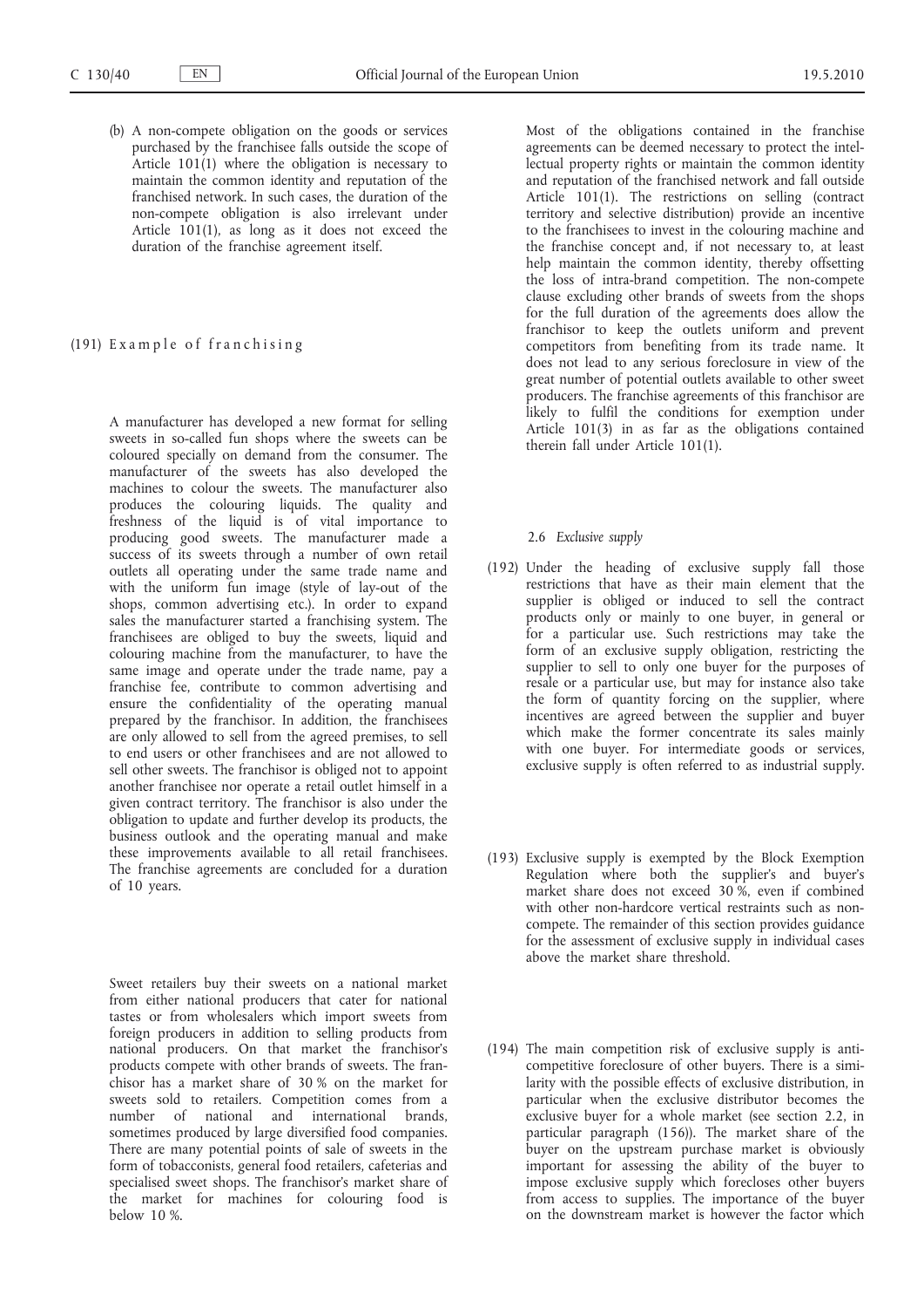(b) A non-compete obligation on the goods or services purchased by the franchisee falls outside the scope of Article 101(1) where the obligation is necessary to maintain the common identity and reputation of the franchised network. In such cases, the duration of the non-compete obligation is also irrelevant under Article 101(1), as long as it does not exceed the duration of the franchise agreement itself.

(191) Example of franchising

A manufacturer has developed a new format for selling sweets in so-called fun shops where the sweets can be coloured specially on demand from the consumer. The manufacturer of the sweets has also developed the machines to colour the sweets. The manufacturer also produces the colouring liquids. The quality and freshness of the liquid is of vital importance to producing good sweets. The manufacturer made a success of its sweets through a number of own retail outlets all operating under the same trade name and with the uniform fun image (style of lay-out of the shops, common advertising etc.). In order to expand sales the manufacturer started a franchising system. The franchisees are obliged to buy the sweets, liquid and colouring machine from the manufacturer, to have the same image and operate under the trade name, pay a franchise fee, contribute to common advertising and ensure the confidentiality of the operating manual prepared by the franchisor. In addition, the franchisees are only allowed to sell from the agreed premises, to sell to end users or other franchisees and are not allowed to sell other sweets. The franchisor is obliged not to appoint another franchisee nor operate a retail outlet himself in a given contract territory. The franchisor is also under the obligation to update and further develop its products, the business outlook and the operating manual and make these improvements available to all retail franchisees. The franchise agreements are concluded for a duration of 10 years.

Sweet retailers buy their sweets on a national market from either national producers that cater for national tastes or from wholesalers which import sweets from foreign producers in addition to selling products from national producers. On that market the franchisor's products compete with other brands of sweets. The franchisor has a market share of 30 % on the market for sweets sold to retailers. Competition comes from a number of national and international brands, sometimes produced by large diversified food companies. There are many potential points of sale of sweets in the form of tobacconists, general food retailers, cafeterias and specialised sweet shops. The franchisor's market share of the market for machines for colouring food is below 10 %.

Most of the obligations contained in the franchise agreements can be deemed necessary to protect the intellectual property rights or maintain the common identity and reputation of the franchised network and fall outside Article 101(1). The restrictions on selling (contract territory and selective distribution) provide an incentive to the franchisees to invest in the colouring machine and the franchise concept and, if not necessary to, at least help maintain the common identity, thereby offsetting the loss of intra-brand competition. The non-compete clause excluding other brands of sweets from the shops for the full duration of the agreements does allow the franchisor to keep the outlets uniform and prevent competitors from benefiting from its trade name. It does not lead to any serious foreclosure in view of the great number of potential outlets available to other sweet producers. The franchise agreements of this franchisor are likely to fulfil the conditions for exemption under Article 101(3) in as far as the obligations contained therein fall under Article 101(1).

### 2.6 *Exclusive supply*

(192) Under the heading of exclusive supply fall those restrictions that have as their main element that the supplier is obliged or induced to sell the contract products only or mainly to one buyer, in general or for a particular use. Such restrictions may take the form of an exclusive supply obligation, restricting the supplier to sell to only one buyer for the purposes of resale or a particular use, but may for instance also take the form of quantity forcing on the supplier, where incentives are agreed between the supplier and buyer which make the former concentrate its sales mainly with one buyer. For intermediate goods or services, exclusive supply is often referred to as industrial supply.

(193) Exclusive supply is exempted by the Block Exemption Regulation where both the supplier's and buyer's market share does not exceed 30 %, even if combined with other non-hardcore vertical restraints such as non-compete. The remainder of this section provides guidance for the assessment of exclusive supply in individual cases above the market share threshold.

(194) The main competition risk of exclusive supply is anti-competitive foreclosure of other buyers. There is a similarity with the possible effects of exclusive distribution, in particular when the exclusive distributor becomes the exclusive buyer for a whole market (see section 2.2, in particular paragraph (156)). The market share of the buyer on the upstream purchase market is obviously important for assessing the ability of the buyer to impose exclusive supply which forecloses other buyers from access to supplies. The importance of the buyer on the downstream market is however the factor which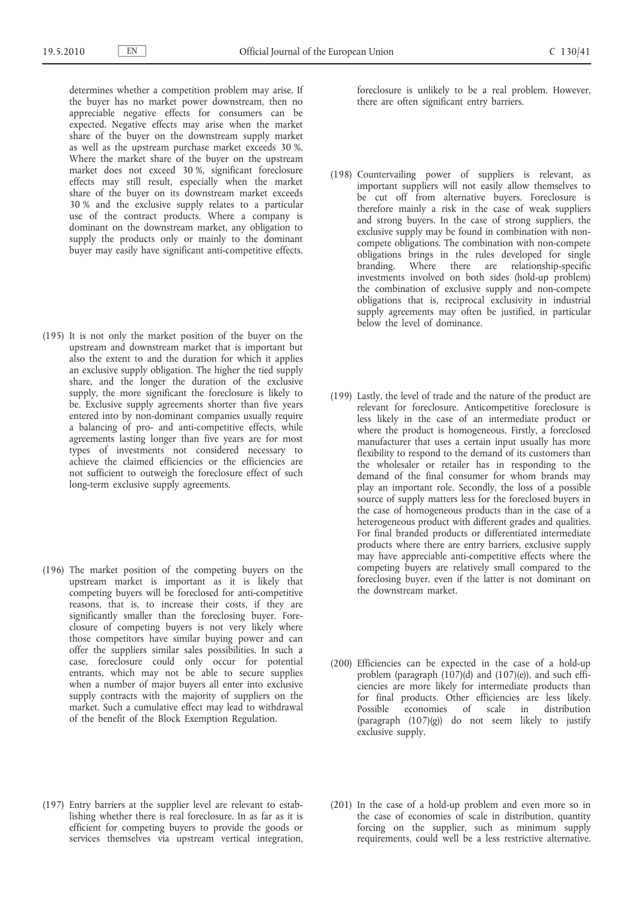determines whether a competition problem may arise. If the buyer has no market power downstream, then no appreciable negative effects for consumers can be expected. Negative effects may arise when the market share of the buyer on the downstream supply market as well as the upstream purchase market exceeds 30 %. Where the market share of the buyer on the upstream market does not exceed 30 %, significant foreclosure effects may still result, especially when the market share of the buyer on its downstream market exceeds 30 % and the exclusive supply relates to a particular use of the contract products. Where a company is dominant on the downstream market, any obligation to supply the products only or mainly to the dominant buyer may easily have significant anti-competitive effects.

(195) It is not only the market position of the buyer on the upstream and downstream market that is important but also the extent to and the duration for which it applies an exclusive supply obligation. The higher the tied supply share, and the longer the duration of the exclusive supply, the more significant the foreclosure is likely to be. Exclusive supply agreements shorter than five years entered into by non-dominant companies usually require a balancing of pro- and anti-competitive effects, while agreements lasting longer than five years are for most types of investments not considered necessary to achieve the claimed efficiencies or the efficiencies are not sufficient to outweigh the foreclosure effect of such long-term exclusive supply agreements.

(196) The market position of the competing buyers on the upstream market is important as it is likely that competing buyers will be foreclosed for anti-competitive reasons, that is, to increase their costs, if they are significantly smaller than the foreclosing buyer. Foreclosure of competing buyers is not very likely where those competitors have similar buying power and can offer the suppliers similar sales possibilities. In such a case, foreclosure could only occur for potential entrants, which may not be able to secure supplies when a number of major buyers all enter into exclusive supply contracts with the majority of suppliers on the market. Such a cumulative effect may lead to withdrawal of the benefit of the Block Exemption Regulation.

(197) Entry barriers at the supplier level are relevant to establishing whether there is real foreclosure. In as far as it is efficient for competing buyers to provide the goods or services themselves via upstream vertical integration, foreclosure is unlikely to be a real problem. However, there are often significant entry barriers.

(198) Countervailing power of suppliers is relevant, as important suppliers will not easily allow themselves to be cut off from alternative buyers. Foreclosure is therefore mainly a risk in the case of weak suppliers and strong buyers. In the case of strong suppliers, the exclusive supply may be found in combination with non-compete obligations. The combination with non-compete obligations brings in the rules developed for single branding. Where there are relationship-specific investments involved on both sides (hold-up problem) the combination of exclusive supply and non-compete obligations that is, reciprocal exclusivity in industrial supply agreements may often be justified, in particular below the level of dominance.

(199) Lastly, the level of trade and the nature of the product are relevant for foreclosure. Anticompetitive foreclosure is less likely in the case of an intermediate product or where the product is homogeneous. Firstly, a foreclosed manufacturer that uses a certain input usually has more flexibility to respond to the demand of its customers than the wholesaler or retailer has in responding to the demand of the final consumer for whom brands may play an important role. Secondly, the loss of a possible source of supply matters less for the foreclosed buyers in the case of homogeneous products than in the case of a heterogeneous product with different grades and qualities. For final branded products or differentiated intermediate products where there are entry barriers, exclusive supply may have appreciable anti-competitive effects where the competing buyers are relatively small compared to the foreclosing buyer, even if the latter is not dominant on the downstream market.

(200) Efficiencies can be expected in the case of a hold-up problem (paragraph (107)(d) and (107)(e)), and such efficiencies are more likely for intermediate products than for final products. Other efficiencies are less likely. Possible economies of scale in distribution (paragraph (107)(g)) do not seem likely to justify exclusive supply.

(201) In the case of a hold-up problem and even more so in the case of economies of scale in distribution, quantity forcing on the supplier, such as minimum supply requirements, could well be a less restrictive alternative.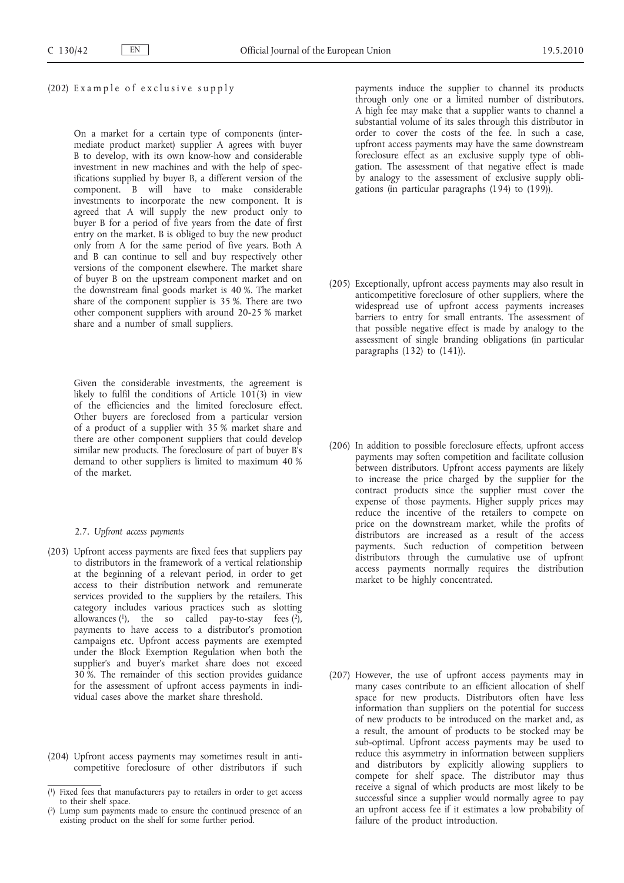(202) Example of exclusive supply

On a market for a certain type of components (intermediate product market) supplier A agrees with buyer B to develop, with its own know-how and considerable investment in new machines and with the help of specifications supplied by buyer B, a different version of the component. B will have to make considerable investments to incorporate the new component. It is agreed that A will supply the new product only to buyer B for a period of five years from the date of first entry on the market. B is obliged to buy the new product only from A for the same period of five years. Both A and B can continue to sell and buy respectively other versions of the component elsewhere. The market share of buyer B on the upstream component market and on the downstream final goods market is 40 %. The market share of the component supplier is 35 %. There are two other component suppliers with around 20-25 % market share and a number of small suppliers.

Given the considerable investments, the agreement is likely to fulfil the conditions of Article 101(3) in view of the efficiencies and the limited foreclosure effect. Other buyers are foreclosed from a particular version of a product of a supplier with 35 % market share and there are other component suppliers that could develop similar new products. The foreclosure of part of buyer B's demand to other suppliers is limited to maximum 40 % of the market.

### 2.7. *Upfront access payments*

(203) Upfront access payments are fixed fees that suppliers pay to distributors in the framework of a vertical relationship at the beginning of a relevant period, in order to get access to their distribution network and remunerate services provided to the suppliers by the retailers. This category includes various practices such as slotting allowances [1], the so called pay-to-stay fees [2], payments to have access to a distributor's promotion campaigns etc. Upfront access payments are exempted under the Block Exemption Regulation when both the supplier's and buyer's market share does not exceed 30 %. The remainder of this section provides guidance for the assessment of upfront access payments in individual cases above the market share threshold.

(204) Upfront access payments may sometimes result in anticompetitive foreclosure of other distributors if such payments induce the supplier to channel its products through only one or a limited number of distributors. A high fee may make that a supplier wants to channel a substantial volume of its sales through this distributor in order to cover the costs of the fee. In such a case, upfront access payments may have the same downstream foreclosure effect as an exclusive supply type of obligation. The assessment of that negative effect is made by analogy to the assessment of exclusive supply obligations (in particular paragraphs (194) to (199)).

(205) Exceptionally, upfront access payments may also result in anticompetitive foreclosure of other suppliers, where the widespread use of upfront access payments increases barriers to entry for small entrants. The assessment of that possible negative effect is made by analogy to the assessment of single branding obligations (in particular paragraphs (132) to (141)).

(206) In addition to possible foreclosure effects, upfront access payments may soften competition and facilitate collusion between distributors. Upfront access payments are likely to increase the price charged by the supplier for the contract products since the supplier must cover the expense of those payments. Higher supply prices may reduce the incentive of the retailers to compete on price on the downstream market, while the profits of distributors are increased as a result of the access payments. Such reduction of competition between distributors through the cumulative use of upfront access payments normally requires the distribution market to be highly concentrated.

(207) However, the use of upfront access payments may in many cases contribute to an efficient allocation of shelf space for new products. Distributors often have less information than suppliers on the potential for success of new products to be introduced on the market and, as a result, the amount of products to be stocked may be sub-optimal. Upfront access payments may be used to reduce this asymmetry in information between suppliers and distributors by explicitly allowing suppliers to compete for shelf space. The distributor may thus receive a signal of which products are most likely to be successful since a supplier would normally agree to pay an upfront access fee if it estimates a low probability of failure of the product introduction.

---

[1] Fixed fees that manufacturers pay to retailers in order to get access to their shelf space.

[2] Lump sum payments made to ensure the continued presence of an existing product on the shelf for some further period.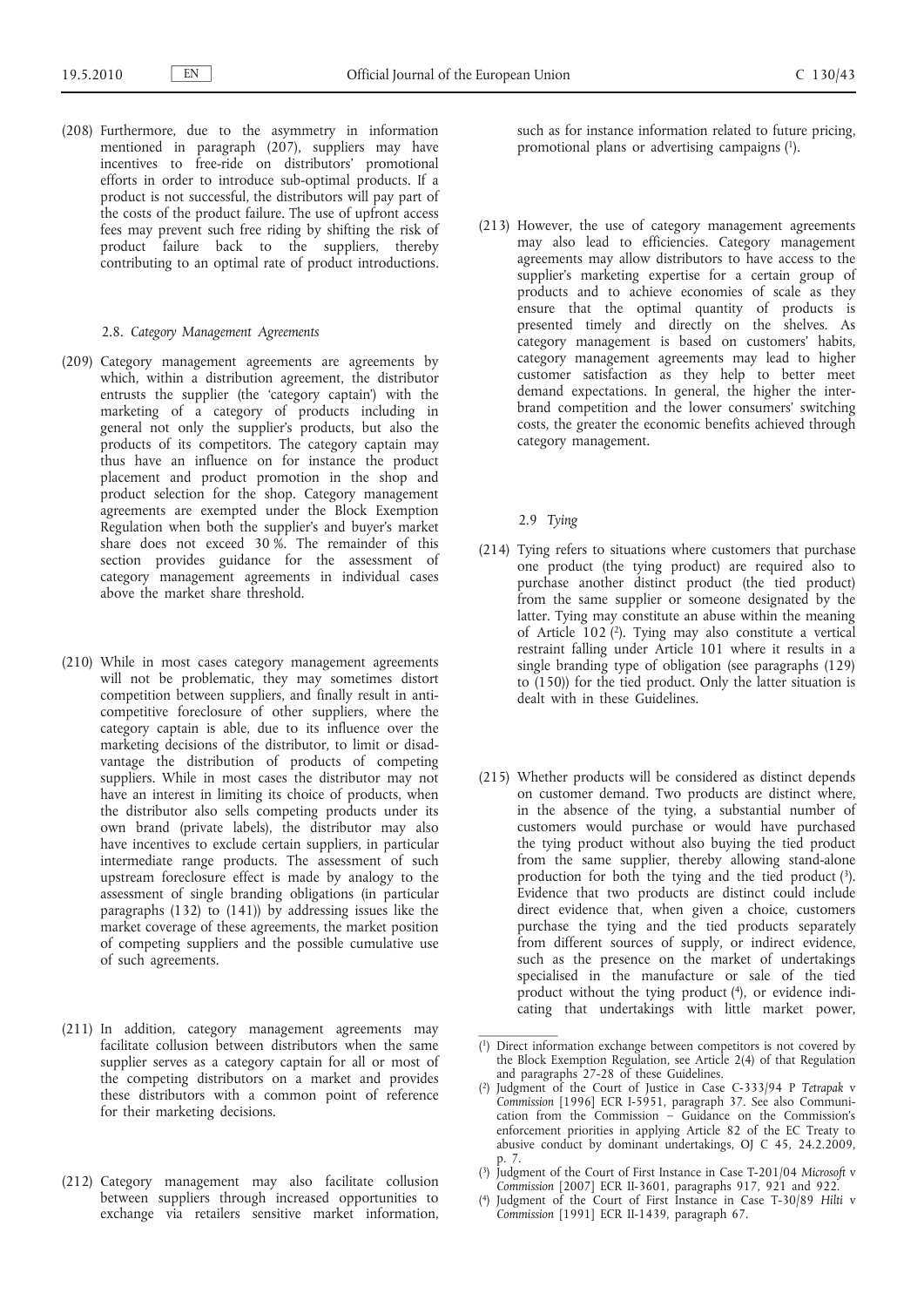(208) Furthermore, due to the asymmetry in information mentioned in paragraph (207), suppliers may have incentives to free-ride on distributors' promotional efforts in order to introduce sub-optimal products. If a product is not successful, the distributors will pay part of the costs of the product failure. The use of upfront access fees may prevent such free riding by shifting the risk of product failure back to the suppliers, thereby contributing to an optimal rate of product introductions.

### 2.8. *Category Management Agreements*

(209) Category management agreements are agreements by which, within a distribution agreement, the distributor entrusts the supplier (the 'category captain') with the marketing of a category of products including in general not only the supplier's products, but also the products of its competitors. The category captain may thus have an influence on for instance the product placement and product promotion in the shop and product selection for the shop. Category management agreements are exempted under the Block Exemption Regulation when both the supplier's and buyer's market share does not exceed 30 %. The remainder of this section provides guidance for the assessment of category management agreements in individual cases above the market share threshold.

(210) While in most cases category management agreements will not be problematic, they may sometimes distort competition between suppliers, and finally result in anti-competitive foreclosure of other suppliers, where the category captain is able, due to its influence over the marketing decisions of the distributor, to limit or disadvantage the distribution of products of competing suppliers. While in most cases the distributor may not have an interest in limiting its choice of products, when the distributor also sells competing products under its own brand (private labels), the distributor may also have incentives to exclude certain suppliers, in particular intermediate range products. The assessment of such upstream foreclosure effect is made by analogy to the assessment of single branding obligations (in particular paragraphs (132) to (141)) by addressing issues like the market coverage of these agreements, the market position of competing suppliers and the possible cumulative use of such agreements.

(211) In addition, category management agreements may facilitate collusion between distributors when the same supplier serves as a category captain for all or most of the competing distributors on a market and provides these distributors with a common point of reference for their marketing decisions.

(212) Category management may also facilitate collusion between suppliers through increased opportunities to exchange via retailers sensitive market information, such as for instance information related to future pricing, promotional plans or advertising campaigns [1].

(213) However, the use of category management agreements may also lead to efficiencies. Category management agreements may allow distributors to have access to the supplier's marketing expertise for a certain group of products and to achieve economies of scale as they ensure that the optimal quantity of products is presented timely and directly on the shelves. As category management is based on customers' habits, category management agreements may lead to higher customer satisfaction as they help to better meet demand expectations. In general, the higher the inter-brand competition and the lower consumers' switching costs, the greater the economic benefits achieved through category management.

### 2.9 *Tying*

(214) Tying refers to situations where customers that purchase one product (the tying product) are required also to purchase another distinct product (the tied product) from the same supplier or someone designated by the latter. Tying may constitute an abuse within the meaning of Article 102 [2]. Tying may also constitute a vertical restraint falling under Article 101 where it results in a single branding type of obligation (see paragraphs (129) to (150)) for the tied product. Only the latter situation is dealt with in these Guidelines.

(215) Whether products will be considered as distinct depends on customer demand. Two products are distinct where, in the absence of the tying, a substantial number of customers would purchase or would have purchased the tying product without also buying the tied product from the same supplier, thereby allowing stand-alone production for both the tying and the tied product [3]. Evidence that two products are distinct could include direct evidence that, when given a choice, customers purchase the tying and the tied products separately from different sources of supply, or indirect evidence, such as the presence on the market of undertakings specialised in the manufacture or sale of the tied product without the tying product [4], or evidence indicating that undertakings with little market power,

---

[1] Direct information exchange between competitors is not covered by the Block Exemption Regulation, see Article 2(4) of that Regulation and paragraphs 27-28 of these Guidelines.

[2] Judgment of the Court of Justice in Case C-333/94 P *Tetrapak* v *Commission* [1996] ECR I-5951, paragraph 37. See also Communication from the Commission – Guidance on the Commission's enforcement priorities in applying Article 82 of the EC Treaty to abusive conduct by dominant undertakings, OJ C 45, 24.2.2009, p. 7.

[3] Judgment of the Court of First Instance in Case T-201/04 *Microsoft* v *Commission* [2007] ECR II-3601, paragraphs 917, 921 and 922.

[4] Judgment of the Court of First Instance in Case T-30/89 *Hilti* v *Commission* [1991] ECR II-1439, paragraph 67.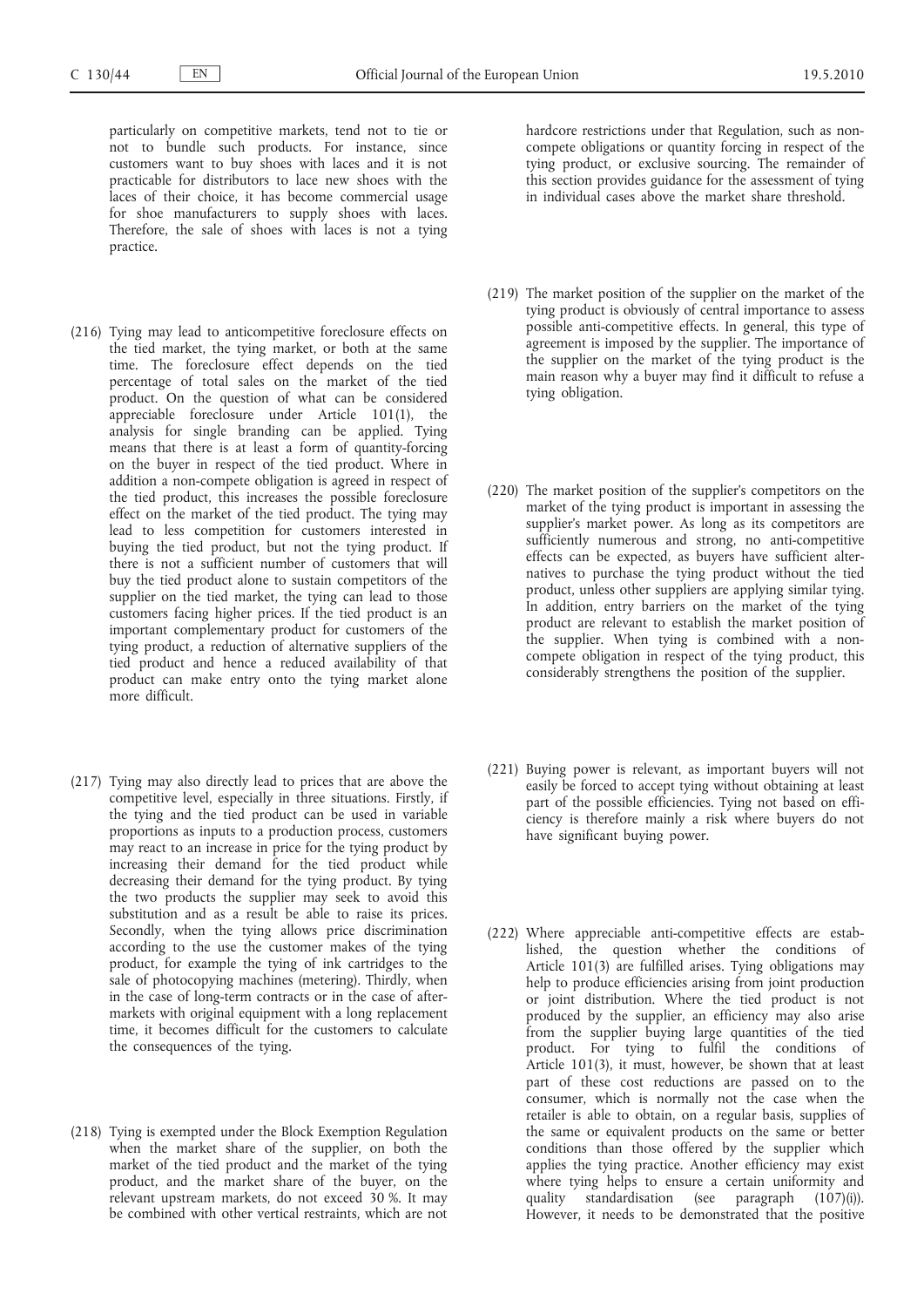particularly on competitive markets, tend not to tie or not to bundle such products. For instance, since customers want to buy shoes with laces and it is not practicable for distributors to lace new shoes with the laces of their choice, it has become commercial usage for shoe manufacturers to supply shoes with laces. Therefore, the sale of shoes with laces is not a tying practice.

(216) Tying may lead to anticompetitive foreclosure effects on the tied market, the tying market, or both at the same time. The foreclosure effect depends on the tied percentage of total sales on the market of the tied product. On the question of what can be considered appreciable foreclosure under Article 101(1), the analysis for single branding can be applied. Tying means that there is at least a form of quantity-forcing on the buyer in respect of the tied product. Where in addition a non-compete obligation is agreed in respect of the tied product, this increases the possible foreclosure effect on the market of the tied product. The tying may lead to less competition for customers interested in buying the tied product, but not the tying product. If there is not a sufficient number of customers that will buy the tied product alone to sustain competitors of the supplier on the tied market, the tying can lead to those customers facing higher prices. If the tied product is an important complementary product for customers of the tying product, a reduction of alternative suppliers of the tied product and hence a reduced availability of that product can make entry onto the tying market alone more difficult.

(217) Tying may also directly lead to prices that are above the competitive level, especially in three situations. Firstly, if the tying and the tied product can be used in variable proportions as inputs to a production process, customers may react to an increase in price for the tying product by increasing their demand for the tied product while decreasing their demand for the tying product. By tying the two products the supplier may seek to avoid this substitution and as a result be able to raise its prices. Secondly, when the tying allows price discrimination according to the use the customer makes of the tying product, for example the tying of ink cartridges to the sale of photocopying machines (metering). Thirdly, when in the case of long-term contracts or in the case of after-markets with original equipment with a long replacement time, it becomes difficult for the customers to calculate the consequences of the tying.

(218) Tying is exempted under the Block Exemption Regulation when the market share of the supplier, on both the market of the tied product and the market of the tying product, and the market share of the buyer, on the relevant upstream markets, do not exceed 30 %. It may be combined with other vertical restraints, which are not hardcore restrictions under that Regulation, such as non-compete obligations or quantity forcing in respect of the tying product, or exclusive sourcing. The remainder of this section provides guidance for the assessment of tying in individual cases above the market share threshold.

(219) The market position of the supplier on the market of the tying product is obviously of central importance to assess possible anti-competitive effects. In general, this type of agreement is imposed by the supplier. The importance of the supplier on the market of the tying product is the main reason why a buyer may find it difficult to refuse a tying obligation.

(220) The market position of the supplier's competitors on the market of the tying product is important in assessing the supplier's market power. As long as its competitors are sufficiently numerous and strong, no anti-competitive effects can be expected, as buyers have sufficient alternatives to purchase the tying product without the tied product, unless other suppliers are applying similar tying. In addition, entry barriers on the market of the tying product are relevant to establish the market position of the supplier. When tying is combined with a non-compete obligation in respect of the tying product, this considerably strengthens the position of the supplier.

(221) Buying power is relevant, as important buyers will not easily be forced to accept tying without obtaining at least part of the possible efficiencies. Tying not based on efficiency is therefore mainly a risk where buyers do not have significant buying power.

(222) Where appreciable anti-competitive effects are established, the question whether the conditions of Article 101(3) are fulfilled arises. Tying obligations may help to produce efficiencies arising from joint production or joint distribution. Where the tied product is not produced by the supplier, an efficiency may also arise from the supplier buying large quantities of the tied product. For tying to fulfil the conditions of Article 101(3), it must, however, be shown that at least part of these cost reductions are passed on to the consumer, which is normally not the case when the retailer is able to obtain, on a regular basis, supplies of the same or equivalent products on the same or better conditions than those offered by the supplier which applies the tying practice. Another efficiency may exist where tying helps to ensure a certain uniformity and quality standardisation (see paragraph (107)(i)). However, it needs to be demonstrated that the positive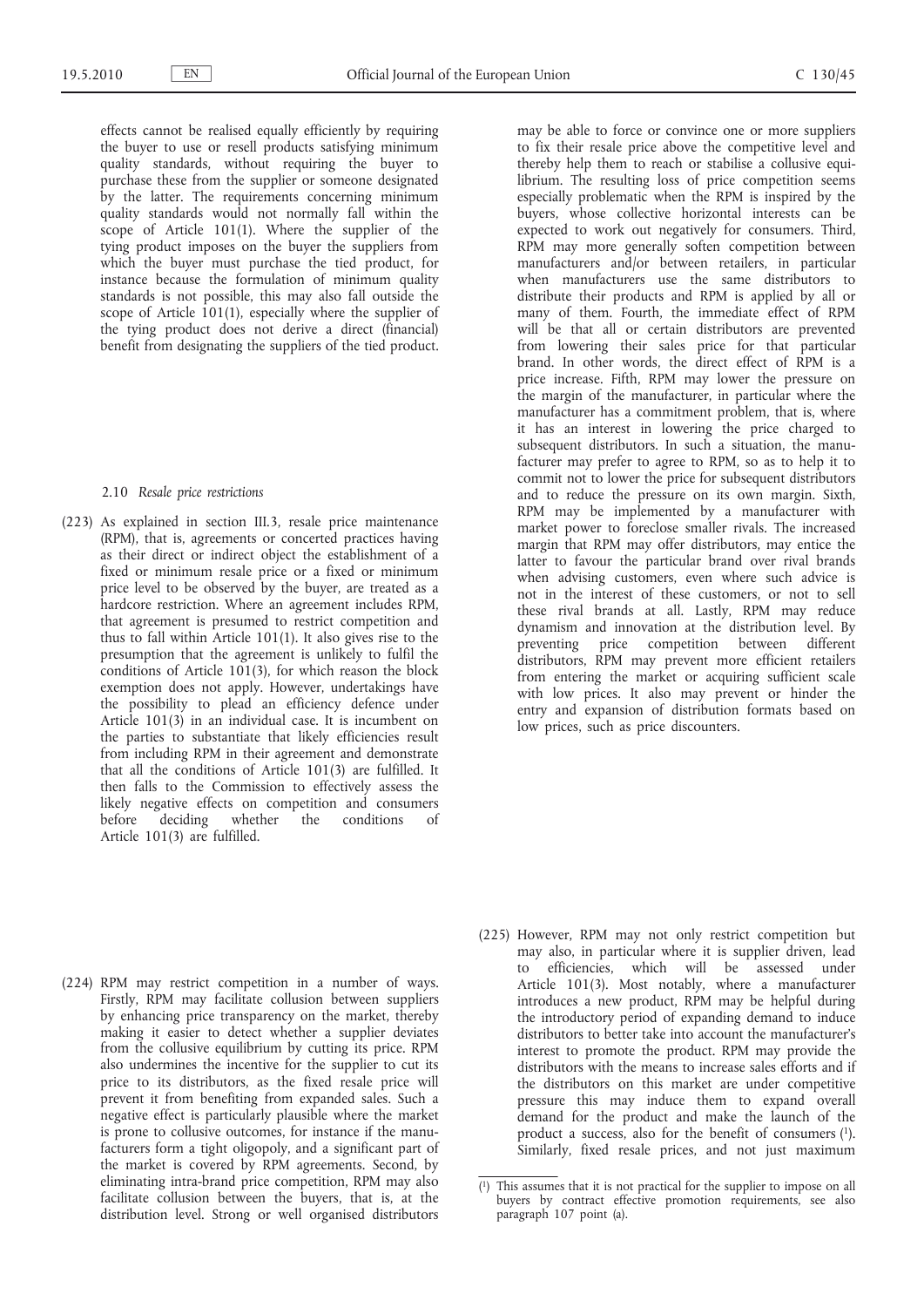effects cannot be realised equally efficiently by requiring the buyer to use or resell products satisfying minimum quality standards, without requiring the buyer to purchase these from the supplier or someone designated by the latter. The requirements concerning minimum quality standards would not normally fall within the scope of Article 101(1). Where the supplier of the tying product imposes on the buyer the suppliers from which the buyer must purchase the tied product, for instance because the formulation of minimum quality standards is not possible, this may also fall outside the scope of Article 101(1), especially where the supplier of the tying product does not derive a direct (financial) benefit from designating the suppliers of the tied product.

### 2.10 *Resale price restrictions*

(223) As explained in section III.3, resale price maintenance (RPM), that is, agreements or concerted practices having as their direct or indirect object the establishment of a fixed or minimum resale price or a fixed or minimum price level to be observed by the buyer, are treated as a hardcore restriction. Where an agreement includes RPM, that agreement is presumed to restrict competition and thus to fall within Article 101(1). It also gives rise to the presumption that the agreement is unlikely to fulfil the conditions of Article 101(3), for which reason the block exemption does not apply. However, undertakings have the possibility to plead an efficiency defence under Article 101(3) in an individual case. It is incumbent on the parties to substantiate that likely efficiencies result from including RPM in their agreement and demonstrate that all the conditions of Article 101(3) are fulfilled. It then falls to the Commission to effectively assess the likely negative effects on competition and consumers before deciding whether the conditions of Article 101(3) are fulfilled.

(224) RPM may restrict competition in a number of ways. Firstly, RPM may facilitate collusion between suppliers by enhancing price transparency on the market, thereby making it easier to detect whether a supplier deviates from the collusive equilibrium by cutting its price. RPM also undermines the incentive for the supplier to cut its price to its distributors, as the fixed resale price will prevent it from benefiting from expanded sales. Such a negative effect is particularly plausible where the market is prone to collusive outcomes, for instance if the manufacturers form a tight oligopoly, and a significant part of the market is covered by RPM agreements. Second, by eliminating intra-brand price competition, RPM may also facilitate collusion between the buyers, that is, at the distribution level. Strong or well organised distributors may be able to force or convince one or more suppliers to fix their resale price above the competitive level and thereby help them to reach or stabilise a collusive equilibrium. The resulting loss of price competition seems especially problematic when the RPM is inspired by the buyers, whose collective horizontal interests can be expected to work out negatively for consumers. Third, RPM may more generally soften competition between manufacturers and/or between retailers, in particular when manufacturers use the same distributors to distribute their products and RPM is applied by all or many of them. Fourth, the immediate effect of RPM will be that all or certain distributors are prevented from lowering their sales price for that particular brand. In other words, the direct effect of RPM is a price increase. Fifth, RPM may lower the pressure on the margin of the manufacturer, in particular where the manufacturer has a commitment problem, that is, where it has an interest in lowering the price charged to subsequent distributors. In such a situation, the manufacturer may prefer to agree to RPM, so as to help it to commit not to lower the price for subsequent distributors and to reduce the pressure on its own margin. Sixth, RPM may be implemented by a manufacturer with market power to foreclose smaller rivals. The increased margin that RPM may offer distributors, may entice the latter to favour the particular brand over rival brands when advising customers, even where such advice is not in the interest of these customers, or not to sell these rival brands at all. Lastly, RPM may reduce dynamism and innovation at the distribution level. By preventing price competition between different distributors, RPM may prevent more efficient retailers from entering the market or acquiring sufficient scale with low prices. It also may prevent or hinder the entry and expansion of distribution formats based on low prices, such as price discounters.

(225) However, RPM may not only restrict competition but may also, in particular where it is supplier driven, lead to efficiencies, which will be assessed under Article 101(3). Most notably, where a manufacturer introduces a new product, RPM may be helpful during the introductory period of expanding demand to induce distributors to better take into account the manufacturer's interest to promote the product. RPM may provide the distributors with the means to increase sales efforts and if the distributors on this market are under competitive pressure this may induce them to expand overall demand for the product and make the launch of the product a success, also for the benefit of consumers [1]. Similarly, fixed resale prices, and not just maximum

[1] This assumes that it is not practical for the supplier to impose on all buyers by contract effective promotion requirements, see also paragraph 107 point (a).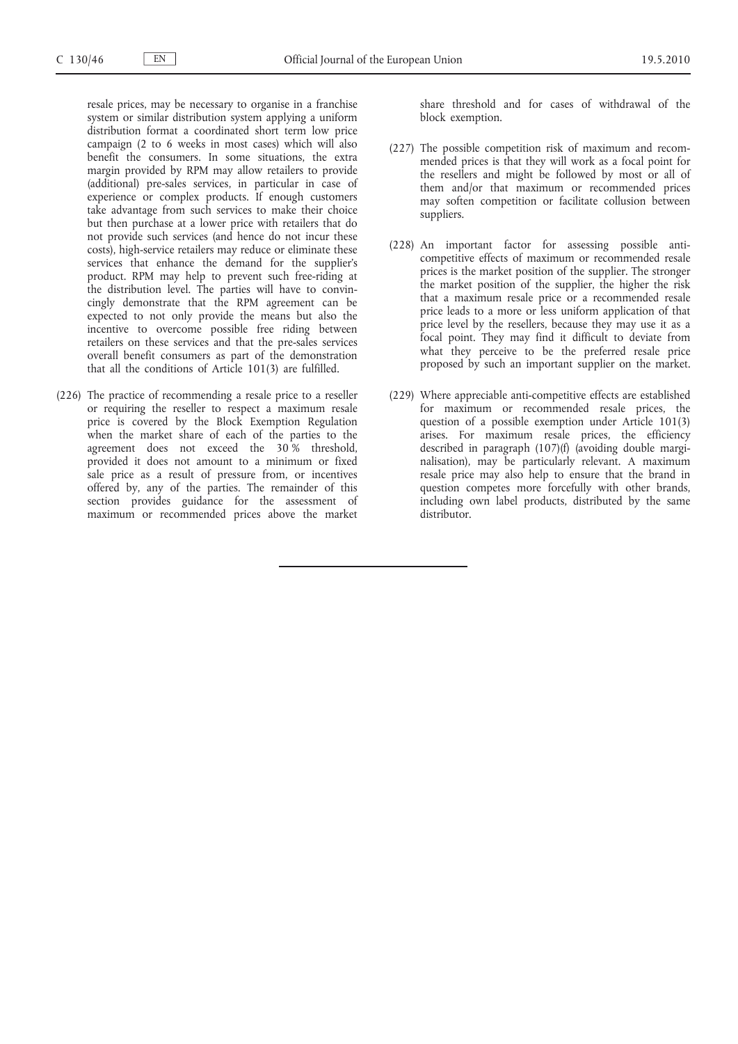resale prices, may be necessary to organise in a franchise system or similar distribution system applying a uniform distribution format a coordinated short term low price campaign (2 to 6 weeks in most cases) which will also benefit the consumers. In some situations, the extra margin provided by RPM may allow retailers to provide (additional) pre-sales services, in particular in case of experience or complex products. If enough customers take advantage from such services to make their choice but then purchase at a lower price with retailers that do not provide such services (and hence do not incur these costs), high-service retailers may reduce or eliminate these services that enhance the demand for the supplier's product. RPM may help to prevent such free-riding at the distribution level. The parties will have to convincingly demonstrate that the RPM agreement can be expected to not only provide the means but also the incentive to overcome possible free riding between retailers on these services and that the pre-sales services overall benefit consumers as part of the demonstration that all the conditions of Article 101(3) are fulfilled.

(226) The practice of recommending a resale price to a reseller or requiring the reseller to respect a maximum resale price is covered by the Block Exemption Regulation when the market share of each of the parties to the agreement does not exceed the 30 % threshold, provided it does not amount to a minimum or fixed sale price as a result of pressure from, or incentives offered by, any of the parties. The remainder of this section provides guidance for the assessment of maximum or recommended prices above the market share threshold and for cases of withdrawal of the block exemption.

(227) The possible competition risk of maximum and recommended prices is that they will work as a focal point for the resellers and might be followed by most or all of them and/or that maximum or recommended prices may soften competition or facilitate collusion between suppliers.

(228) An important factor for assessing possible anti-competitive effects of maximum or recommended resale prices is the market position of the supplier. The stronger the market position of the supplier, the higher the risk that a maximum resale price or a recommended resale price leads to a more or less uniform application of that price level by the resellers, because they may use it as a focal point. They may find it difficult to deviate from what they perceive to be the preferred resale price proposed by such an important supplier on the market.

(229) Where appreciable anti-competitive effects are established for maximum or recommended resale prices, the question of a possible exemption under Article 101(3) arises. For maximum resale prices, the efficiency described in paragraph (107)(f) (avoiding double marginalisation), may be particularly relevant. A maximum resale price may also help to ensure that the brand in question competes more forcefully with other brands, including own label products, distributed by the same distributor.